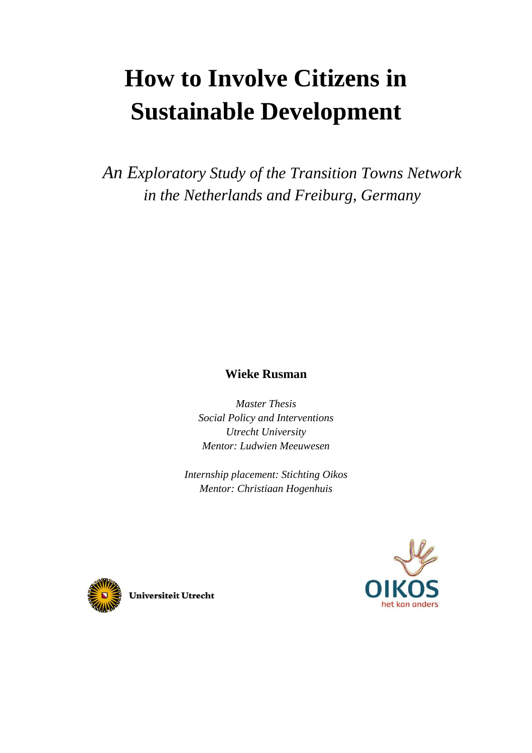# How to Involve Citizens in Sustainable Development

*An Exploratory Study of the Transition Towns Network in the Netherlands and Freiburg, Germany*

**Wieke Rusman**

*Master Thesis*
*Social Policy and Interventions*
*Utrecht University*
*Mentor: Ludwien Meeuwesen*

*Internship placement: Stichting Oikos*
*Mentor: Christiaan Hogenhuis*

Universiteit Utrecht

OIKOS
het kan anders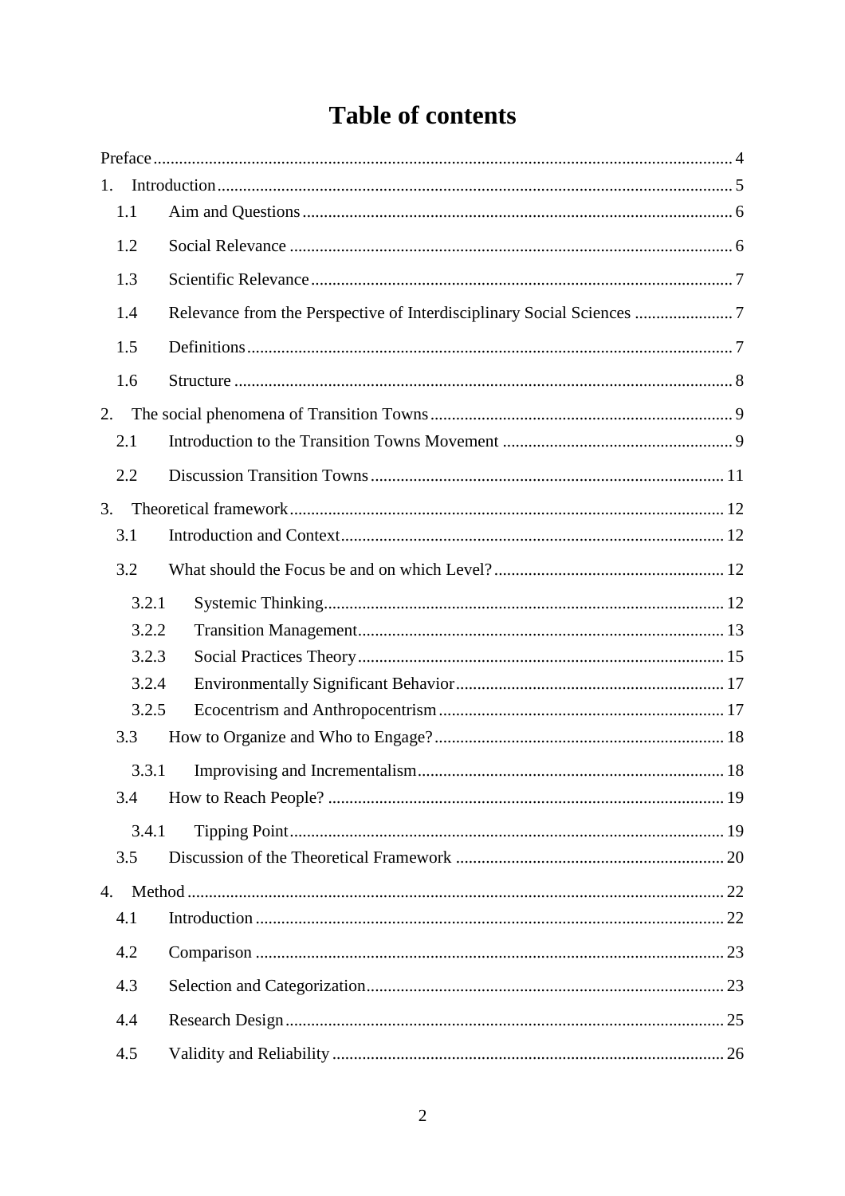# Table of contents

Preface ..... 4

1. Introduction ..... 5
   - 1.1 Aim and Questions ..... 6
   - 1.2 Social Relevance ..... 6
   - 1.3 Scientific Relevance ..... 7
   - 1.4 Relevance from the Perspective of Interdisciplinary Social Sciences ..... 7
   - 1.5 Definitions ..... 7
   - 1.6 Structure ..... 8
2. The social phenomena of Transition Towns ..... 9
   - 2.1 Introduction to the Transition Towns Movement ..... 9
   - 2.2 Discussion Transition Towns ..... 11
3. Theoretical framework ..... 12
   - 3.1 Introduction and Context ..... 12
   - 3.2 What should the Focus be and on which Level? ..... 12
     - 3.2.1 Systemic Thinking ..... 12
     - 3.2.2 Transition Management ..... 13
     - 3.2.3 Social Practices Theory ..... 15
     - 3.2.4 Environmentally Significant Behavior ..... 17
     - 3.2.5 Ecocentrism and Anthropocentrism ..... 17
   - 3.3 How to Organize and Who to Engage? ..... 18
     - 3.3.1 Improvising and Incrementalism ..... 18
   - 3.4 How to Reach People? ..... 19
     - 3.4.1 Tipping Point ..... 19
   - 3.5 Discussion of the Theoretical Framework ..... 20
4. Method ..... 22
   - 4.1 Introduction ..... 22
   - 4.2 Comparison ..... 23
   - 4.3 Selection and Categorization ..... 23
   - 4.4 Research Design ..... 25
   - 4.5 Validity and Reliability ..... 26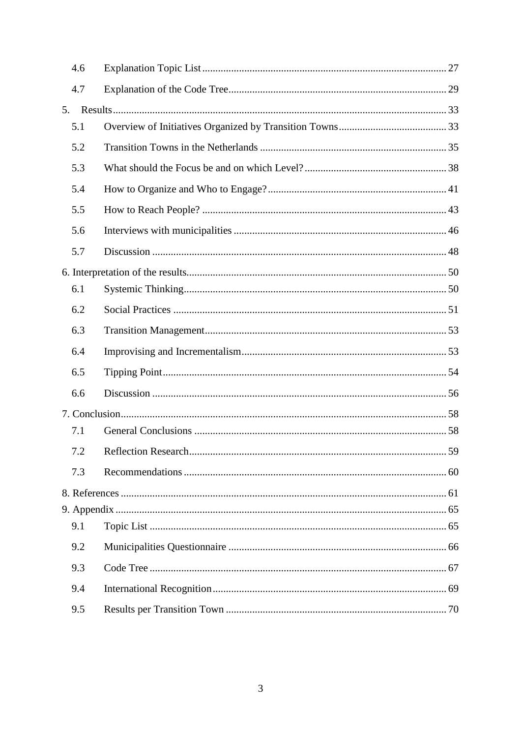4.6 Explanation Topic List ........ 27

4.7 Explanation of the Code Tree ........ 29

5. Results ........ 33

5.1 Overview of Initiatives Organized by Transition Towns ........ 33

5.2 Transition Towns in the Netherlands ........ 35

5.3 What should the Focus be and on which Level? ........ 38

5.4 How to Organize and Who to Engage? ........ 41

5.5 How to Reach People? ........ 43

5.6 Interviews with municipalities ........ 46

5.7 Discussion ........ 48

6. Interpretation of the results ........ 50

6.1 Systemic Thinking ........ 50

6.2 Social Practices ........ 51

6.3 Transition Management ........ 53

6.4 Improvising and Incrementalism ........ 53

6.5 Tipping Point ........ 54

6.6 Discussion ........ 56

7. Conclusion ........ 58

7.1 General Conclusions ........ 58

7.2 Reflection Research ........ 59

7.3 Recommendations ........ 60

8. References ........ 61

9. Appendix ........ 65

9.1 Topic List ........ 65

9.2 Municipalities Questionnaire ........ 66

9.3 Code Tree ........ 67

9.4 International Recognition ........ 69

9.5 Results per Transition Town ........ 70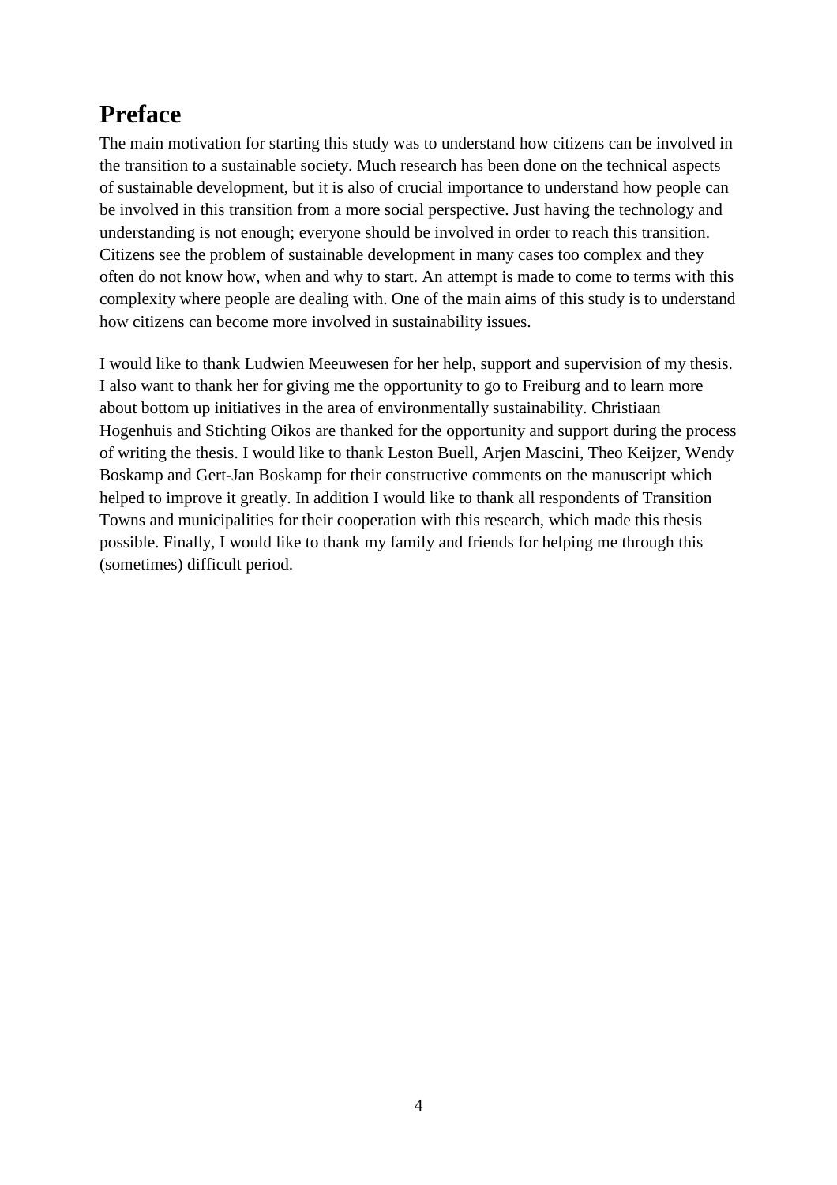# Preface

The main motivation for starting this study was to understand how citizens can be involved in the transition to a sustainable society. Much research has been done on the technical aspects of sustainable development, but it is also of crucial importance to understand how people can be involved in this transition from a more social perspective. Just having the technology and understanding is not enough; everyone should be involved in order to reach this transition. Citizens see the problem of sustainable development in many cases too complex and they often do not know how, when and why to start. An attempt is made to come to terms with this complexity where people are dealing with. One of the main aims of this study is to understand how citizens can become more involved in sustainability issues.

I would like to thank Ludwien Meeuwesen for her help, support and supervision of my thesis. I also want to thank her for giving me the opportunity to go to Freiburg and to learn more about bottom up initiatives in the area of environmentally sustainability. Christiaan Hogenhuis and Stichting Oikos are thanked for the opportunity and support during the process of writing the thesis. I would like to thank Leston Buell, Arjen Mascini, Theo Keijzer, Wendy Boskamp and Gert-Jan Boskamp for their constructive comments on the manuscript which helped to improve it greatly. In addition I would like to thank all respondents of Transition Towns and municipalities for their cooperation with this research, which made this thesis possible. Finally, I would like to thank my family and friends for helping me through this (sometimes) difficult period.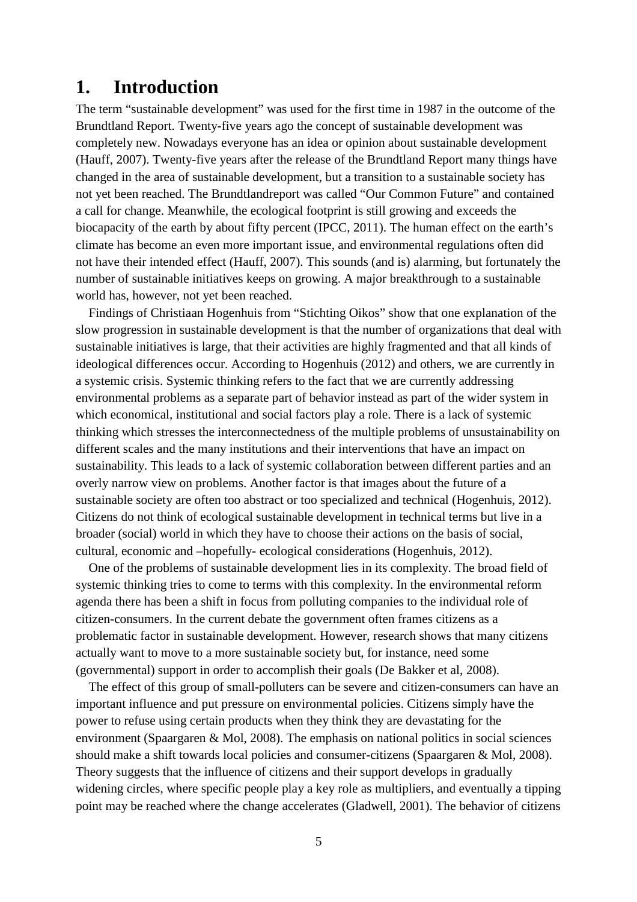# 1. Introduction

The term "sustainable development" was used for the first time in 1987 in the outcome of the Brundtland Report. Twenty-five years ago the concept of sustainable development was completely new. Nowadays everyone has an idea or opinion about sustainable development (Hauff, 2007). Twenty-five years after the release of the Brundtland Report many things have changed in the area of sustainable development, but a transition to a sustainable society has not yet been reached. The Brundtlandreport was called "Our Common Future" and contained a call for change. Meanwhile, the ecological footprint is still growing and exceeds the biocapacity of the earth by about fifty percent (IPCC, 2011). The human effect on the earth's climate has become an even more important issue, and environmental regulations often did not have their intended effect (Hauff, 2007). This sounds (and is) alarming, but fortunately the number of sustainable initiatives keeps on growing. A major breakthrough to a sustainable world has, however, not yet been reached.

Findings of Christiaan Hogenhuis from "Stichting Oikos" show that one explanation of the slow progression in sustainable development is that the number of organizations that deal with sustainable initiatives is large, that their activities are highly fragmented and that all kinds of ideological differences occur. According to Hogenhuis (2012) and others, we are currently in a systemic crisis. Systemic thinking refers to the fact that we are currently addressing environmental problems as a separate part of behavior instead as part of the wider system in which economical, institutional and social factors play a role. There is a lack of systemic thinking which stresses the interconnectedness of the multiple problems of unsustainability on different scales and the many institutions and their interventions that have an impact on sustainability. This leads to a lack of systemic collaboration between different parties and an overly narrow view on problems. Another factor is that images about the future of a sustainable society are often too abstract or too specialized and technical (Hogenhuis, 2012). Citizens do not think of ecological sustainable development in technical terms but live in a broader (social) world in which they have to choose their actions on the basis of social, cultural, economic and –hopefully- ecological considerations (Hogenhuis, 2012).

One of the problems of sustainable development lies in its complexity. The broad field of systemic thinking tries to come to terms with this complexity. In the environmental reform agenda there has been a shift in focus from polluting companies to the individual role of citizen-consumers. In the current debate the government often frames citizens as a problematic factor in sustainable development. However, research shows that many citizens actually want to move to a more sustainable society but, for instance, need some (governmental) support in order to accomplish their goals (De Bakker et al, 2008).

The effect of this group of small-polluters can be severe and citizen-consumers can have an important influence and put pressure on environmental policies. Citizens simply have the power to refuse using certain products when they think they are devastating for the environment (Spaargaren & Mol, 2008). The emphasis on national politics in social sciences should make a shift towards local policies and consumer-citizens (Spaargaren & Mol, 2008). Theory suggests that the influence of citizens and their support develops in gradually widening circles, where specific people play a key role as multipliers, and eventually a tipping point may be reached where the change accelerates (Gladwell, 2001). The behavior of citizens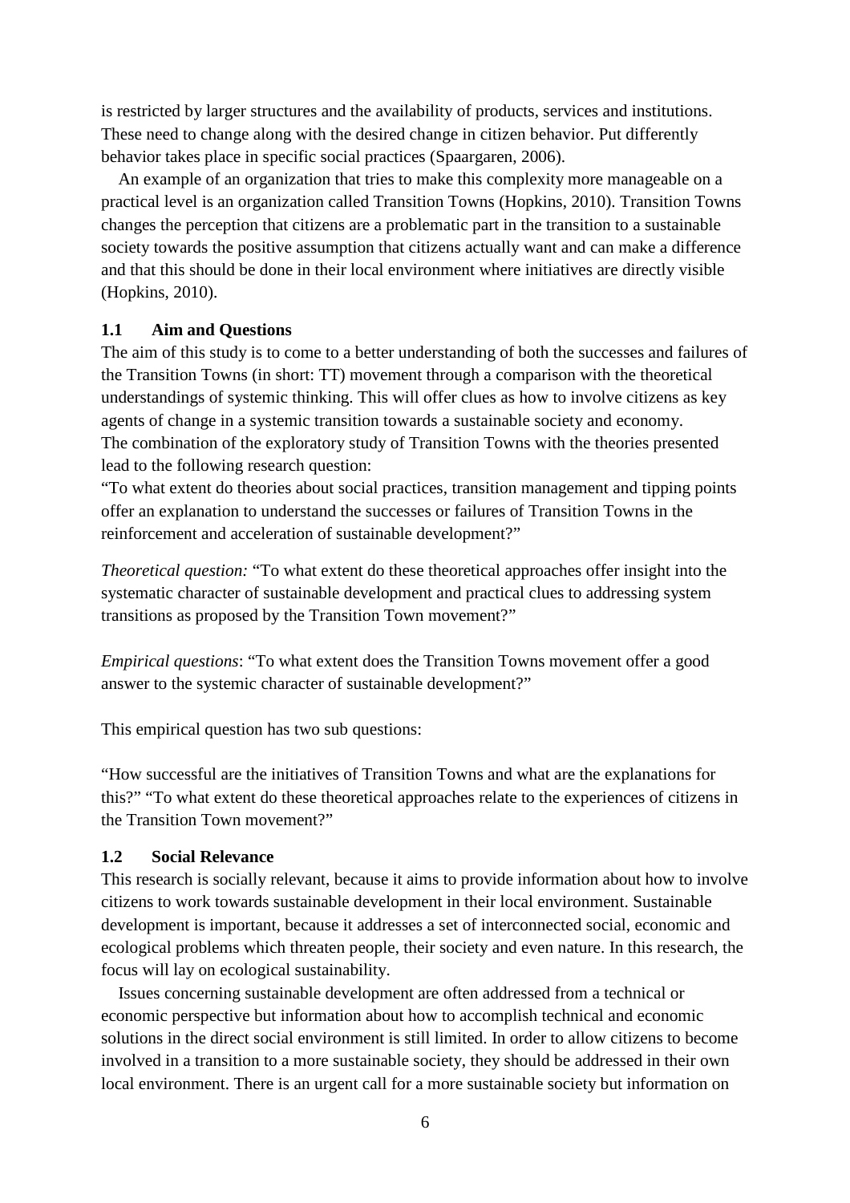is restricted by larger structures and the availability of products, services and institutions. These need to change along with the desired change in citizen behavior. Put differently behavior takes place in specific social practices (Spaargaren, 2006).

An example of an organization that tries to make this complexity more manageable on a practical level is an organization called Transition Towns (Hopkins, 2010). Transition Towns changes the perception that citizens are a problematic part in the transition to a sustainable society towards the positive assumption that citizens actually want and can make a difference and that this should be done in their local environment where initiatives are directly visible (Hopkins, 2010).

### 1.1 Aim and Questions

The aim of this study is to come to a better understanding of both the successes and failures of the Transition Towns (in short: TT) movement through a comparison with the theoretical understandings of systemic thinking. This will offer clues as how to involve citizens as key agents of change in a systemic transition towards a sustainable society and economy.
The combination of the exploratory study of Transition Towns with the theories presented lead to the following research question:
"To what extent do theories about social practices, transition management and tipping points offer an explanation to understand the successes or failures of Transition Towns in the reinforcement and acceleration of sustainable development?"

*Theoretical question:* "To what extent do these theoretical approaches offer insight into the systematic character of sustainable development and practical clues to addressing system transitions as proposed by the Transition Town movement?"

*Empirical questions*: "To what extent does the Transition Towns movement offer a good answer to the systemic character of sustainable development?"

This empirical question has two sub questions:

"How successful are the initiatives of Transition Towns and what are the explanations for this?" "To what extent do these theoretical approaches relate to the experiences of citizens in the Transition Town movement?"

### 1.2 Social Relevance

This research is socially relevant, because it aims to provide information about how to involve citizens to work towards sustainable development in their local environment. Sustainable development is important, because it addresses a set of interconnected social, economic and ecological problems which threaten people, their society and even nature. In this research, the focus will lay on ecological sustainability.

Issues concerning sustainable development are often addressed from a technical or economic perspective but information about how to accomplish technical and economic solutions in the direct social environment is still limited. In order to allow citizens to become involved in a transition to a more sustainable society, they should be addressed in their own local environment. There is an urgent call for a more sustainable society but information on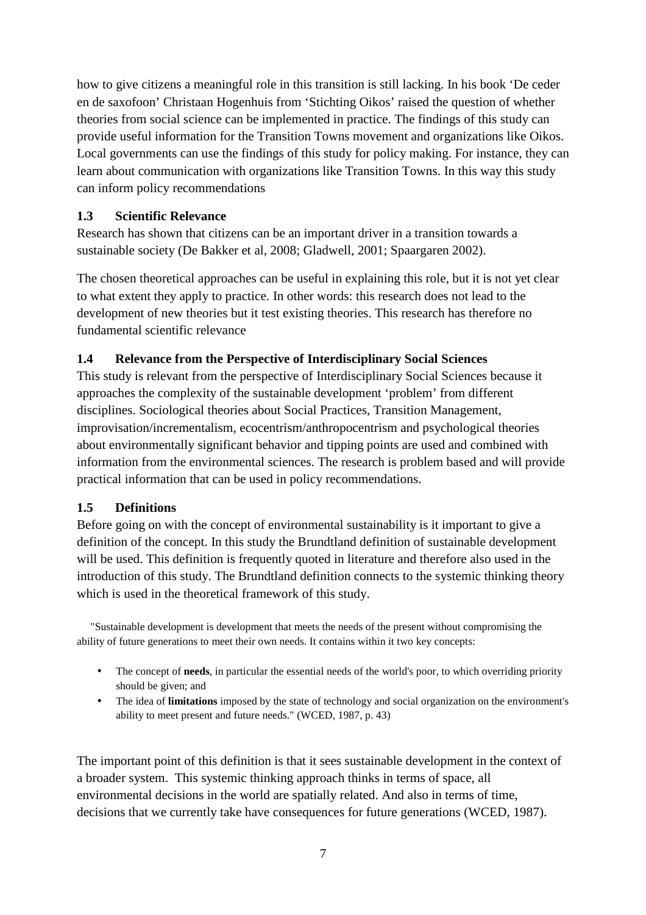how to give citizens a meaningful role in this transition is still lacking. In his book 'De ceder en de saxofoon' Christaan Hogenhuis from 'Stichting Oikos' raised the question of whether theories from social science can be implemented in practice. The findings of this study can provide useful information for the Transition Towns movement and organizations like Oikos. Local governments can use the findings of this study for policy making. For instance, they can learn about communication with organizations like Transition Towns. In this way this study can inform policy recommendations

### 1.3 Scientific Relevance

Research has shown that citizens can be an important driver in a transition towards a sustainable society (De Bakker et al, 2008; Gladwell, 2001; Spaargaren 2002).

The chosen theoretical approaches can be useful in explaining this role, but it is not yet clear to what extent they apply to practice. In other words: this research does not lead to the development of new theories but it test existing theories. This research has therefore no fundamental scientific relevance

### 1.4 Relevance from the Perspective of Interdisciplinary Social Sciences

This study is relevant from the perspective of Interdisciplinary Social Sciences because it approaches the complexity of the sustainable development 'problem' from different disciplines. Sociological theories about Social Practices, Transition Management, improvisation/incrementalism, ecocentrism/anthropocentrism and psychological theories about environmentally significant behavior and tipping points are used and combined with information from the environmental sciences. The research is problem based and will provide practical information that can be used in policy recommendations.

### 1.5 Definitions

Before going on with the concept of environmental sustainability is it important to give a definition of the concept. In this study the Brundtland definition of sustainable development will be used. This definition is frequently quoted in literature and therefore also used in the introduction of this study. The Brundtland definition connects to the systemic thinking theory which is used in the theoretical framework of this study.

"Sustainable development is development that meets the needs of the present without compromising the ability of future generations to meet their own needs. It contains within it two key concepts:

- The concept of **needs**, in particular the essential needs of the world's poor, to which overriding priority should be given; and
- The idea of **limitations** imposed by the state of technology and social organization on the environment's ability to meet present and future needs." (WCED, 1987, p. 43)

The important point of this definition is that it sees sustainable development in the context of a broader system. This systemic thinking approach thinks in terms of space, all environmental decisions in the world are spatially related. And also in terms of time, decisions that we currently take have consequences for future generations (WCED, 1987).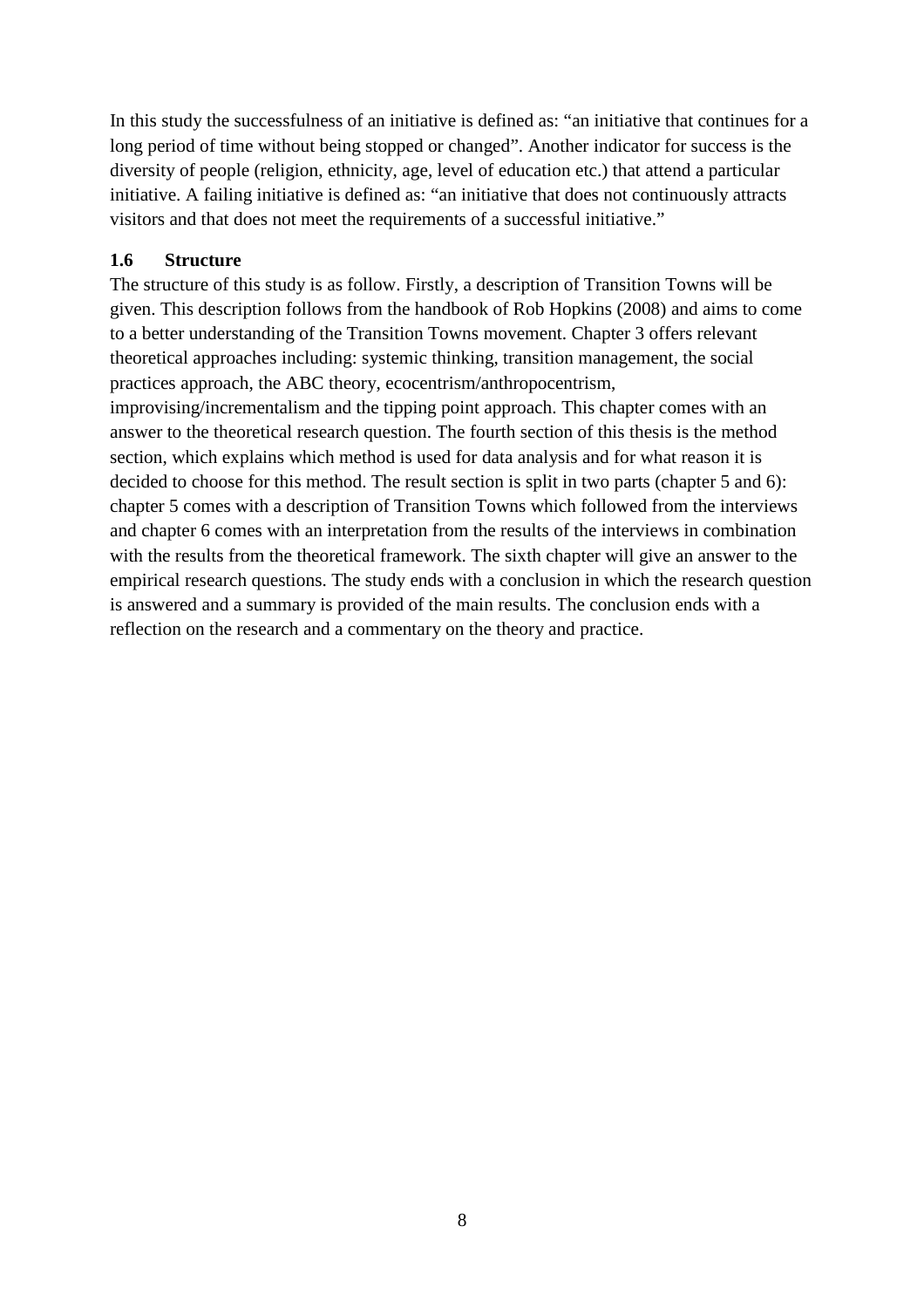In this study the successfulness of an initiative is defined as: "an initiative that continues for a long period of time without being stopped or changed". Another indicator for success is the diversity of people (religion, ethnicity, age, level of education etc.) that attend a particular initiative. A failing initiative is defined as: "an initiative that does not continuously attracts visitors and that does not meet the requirements of a successful initiative."

### 1.6 Structure

The structure of this study is as follow. Firstly, a description of Transition Towns will be given. This description follows from the handbook of Rob Hopkins (2008) and aims to come to a better understanding of the Transition Towns movement. Chapter 3 offers relevant theoretical approaches including: systemic thinking, transition management, the social practices approach, the ABC theory, ecocentrism/anthropocentrism, improvising/incrementalism and the tipping point approach. This chapter comes with an answer to the theoretical research question. The fourth section of this thesis is the method section, which explains which method is used for data analysis and for what reason it is decided to choose for this method. The result section is split in two parts (chapter 5 and 6): chapter 5 comes with a description of Transition Towns which followed from the interviews and chapter 6 comes with an interpretation from the results of the interviews in combination with the results from the theoretical framework. The sixth chapter will give an answer to the empirical research questions. The study ends with a conclusion in which the research question is answered and a summary is provided of the main results. The conclusion ends with a reflection on the research and a commentary on the theory and practice.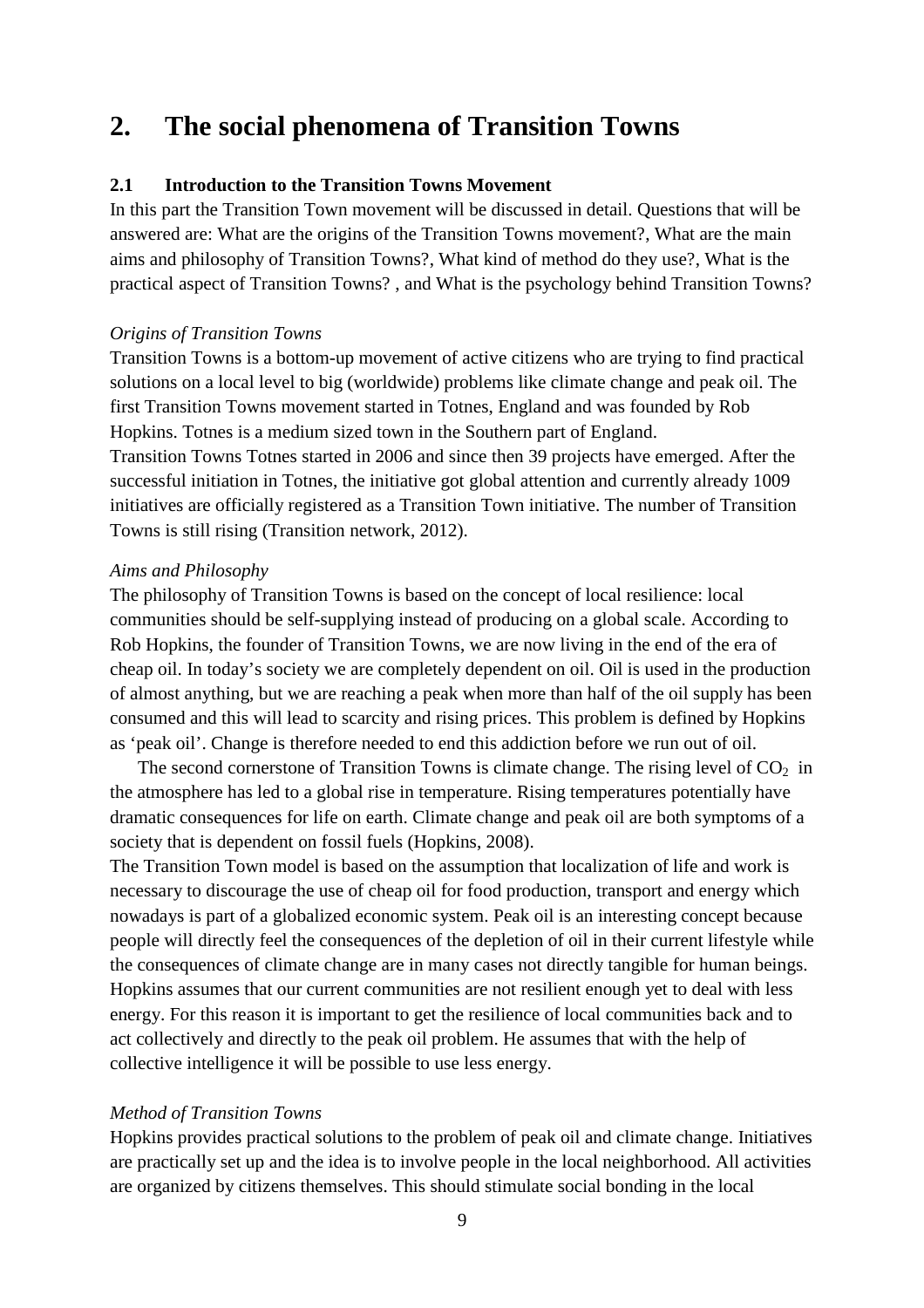# 2. The social phenomena of Transition Towns

## 2.1 Introduction to the Transition Towns Movement

In this part the Transition Town movement will be discussed in detail. Questions that will be answered are: What are the origins of the Transition Towns movement?, What are the main aims and philosophy of Transition Towns?, What kind of method do they use?, What is the practical aspect of Transition Towns? , and What is the psychology behind Transition Towns?

*Origins of Transition Towns*

Transition Towns is a bottom-up movement of active citizens who are trying to find practical solutions on a local level to big (worldwide) problems like climate change and peak oil. The first Transition Towns movement started in Totnes, England and was founded by Rob Hopkins. Totnes is a medium sized town in the Southern part of England.

Transition Towns Totnes started in 2006 and since then 39 projects have emerged. After the successful initiation in Totnes, the initiative got global attention and currently already 1009 initiatives are officially registered as a Transition Town initiative. The number of Transition Towns is still rising (Transition network, 2012).

*Aims and Philosophy*

The philosophy of Transition Towns is based on the concept of local resilience: local communities should be self-supplying instead of producing on a global scale. According to Rob Hopkins, the founder of Transition Towns, we are now living in the end of the era of cheap oil. In today's society we are completely dependent on oil. Oil is used in the production of almost anything, but we are reaching a peak when more than half of the oil supply has been consumed and this will lead to scarcity and rising prices. This problem is defined by Hopkins as 'peak oil'. Change is therefore needed to end this addiction before we run out of oil.

The second cornerstone of Transition Towns is climate change. The rising level of $CO_2$ in the atmosphere has led to a global rise in temperature. Rising temperatures potentially have dramatic consequences for life on earth. Climate change and peak oil are both symptoms of a society that is dependent on fossil fuels (Hopkins, 2008).

The Transition Town model is based on the assumption that localization of life and work is necessary to discourage the use of cheap oil for food production, transport and energy which nowadays is part of a globalized economic system. Peak oil is an interesting concept because people will directly feel the consequences of the depletion of oil in their current lifestyle while the consequences of climate change are in many cases not directly tangible for human beings. Hopkins assumes that our current communities are not resilient enough yet to deal with less energy. For this reason it is important to get the resilience of local communities back and to act collectively and directly to the peak oil problem. He assumes that with the help of collective intelligence it will be possible to use less energy.

*Method of Transition Towns*

Hopkins provides practical solutions to the problem of peak oil and climate change. Initiatives are practically set up and the idea is to involve people in the local neighborhood. All activities are organized by citizens themselves. This should stimulate social bonding in the local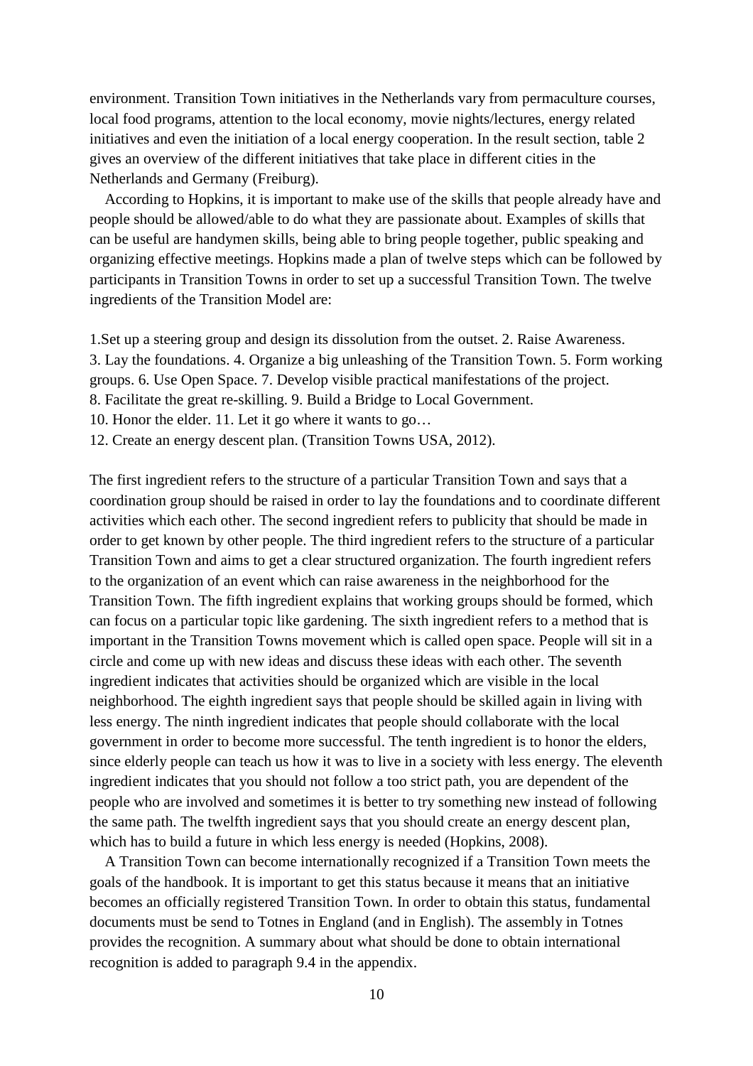environment. Transition Town initiatives in the Netherlands vary from permaculture courses, local food programs, attention to the local economy, movie nights/lectures, energy related initiatives and even the initiation of a local energy cooperation. In the result section, table 2 gives an overview of the different initiatives that take place in different cities in the Netherlands and Germany (Freiburg).

According to Hopkins, it is important to make use of the skills that people already have and people should be allowed/able to do what they are passionate about. Examples of skills that can be useful are handymen skills, being able to bring people together, public speaking and organizing effective meetings. Hopkins made a plan of twelve steps which can be followed by participants in Transition Towns in order to set up a successful Transition Town. The twelve ingredients of the Transition Model are:

1.Set up a steering group and design its dissolution from the outset. 2. Raise Awareness.
3. Lay the foundations. 4. Organize a big unleashing of the Transition Town. 5. Form working groups. 6. Use Open Space. 7. Develop visible practical manifestations of the project.
8. Facilitate the great re-skilling. 9. Build a Bridge to Local Government.
10. Honor the elder. 11. Let it go where it wants to go…
12. Create an energy descent plan. (Transition Towns USA, 2012).

The first ingredient refers to the structure of a particular Transition Town and says that a coordination group should be raised in order to lay the foundations and to coordinate different activities which each other. The second ingredient refers to publicity that should be made in order to get known by other people. The third ingredient refers to the structure of a particular Transition Town and aims to get a clear structured organization. The fourth ingredient refers to the organization of an event which can raise awareness in the neighborhood for the Transition Town. The fifth ingredient explains that working groups should be formed, which can focus on a particular topic like gardening. The sixth ingredient refers to a method that is important in the Transition Towns movement which is called open space. People will sit in a circle and come up with new ideas and discuss these ideas with each other. The seventh ingredient indicates that activities should be organized which are visible in the local neighborhood. The eighth ingredient says that people should be skilled again in living with less energy. The ninth ingredient indicates that people should collaborate with the local government in order to become more successful. The tenth ingredient is to honor the elders, since elderly people can teach us how it was to live in a society with less energy. The eleventh ingredient indicates that you should not follow a too strict path, you are dependent of the people who are involved and sometimes it is better to try something new instead of following the same path. The twelfth ingredient says that you should create an energy descent plan, which has to build a future in which less energy is needed (Hopkins, 2008).

A Transition Town can become internationally recognized if a Transition Town meets the goals of the handbook. It is important to get this status because it means that an initiative becomes an officially registered Transition Town. In order to obtain this status, fundamental documents must be send to Totnes in England (and in English). The assembly in Totnes provides the recognition. A summary about what should be done to obtain international recognition is added to paragraph 9.4 in the appendix.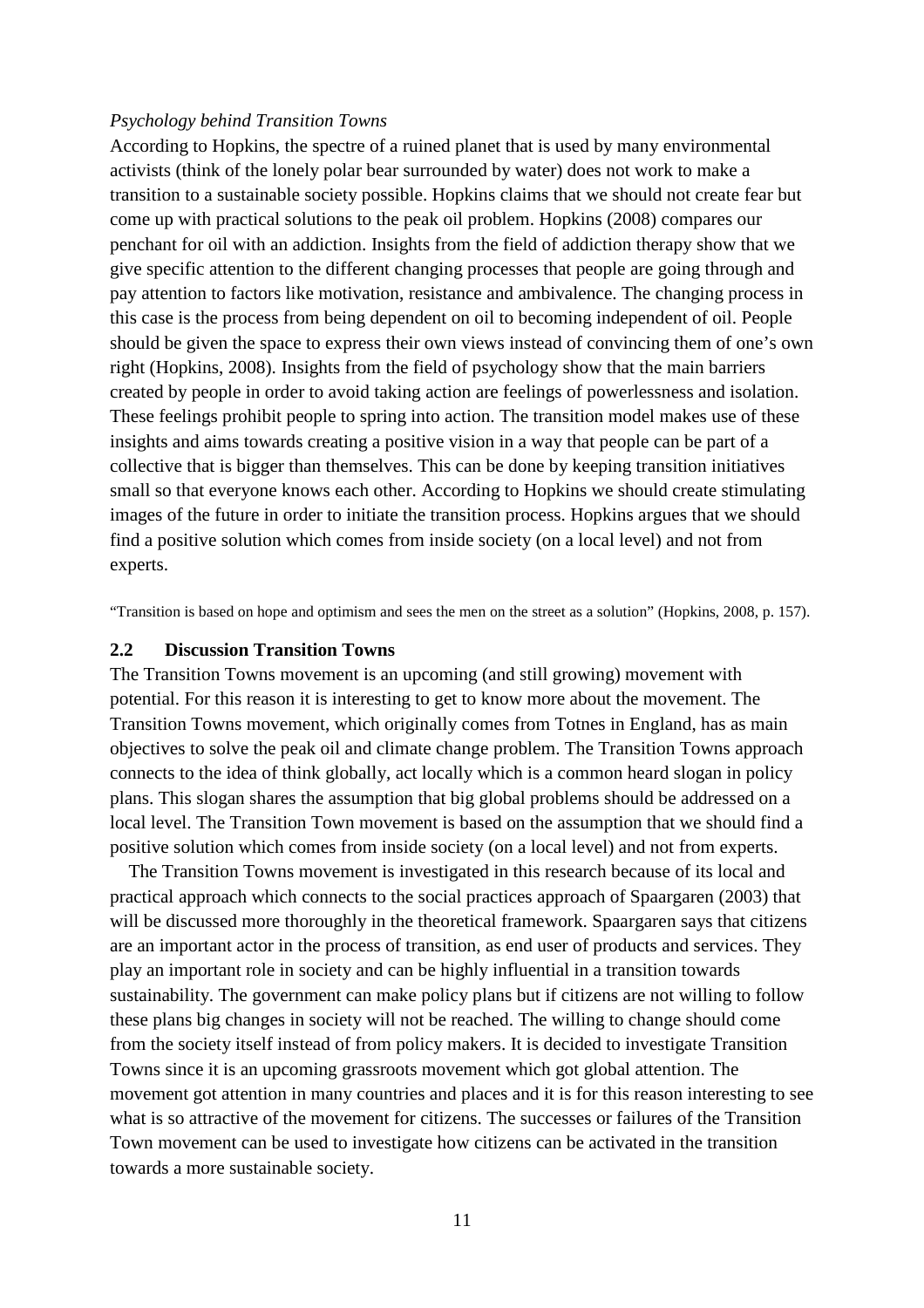*Psychology behind Transition Towns*

According to Hopkins, the spectre of a ruined planet that is used by many environmental activists (think of the lonely polar bear surrounded by water) does not work to make a transition to a sustainable society possible. Hopkins claims that we should not create fear but come up with practical solutions to the peak oil problem. Hopkins (2008) compares our penchant for oil with an addiction. Insights from the field of addiction therapy show that we give specific attention to the different changing processes that people are going through and pay attention to factors like motivation, resistance and ambivalence. The changing process in this case is the process from being dependent on oil to becoming independent of oil. People should be given the space to express their own views instead of convincing them of one's own right (Hopkins, 2008). Insights from the field of psychology show that the main barriers created by people in order to avoid taking action are feelings of powerlessness and isolation. These feelings prohibit people to spring into action. The transition model makes use of these insights and aims towards creating a positive vision in a way that people can be part of a collective that is bigger than themselves. This can be done by keeping transition initiatives small so that everyone knows each other. According to Hopkins we should create stimulating images of the future in order to initiate the transition process. Hopkins argues that we should find a positive solution which comes from inside society (on a local level) and not from experts.

"Transition is based on hope and optimism and sees the men on the street as a solution" (Hopkins, 2008, p. 157).

## 2.2 Discussion Transition Towns

The Transition Towns movement is an upcoming (and still growing) movement with potential. For this reason it is interesting to get to know more about the movement. The Transition Towns movement, which originally comes from Totnes in England, has as main objectives to solve the peak oil and climate change problem. The Transition Towns approach connects to the idea of think globally, act locally which is a common heard slogan in policy plans. This slogan shares the assumption that big global problems should be addressed on a local level. The Transition Town movement is based on the assumption that we should find a positive solution which comes from inside society (on a local level) and not from experts.

The Transition Towns movement is investigated in this research because of its local and practical approach which connects to the social practices approach of Spaargaren (2003) that will be discussed more thoroughly in the theoretical framework. Spaargaren says that citizens are an important actor in the process of transition, as end user of products and services. They play an important role in society and can be highly influential in a transition towards sustainability. The government can make policy plans but if citizens are not willing to follow these plans big changes in society will not be reached. The willing to change should come from the society itself instead of from policy makers. It is decided to investigate Transition Towns since it is an upcoming grassroots movement which got global attention. The movement got attention in many countries and places and it is for this reason interesting to see what is so attractive of the movement for citizens. The successes or failures of the Transition Town movement can be used to investigate how citizens can be activated in the transition towards a more sustainable society.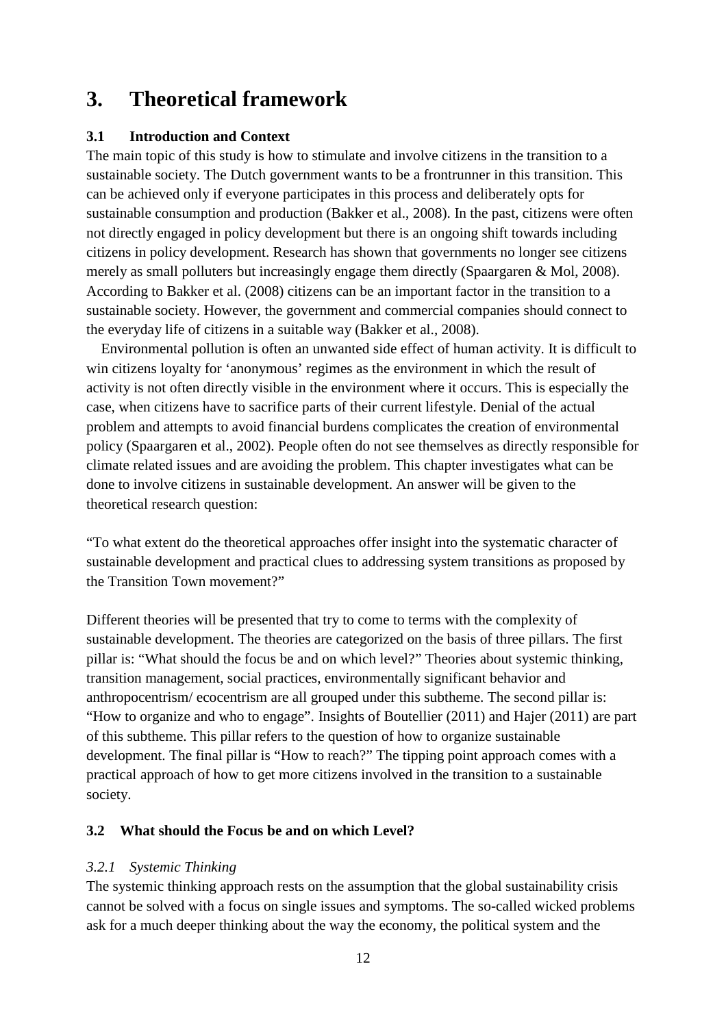# 3. Theoretical framework

### 3.1 Introduction and Context

The main topic of this study is how to stimulate and involve citizens in the transition to a sustainable society. The Dutch government wants to be a frontrunner in this transition. This can be achieved only if everyone participates in this process and deliberately opts for sustainable consumption and production (Bakker et al., 2008). In the past, citizens were often not directly engaged in policy development but there is an ongoing shift towards including citizens in policy development. Research has shown that governments no longer see citizens merely as small polluters but increasingly engage them directly (Spaargaren & Mol, 2008). According to Bakker et al. (2008) citizens can be an important factor in the transition to a sustainable society. However, the government and commercial companies should connect to the everyday life of citizens in a suitable way (Bakker et al., 2008).

Environmental pollution is often an unwanted side effect of human activity. It is difficult to win citizens loyalty for 'anonymous' regimes as the environment in which the result of activity is not often directly visible in the environment where it occurs. This is especially the case, when citizens have to sacrifice parts of their current lifestyle. Denial of the actual problem and attempts to avoid financial burdens complicates the creation of environmental policy (Spaargaren et al., 2002). People often do not see themselves as directly responsible for climate related issues and are avoiding the problem. This chapter investigates what can be done to involve citizens in sustainable development. An answer will be given to the theoretical research question:

"To what extent do the theoretical approaches offer insight into the systematic character of sustainable development and practical clues to addressing system transitions as proposed by the Transition Town movement?"

Different theories will be presented that try to come to terms with the complexity of sustainable development. The theories are categorized on the basis of three pillars. The first pillar is: "What should the focus be and on which level?" Theories about systemic thinking, transition management, social practices, environmentally significant behavior and anthropocentrism/ ecocentrism are all grouped under this subtheme. The second pillar is: "How to organize and who to engage". Insights of Boutellier (2011) and Hajer (2011) are part of this subtheme. This pillar refers to the question of how to organize sustainable development. The final pillar is "How to reach?" The tipping point approach comes with a practical approach of how to get more citizens involved in the transition to a sustainable society.

### 3.2 What should the Focus be and on which Level?

#### *3.2.1 Systemic Thinking*

The systemic thinking approach rests on the assumption that the global sustainability crisis cannot be solved with a focus on single issues and symptoms. The so-called wicked problems ask for a much deeper thinking about the way the economy, the political system and the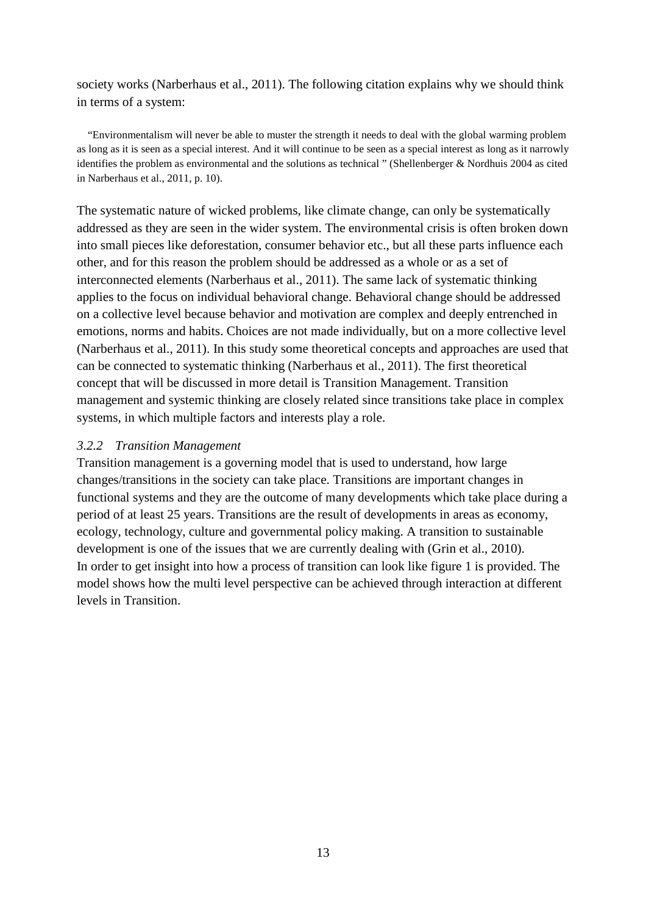society works (Narberhaus et al., 2011). The following citation explains why we should think in terms of a system:

> "Environmentalism will never be able to muster the strength it needs to deal with the global warming problem as long as it is seen as a special interest. And it will continue to be seen as a special interest as long as it narrowly identifies the problem as environmental and the solutions as technical " (Shellenberger & Nordhuis 2004 as cited in Narberhaus et al., 2011, p. 10).

The systematic nature of wicked problems, like climate change, can only be systematically addressed as they are seen in the wider system. The environmental crisis is often broken down into small pieces like deforestation, consumer behavior etc., but all these parts influence each other, and for this reason the problem should be addressed as a whole or as a set of interconnected elements (Narberhaus et al., 2011). The same lack of systematic thinking applies to the focus on individual behavioral change. Behavioral change should be addressed on a collective level because behavior and motivation are complex and deeply entrenched in emotions, norms and habits. Choices are not made individually, but on a more collective level (Narberhaus et al., 2011). In this study some theoretical concepts and approaches are used that can be connected to systematic thinking (Narberhaus et al., 2011). The first theoretical concept that will be discussed in more detail is Transition Management. Transition management and systemic thinking are closely related since transitions take place in complex systems, in which multiple factors and interests play a role.

### *3.2.2 Transition Management*

Transition management is a governing model that is used to understand, how large changes/transitions in the society can take place. Transitions are important changes in functional systems and they are the outcome of many developments which take place during a period of at least 25 years. Transitions are the result of developments in areas as economy, ecology, technology, culture and governmental policy making. A transition to sustainable development is one of the issues that we are currently dealing with (Grin et al., 2010).
In order to get insight into how a process of transition can look like figure 1 is provided. The model shows how the multi level perspective can be achieved through interaction at different levels in Transition.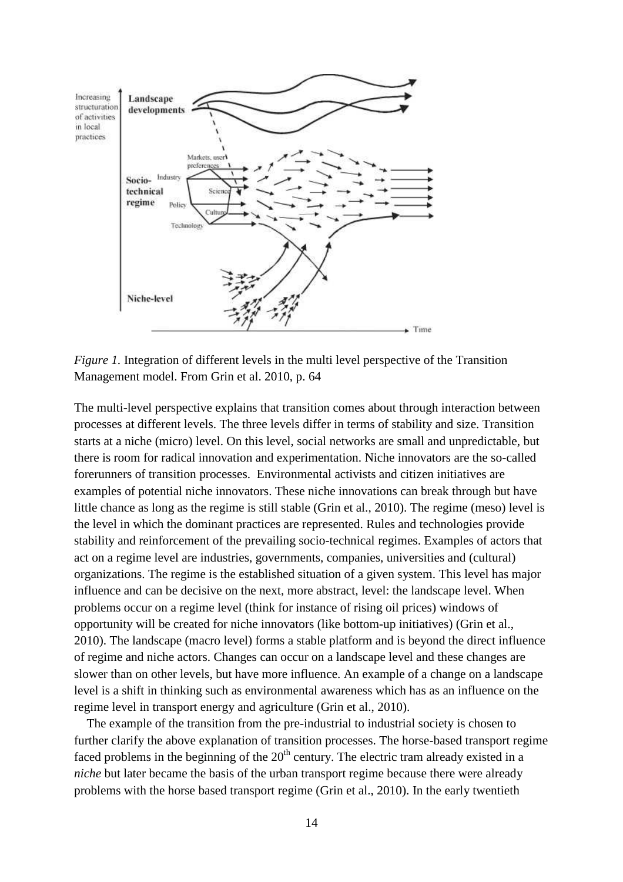*Figure 1.* Integration of different levels in the multi level perspective of the Transition Management model. From Grin et al. 2010, p. 64

The multi-level perspective explains that transition comes about through interaction between processes at different levels. The three levels differ in terms of stability and size. Transition starts at a niche (micro) level. On this level, social networks are small and unpredictable, but there is room for radical innovation and experimentation. Niche innovators are the so-called forerunners of transition processes. Environmental activists and citizen initiatives are examples of potential niche innovators. These niche innovations can break through but have little chance as long as the regime is still stable (Grin et al., 2010). The regime (meso) level is the level in which the dominant practices are represented. Rules and technologies provide stability and reinforcement of the prevailing socio-technical regimes. Examples of actors that act on a regime level are industries, governments, companies, universities and (cultural) organizations. The regime is the established situation of a given system. This level has major influence and can be decisive on the next, more abstract, level: the landscape level. When problems occur on a regime level (think for instance of rising oil prices) windows of opportunity will be created for niche innovators (like bottom-up initiatives) (Grin et al., 2010). The landscape (macro level) forms a stable platform and is beyond the direct influence of regime and niche actors. Changes can occur on a landscape level and these changes are slower than on other levels, but have more influence. An example of a change on a landscape level is a shift in thinking such as environmental awareness which has as an influence on the regime level in transport energy and agriculture (Grin et al., 2010).

The example of the transition from the pre-industrial to industrial society is chosen to further clarify the above explanation of transition processes. The horse-based transport regime faced problems in the beginning of the 20th century. The electric tram already existed in a *niche* but later became the basis of the urban transport regime because there were already problems with the horse based transport regime (Grin et al., 2010). In the early twentieth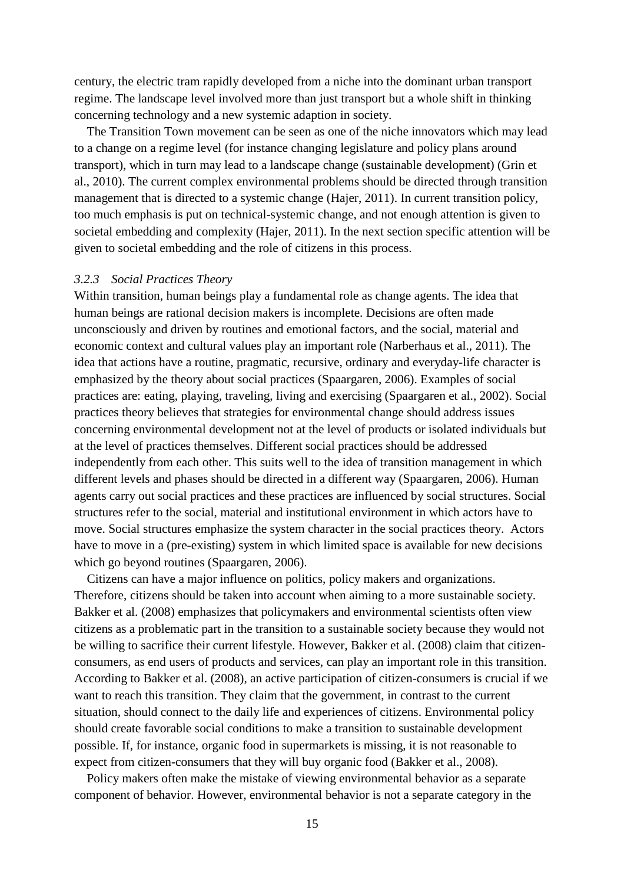century, the electric tram rapidly developed from a niche into the dominant urban transport regime. The landscape level involved more than just transport but a whole shift in thinking concerning technology and a new systemic adaption in society.

The Transition Town movement can be seen as one of the niche innovators which may lead to a change on a regime level (for instance changing legislature and policy plans around transport), which in turn may lead to a landscape change (sustainable development) (Grin et al., 2010). The current complex environmental problems should be directed through transition management that is directed to a systemic change (Hajer, 2011). In current transition policy, too much emphasis is put on technical-systemic change, and not enough attention is given to societal embedding and complexity (Hajer, 2011). In the next section specific attention will be given to societal embedding and the role of citizens in this process.

### *3.2.3 Social Practices Theory*

Within transition, human beings play a fundamental role as change agents. The idea that human beings are rational decision makers is incomplete. Decisions are often made unconsciously and driven by routines and emotional factors, and the social, material and economic context and cultural values play an important role (Narberhaus et al., 2011). The idea that actions have a routine, pragmatic, recursive, ordinary and everyday-life character is emphasized by the theory about social practices (Spaargaren, 2006). Examples of social practices are: eating, playing, traveling, living and exercising (Spaargaren et al., 2002). Social practices theory believes that strategies for environmental change should address issues concerning environmental development not at the level of products or isolated individuals but at the level of practices themselves. Different social practices should be addressed independently from each other. This suits well to the idea of transition management in which different levels and phases should be directed in a different way (Spaargaren, 2006). Human agents carry out social practices and these practices are influenced by social structures. Social structures refer to the social, material and institutional environment in which actors have to move. Social structures emphasize the system character in the social practices theory. Actors have to move in a (pre-existing) system in which limited space is available for new decisions which go beyond routines (Spaargaren, 2006).

Citizens can have a major influence on politics, policy makers and organizations. Therefore, citizens should be taken into account when aiming to a more sustainable society. Bakker et al. (2008) emphasizes that policymakers and environmental scientists often view citizens as a problematic part in the transition to a sustainable society because they would not be willing to sacrifice their current lifestyle. However, Bakker et al. (2008) claim that citizen-consumers, as end users of products and services, can play an important role in this transition. According to Bakker et al. (2008), an active participation of citizen-consumers is crucial if we want to reach this transition. They claim that the government, in contrast to the current situation, should connect to the daily life and experiences of citizens. Environmental policy should create favorable social conditions to make a transition to sustainable development possible. If, for instance, organic food in supermarkets is missing, it is not reasonable to expect from citizen-consumers that they will buy organic food (Bakker et al., 2008).

Policy makers often make the mistake of viewing environmental behavior as a separate component of behavior. However, environmental behavior is not a separate category in the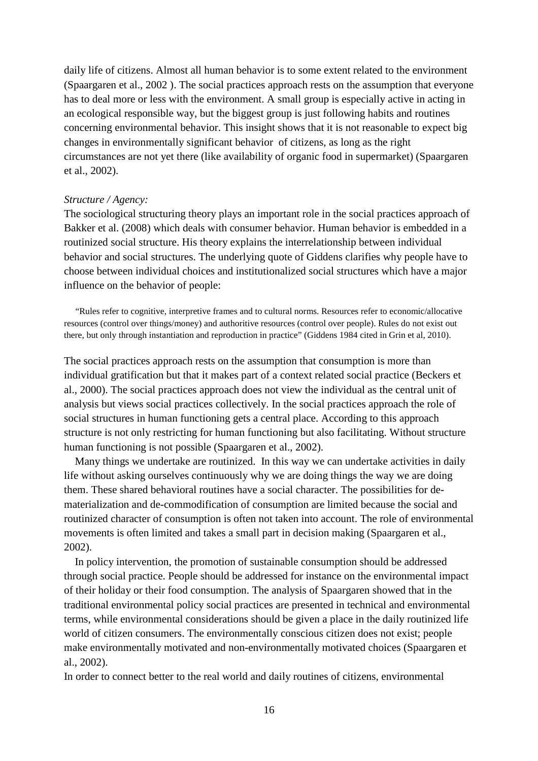daily life of citizens. Almost all human behavior is to some extent related to the environment (Spaargaren et al., 2002 ). The social practices approach rests on the assumption that everyone has to deal more or less with the environment. A small group is especially active in acting in an ecological responsible way, but the biggest group is just following habits and routines concerning environmental behavior. This insight shows that it is not reasonable to expect big changes in environmentally significant behavior of citizens, as long as the right circumstances are not yet there (like availability of organic food in supermarket) (Spaargaren et al., 2002).

*Structure / Agency:*

The sociological structuring theory plays an important role in the social practices approach of Bakker et al. (2008) which deals with consumer behavior. Human behavior is embedded in a routinized social structure. His theory explains the interrelationship between individual behavior and social structures. The underlying quote of Giddens clarifies why people have to choose between individual choices and institutionalized social structures which have a major influence on the behavior of people:

> "Rules refer to cognitive, interpretive frames and to cultural norms. Resources refer to economic/allocative resources (control over things/money) and authoritive resources (control over people). Rules do not exist out there, but only through instantiation and reproduction in practice" (Giddens 1984 cited in Grin et al, 2010).

The social practices approach rests on the assumption that consumption is more than individual gratification but that it makes part of a context related social practice (Beckers et al., 2000). The social practices approach does not view the individual as the central unit of analysis but views social practices collectively. In the social practices approach the role of social structures in human functioning gets a central place. According to this approach structure is not only restricting for human functioning but also facilitating. Without structure human functioning is not possible (Spaargaren et al., 2002).

Many things we undertake are routinized. In this way we can undertake activities in daily life without asking ourselves continuously why we are doing things the way we are doing them. These shared behavioral routines have a social character. The possibilities for de-materialization and de-commodification of consumption are limited because the social and routinized character of consumption is often not taken into account. The role of environmental movements is often limited and takes a small part in decision making (Spaargaren et al., 2002).

In policy intervention, the promotion of sustainable consumption should be addressed through social practice. People should be addressed for instance on the environmental impact of their holiday or their food consumption. The analysis of Spaargaren showed that in the traditional environmental policy social practices are presented in technical and environmental terms, while environmental considerations should be given a place in the daily routinized life world of citizen consumers. The environmentally conscious citizen does not exist; people make environmentally motivated and non-environmentally motivated choices (Spaargaren et al., 2002).

In order to connect better to the real world and daily routines of citizens, environmental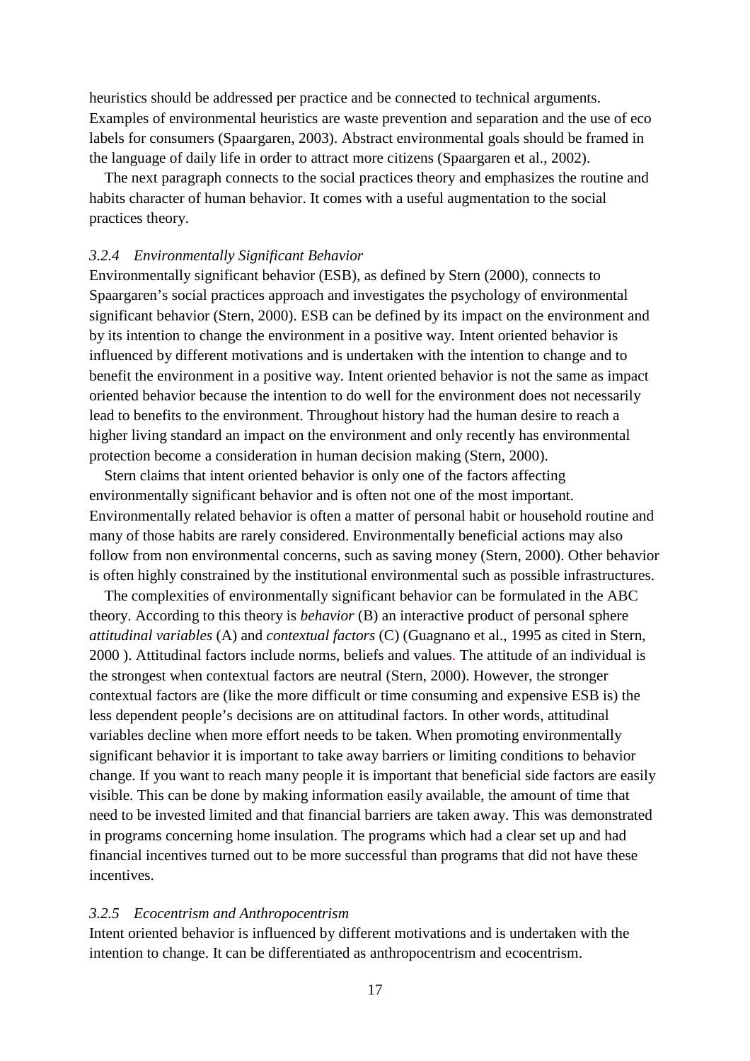heuristics should be addressed per practice and be connected to technical arguments. Examples of environmental heuristics are waste prevention and separation and the use of eco labels for consumers (Spaargaren, 2003). Abstract environmental goals should be framed in the language of daily life in order to attract more citizens (Spaargaren et al., 2002).

The next paragraph connects to the social practices theory and emphasizes the routine and habits character of human behavior. It comes with a useful augmentation to the social practices theory.

### *3.2.4 Environmentally Significant Behavior*

Environmentally significant behavior (ESB), as defined by Stern (2000), connects to Spaargaren's social practices approach and investigates the psychology of environmental significant behavior (Stern, 2000). ESB can be defined by its impact on the environment and by its intention to change the environment in a positive way. Intent oriented behavior is influenced by different motivations and is undertaken with the intention to change and to benefit the environment in a positive way. Intent oriented behavior is not the same as impact oriented behavior because the intention to do well for the environment does not necessarily lead to benefits to the environment. Throughout history had the human desire to reach a higher living standard an impact on the environment and only recently has environmental protection become a consideration in human decision making (Stern, 2000).

Stern claims that intent oriented behavior is only one of the factors affecting environmentally significant behavior and is often not one of the most important. Environmentally related behavior is often a matter of personal habit or household routine and many of those habits are rarely considered. Environmentally beneficial actions may also follow from non environmental concerns, such as saving money (Stern, 2000). Other behavior is often highly constrained by the institutional environmental such as possible infrastructures.

The complexities of environmentally significant behavior can be formulated in the ABC theory. According to this theory is *behavior* (B) an interactive product of personal sphere *attitudinal variables* (A) and *contextual factors* (C) (Guagnano et al., 1995 as cited in Stern, 2000 ). Attitudinal factors include norms, beliefs and values. The attitude of an individual is the strongest when contextual factors are neutral (Stern, 2000). However, the stronger contextual factors are (like the more difficult or time consuming and expensive ESB is) the less dependent people's decisions are on attitudinal factors. In other words, attitudinal variables decline when more effort needs to be taken. When promoting environmentally significant behavior it is important to take away barriers or limiting conditions to behavior change. If you want to reach many people it is important that beneficial side factors are easily visible. This can be done by making information easily available, the amount of time that need to be invested limited and that financial barriers are taken away. This was demonstrated in programs concerning home insulation. The programs which had a clear set up and had financial incentives turned out to be more successful than programs that did not have these incentives.

### *3.2.5 Ecocentrism and Anthropocentrism*

Intent oriented behavior is influenced by different motivations and is undertaken with the intention to change. It can be differentiated as anthropocentrism and ecocentrism.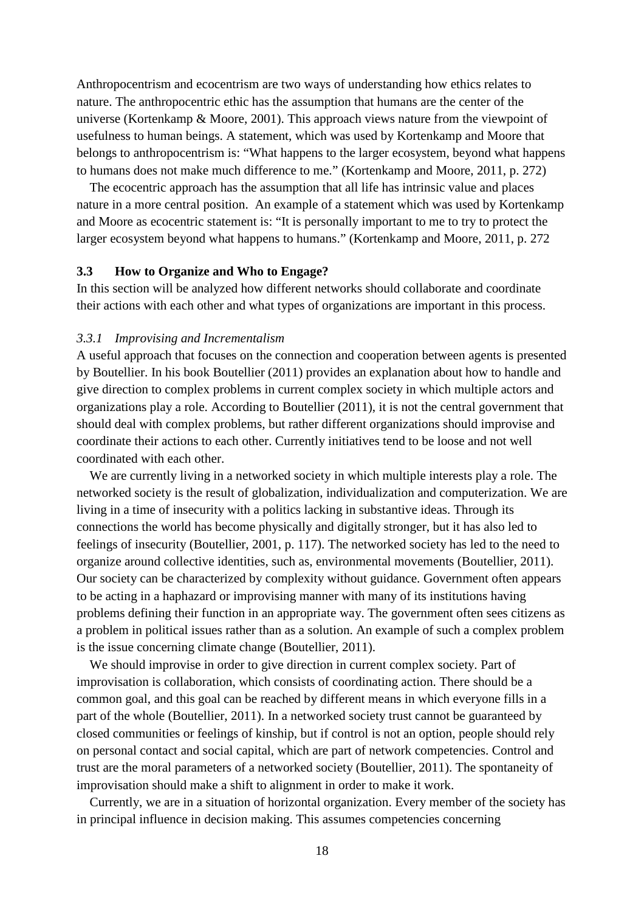Anthropocentrism and ecocentrism are two ways of understanding how ethics relates to nature. The anthropocentric ethic has the assumption that humans are the center of the universe (Kortenkamp & Moore, 2001). This approach views nature from the viewpoint of usefulness to human beings. A statement, which was used by Kortenkamp and Moore that belongs to anthropocentrism is: "What happens to the larger ecosystem, beyond what happens to humans does not make much difference to me." (Kortenkamp and Moore, 2011, p. 272)

The ecocentric approach has the assumption that all life has intrinsic value and places nature in a more central position. An example of a statement which was used by Kortenkamp and Moore as ecocentric statement is: "It is personally important to me to try to protect the larger ecosystem beyond what happens to humans." (Kortenkamp and Moore, 2011, p. 272

### 3.3 How to Organize and Who to Engage?

In this section will be analyzed how different networks should collaborate and coordinate their actions with each other and what types of organizations are important in this process.

#### *3.3.1 Improvising and Incrementalism*

A useful approach that focuses on the connection and cooperation between agents is presented by Boutellier. In his book Boutellier (2011) provides an explanation about how to handle and give direction to complex problems in current complex society in which multiple actors and organizations play a role. According to Boutellier (2011), it is not the central government that should deal with complex problems, but rather different organizations should improvise and coordinate their actions to each other. Currently initiatives tend to be loose and not well coordinated with each other.

We are currently living in a networked society in which multiple interests play a role. The networked society is the result of globalization, individualization and computerization. We are living in a time of insecurity with a politics lacking in substantive ideas. Through its connections the world has become physically and digitally stronger, but it has also led to feelings of insecurity (Boutellier, 2001, p. 117). The networked society has led to the need to organize around collective identities, such as, environmental movements (Boutellier, 2011). Our society can be characterized by complexity without guidance. Government often appears to be acting in a haphazard or improvising manner with many of its institutions having problems defining their function in an appropriate way. The government often sees citizens as a problem in political issues rather than as a solution. An example of such a complex problem is the issue concerning climate change (Boutellier, 2011).

We should improvise in order to give direction in current complex society. Part of improvisation is collaboration, which consists of coordinating action. There should be a common goal, and this goal can be reached by different means in which everyone fills in a part of the whole (Boutellier, 2011). In a networked society trust cannot be guaranteed by closed communities or feelings of kinship, but if control is not an option, people should rely on personal contact and social capital, which are part of network competencies. Control and trust are the moral parameters of a networked society (Boutellier, 2011). The spontaneity of improvisation should make a shift to alignment in order to make it work.

Currently, we are in a situation of horizontal organization. Every member of the society has in principal influence in decision making. This assumes competencies concerning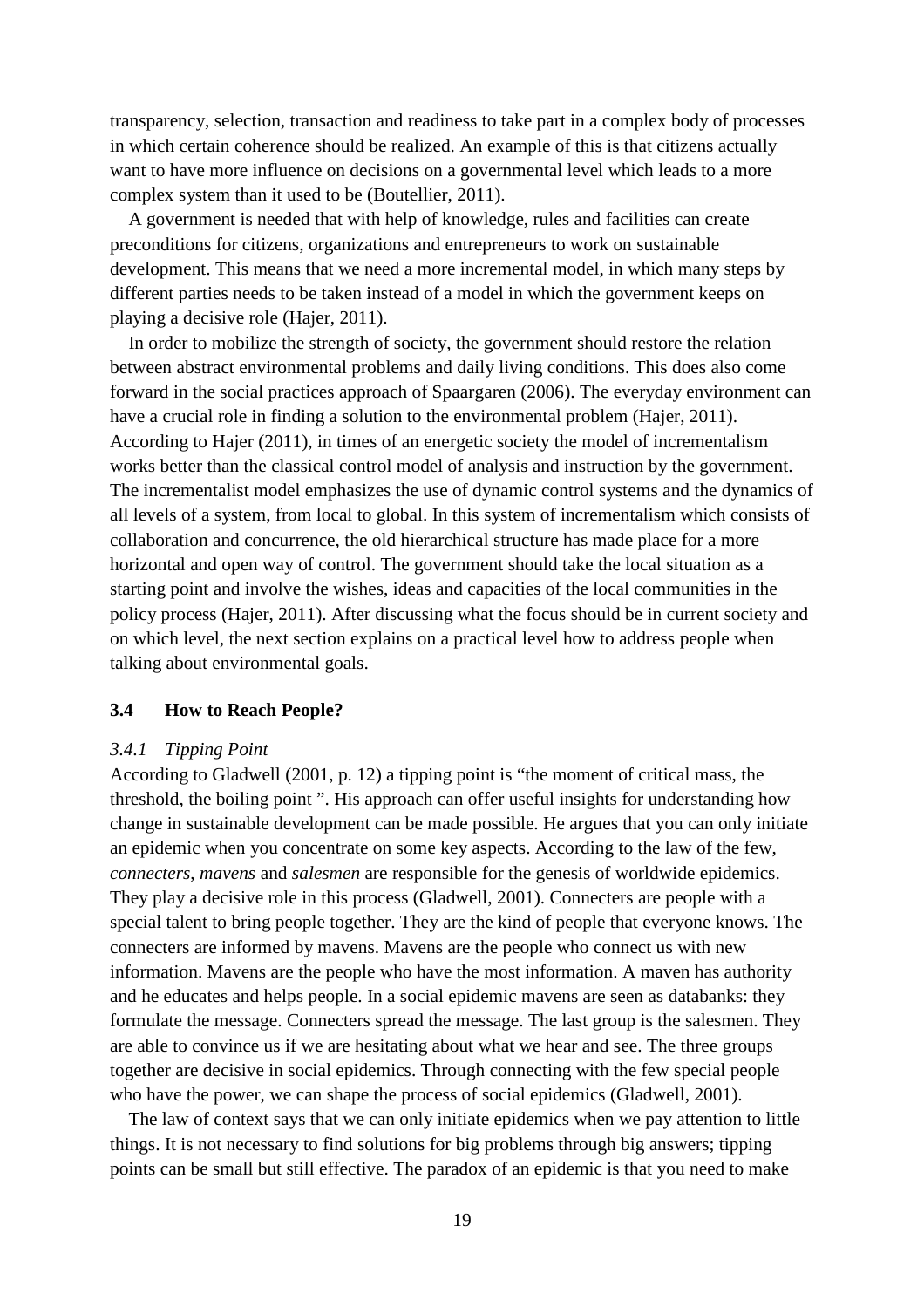transparency, selection, transaction and readiness to take part in a complex body of processes in which certain coherence should be realized. An example of this is that citizens actually want to have more influence on decisions on a governmental level which leads to a more complex system than it used to be (Boutellier, 2011).

A government is needed that with help of knowledge, rules and facilities can create preconditions for citizens, organizations and entrepreneurs to work on sustainable development. This means that we need a more incremental model, in which many steps by different parties needs to be taken instead of a model in which the government keeps on playing a decisive role (Hajer, 2011).

In order to mobilize the strength of society, the government should restore the relation between abstract environmental problems and daily living conditions. This does also come forward in the social practices approach of Spaargaren (2006). The everyday environment can have a crucial role in finding a solution to the environmental problem (Hajer, 2011). According to Hajer (2011), in times of an energetic society the model of incrementalism works better than the classical control model of analysis and instruction by the government. The incrementalist model emphasizes the use of dynamic control systems and the dynamics of all levels of a system, from local to global. In this system of incrementalism which consists of collaboration and concurrence, the old hierarchical structure has made place for a more horizontal and open way of control. The government should take the local situation as a starting point and involve the wishes, ideas and capacities of the local communities in the policy process (Hajer, 2011). After discussing what the focus should be in current society and on which level, the next section explains on a practical level how to address people when talking about environmental goals.

## 3.4 How to Reach People?

### *3.4.1 Tipping Point*

According to Gladwell (2001, p. 12) a tipping point is "the moment of critical mass, the threshold, the boiling point ". His approach can offer useful insights for understanding how change in sustainable development can be made possible. He argues that you can only initiate an epidemic when you concentrate on some key aspects. According to the law of the few, *connecters*, *mavens* and *salesmen* are responsible for the genesis of worldwide epidemics. They play a decisive role in this process (Gladwell, 2001). Connecters are people with a special talent to bring people together. They are the kind of people that everyone knows. The connecters are informed by mavens. Mavens are the people who connect us with new information. Mavens are the people who have the most information. A maven has authority and he educates and helps people. In a social epidemic mavens are seen as databanks: they formulate the message. Connecters spread the message. The last group is the salesmen. They are able to convince us if we are hesitating about what we hear and see. The three groups together are decisive in social epidemics. Through connecting with the few special people who have the power, we can shape the process of social epidemics (Gladwell, 2001).

The law of context says that we can only initiate epidemics when we pay attention to little things. It is not necessary to find solutions for big problems through big answers; tipping points can be small but still effective. The paradox of an epidemic is that you need to make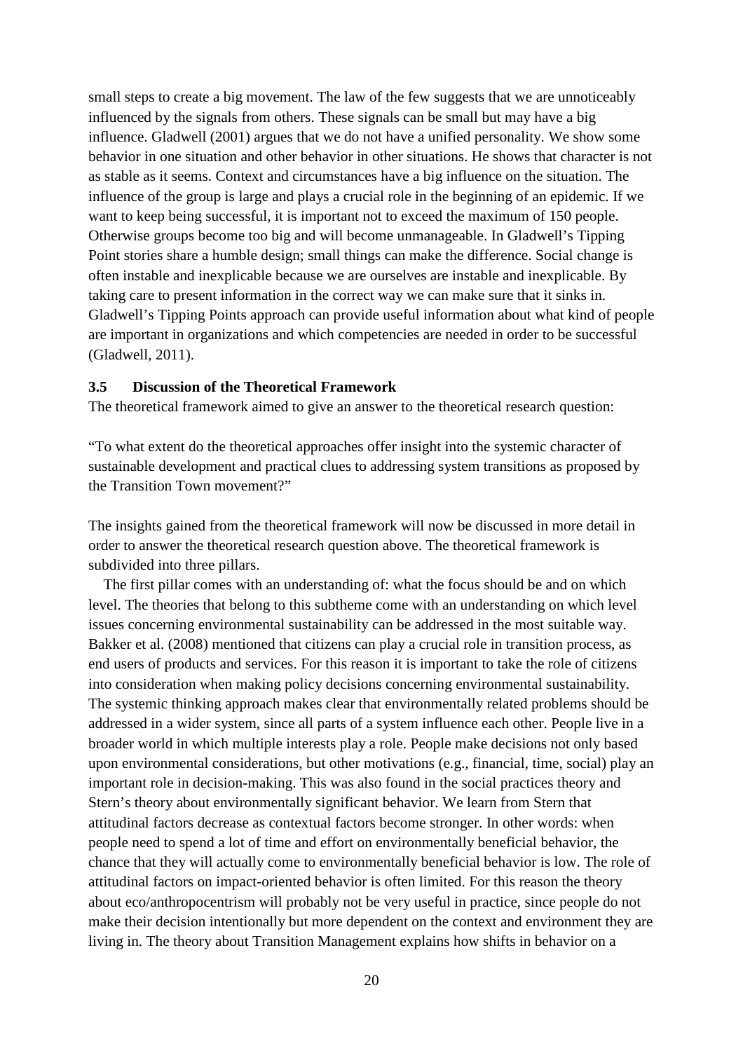small steps to create a big movement. The law of the few suggests that we are unnoticeably influenced by the signals from others. These signals can be small but may have a big influence. Gladwell (2001) argues that we do not have a unified personality. We show some behavior in one situation and other behavior in other situations. He shows that character is not as stable as it seems. Context and circumstances have a big influence on the situation. The influence of the group is large and plays a crucial role in the beginning of an epidemic. If we want to keep being successful, it is important not to exceed the maximum of 150 people. Otherwise groups become too big and will become unmanageable. In Gladwell's Tipping Point stories share a humble design; small things can make the difference. Social change is often instable and inexplicable because we are ourselves are instable and inexplicable. By taking care to present information in the correct way we can make sure that it sinks in. Gladwell's Tipping Points approach can provide useful information about what kind of people are important in organizations and which competencies are needed in order to be successful (Gladwell, 2011).

### 3.5 Discussion of the Theoretical Framework

The theoretical framework aimed to give an answer to the theoretical research question:

"To what extent do the theoretical approaches offer insight into the systemic character of sustainable development and practical clues to addressing system transitions as proposed by the Transition Town movement?"

The insights gained from the theoretical framework will now be discussed in more detail in order to answer the theoretical research question above. The theoretical framework is subdivided into three pillars.

The first pillar comes with an understanding of: what the focus should be and on which level. The theories that belong to this subtheme come with an understanding on which level issues concerning environmental sustainability can be addressed in the most suitable way. Bakker et al. (2008) mentioned that citizens can play a crucial role in transition process, as end users of products and services. For this reason it is important to take the role of citizens into consideration when making policy decisions concerning environmental sustainability. The systemic thinking approach makes clear that environmentally related problems should be addressed in a wider system, since all parts of a system influence each other. People live in a broader world in which multiple interests play a role. People make decisions not only based upon environmental considerations, but other motivations (e.g., financial, time, social) play an important role in decision-making. This was also found in the social practices theory and Stern's theory about environmentally significant behavior. We learn from Stern that attitudinal factors decrease as contextual factors become stronger. In other words: when people need to spend a lot of time and effort on environmentally beneficial behavior, the chance that they will actually come to environmentally beneficial behavior is low. The role of attitudinal factors on impact-oriented behavior is often limited. For this reason the theory about eco/anthropocentrism will probably not be very useful in practice, since people do not make their decision intentionally but more dependent on the context and environment they are living in. The theory about Transition Management explains how shifts in behavior on a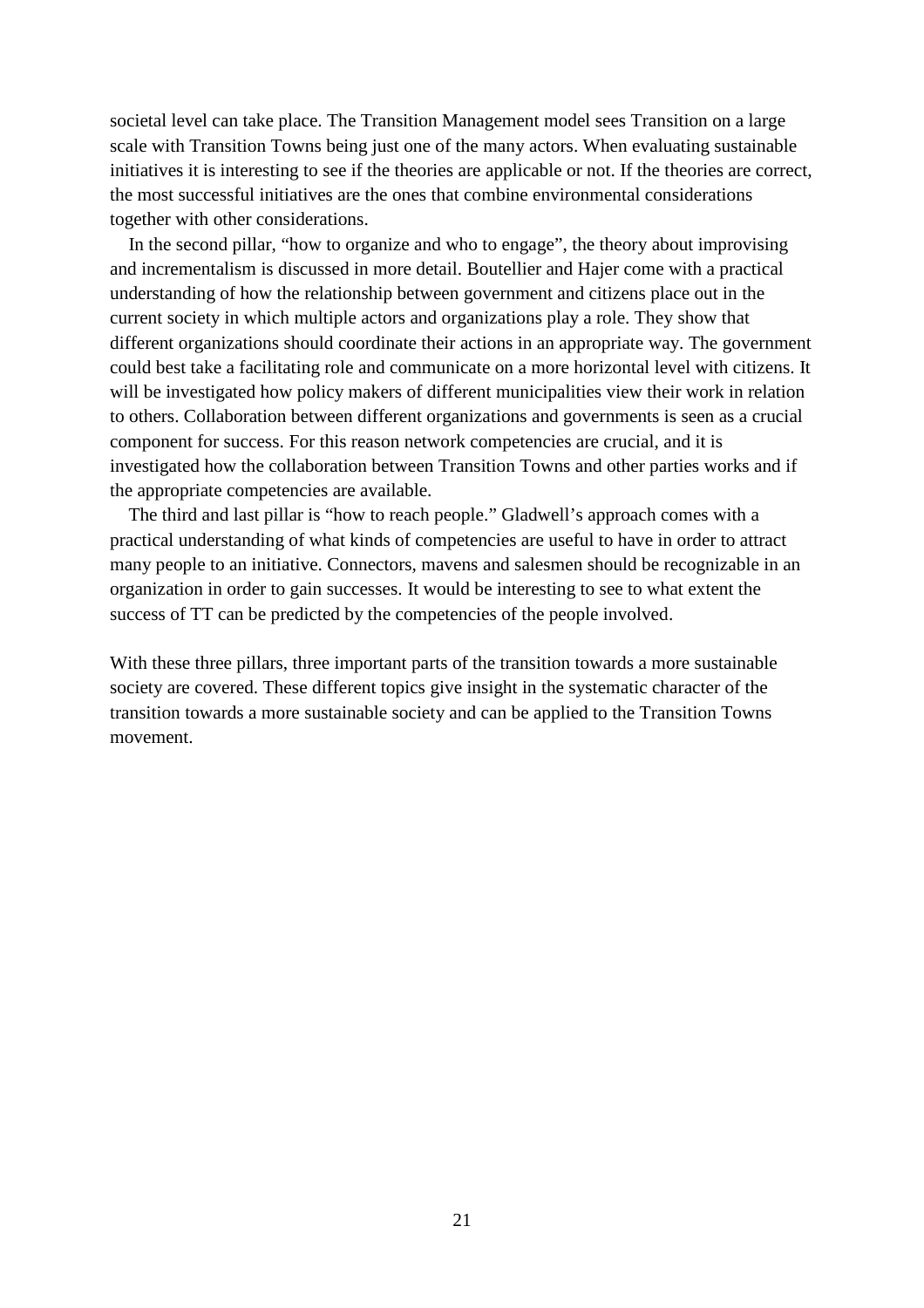societal level can take place. The Transition Management model sees Transition on a large scale with Transition Towns being just one of the many actors. When evaluating sustainable initiatives it is interesting to see if the theories are applicable or not. If the theories are correct, the most successful initiatives are the ones that combine environmental considerations together with other considerations.

In the second pillar, "how to organize and who to engage", the theory about improvising and incrementalism is discussed in more detail. Boutellier and Hajer come with a practical understanding of how the relationship between government and citizens place out in the current society in which multiple actors and organizations play a role. They show that different organizations should coordinate their actions in an appropriate way. The government could best take a facilitating role and communicate on a more horizontal level with citizens. It will be investigated how policy makers of different municipalities view their work in relation to others. Collaboration between different organizations and governments is seen as a crucial component for success. For this reason network competencies are crucial, and it is investigated how the collaboration between Transition Towns and other parties works and if the appropriate competencies are available.

The third and last pillar is "how to reach people." Gladwell's approach comes with a practical understanding of what kinds of competencies are useful to have in order to attract many people to an initiative. Connectors, mavens and salesmen should be recognizable in an organization in order to gain successes. It would be interesting to see to what extent the success of TT can be predicted by the competencies of the people involved.

With these three pillars, three important parts of the transition towards a more sustainable society are covered. These different topics give insight in the systematic character of the transition towards a more sustainable society and can be applied to the Transition Towns movement.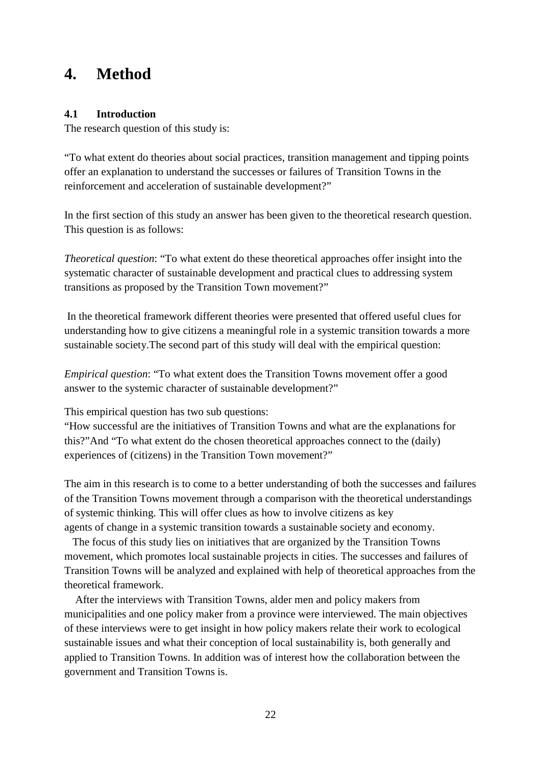# 4. Method

## 4.1 Introduction

The research question of this study is:

"To what extent do theories about social practices, transition management and tipping points offer an explanation to understand the successes or failures of Transition Towns in the reinforcement and acceleration of sustainable development?"

In the first section of this study an answer has been given to the theoretical research question. This question is as follows:

*Theoretical question*: "To what extent do these theoretical approaches offer insight into the systematic character of sustainable development and practical clues to addressing system transitions as proposed by the Transition Town movement?"

In the theoretical framework different theories were presented that offered useful clues for understanding how to give citizens a meaningful role in a systemic transition towards a more sustainable society.The second part of this study will deal with the empirical question:

*Empirical question*: "To what extent does the Transition Towns movement offer a good answer to the systemic character of sustainable development?"

This empirical question has two sub questions:
"How successful are the initiatives of Transition Towns and what are the explanations for this?"And "To what extent do the chosen theoretical approaches connect to the (daily) experiences of (citizens) in the Transition Town movement?"

The aim in this research is to come to a better understanding of both the successes and failures of the Transition Towns movement through a comparison with the theoretical understandings of systemic thinking. This will offer clues as how to involve citizens as key agents of change in a systemic transition towards a sustainable society and economy.

The focus of this study lies on initiatives that are organized by the Transition Towns movement, which promotes local sustainable projects in cities. The successes and failures of Transition Towns will be analyzed and explained with help of theoretical approaches from the theoretical framework.

After the interviews with Transition Towns, alder men and policy makers from municipalities and one policy maker from a province were interviewed. The main objectives of these interviews were to get insight in how policy makers relate their work to ecological sustainable issues and what their conception of local sustainability is, both generally and applied to Transition Towns. In addition was of interest how the collaboration between the government and Transition Towns is.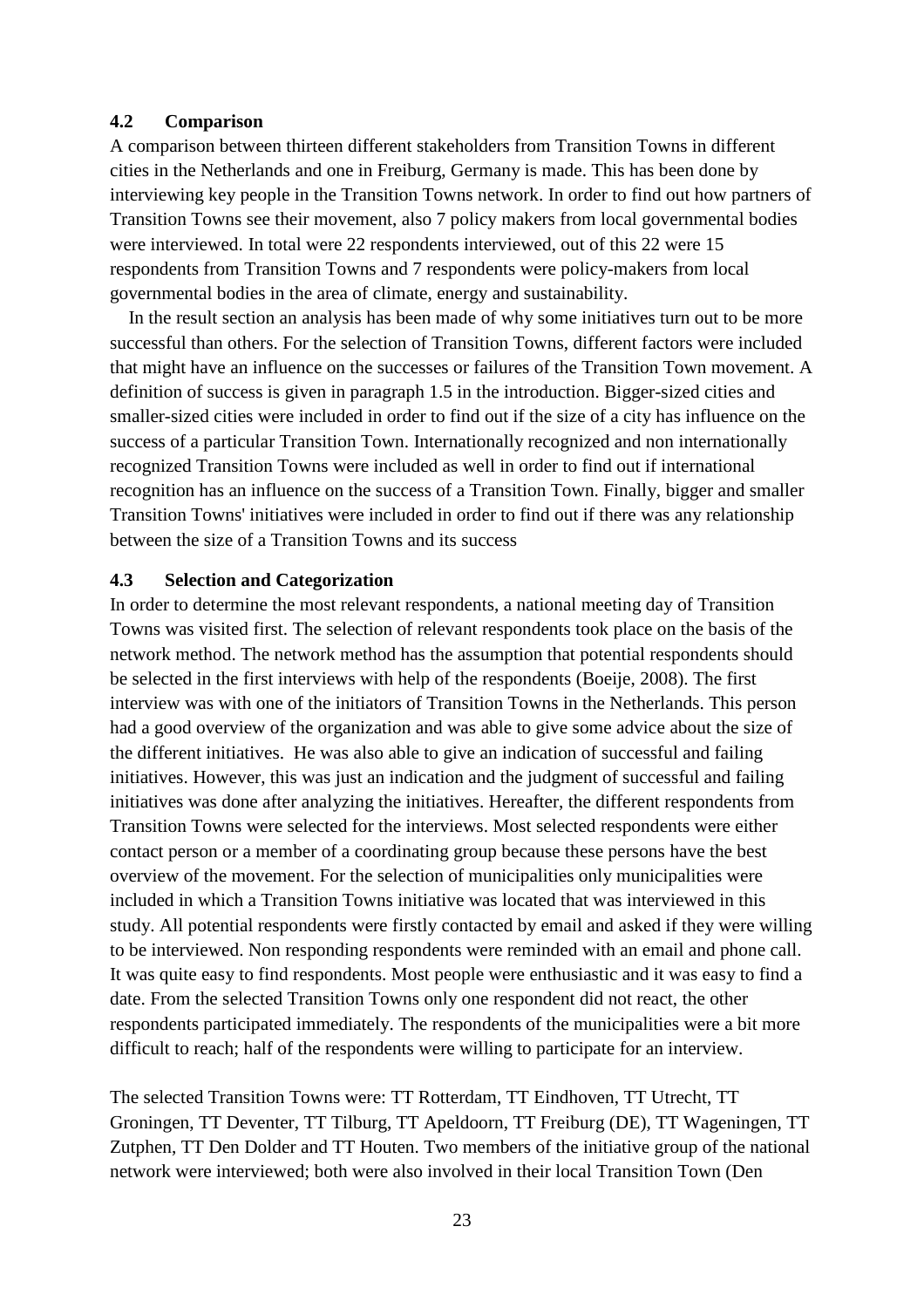### 4.2 Comparison

A comparison between thirteen different stakeholders from Transition Towns in different cities in the Netherlands and one in Freiburg, Germany is made. This has been done by interviewing key people in the Transition Towns network. In order to find out how partners of Transition Towns see their movement, also 7 policy makers from local governmental bodies were interviewed. In total were 22 respondents interviewed, out of this 22 were 15 respondents from Transition Towns and 7 respondents were policy-makers from local governmental bodies in the area of climate, energy and sustainability.

In the result section an analysis has been made of why some initiatives turn out to be more successful than others. For the selection of Transition Towns, different factors were included that might have an influence on the successes or failures of the Transition Town movement. A definition of success is given in paragraph 1.5 in the introduction. Bigger-sized cities and smaller-sized cities were included in order to find out if the size of a city has influence on the success of a particular Transition Town. Internationally recognized and non internationally recognized Transition Towns were included as well in order to find out if international recognition has an influence on the success of a Transition Town. Finally, bigger and smaller Transition Towns' initiatives were included in order to find out if there was any relationship between the size of a Transition Towns and its success

### 4.3 Selection and Categorization

In order to determine the most relevant respondents, a national meeting day of Transition Towns was visited first. The selection of relevant respondents took place on the basis of the network method. The network method has the assumption that potential respondents should be selected in the first interviews with help of the respondents (Boeije, 2008). The first interview was with one of the initiators of Transition Towns in the Netherlands. This person had a good overview of the organization and was able to give some advice about the size of the different initiatives. He was also able to give an indication of successful and failing initiatives. However, this was just an indication and the judgment of successful and failing initiatives was done after analyzing the initiatives. Hereafter, the different respondents from Transition Towns were selected for the interviews. Most selected respondents were either contact person or a member of a coordinating group because these persons have the best overview of the movement. For the selection of municipalities only municipalities were included in which a Transition Towns initiative was located that was interviewed in this study. All potential respondents were firstly contacted by email and asked if they were willing to be interviewed. Non responding respondents were reminded with an email and phone call. It was quite easy to find respondents. Most people were enthusiastic and it was easy to find a date. From the selected Transition Towns only one respondent did not react, the other respondents participated immediately. The respondents of the municipalities were a bit more difficult to reach; half of the respondents were willing to participate for an interview.

The selected Transition Towns were: TT Rotterdam, TT Eindhoven, TT Utrecht, TT Groningen, TT Deventer, TT Tilburg, TT Apeldoorn, TT Freiburg (DE), TT Wageningen, TT Zutphen, TT Den Dolder and TT Houten. Two members of the initiative group of the national network were interviewed; both were also involved in their local Transition Town (Den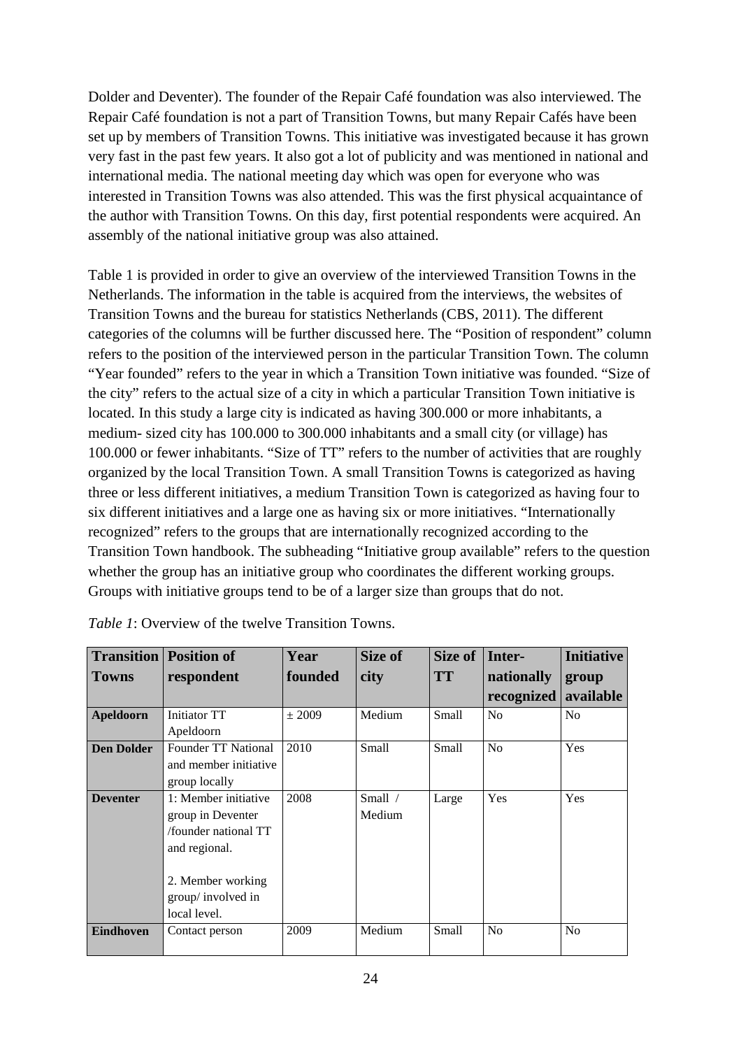Dolder and Deventer). The founder of the Repair Café foundation was also interviewed. The Repair Café foundation is not a part of Transition Towns, but many Repair Cafés have been set up by members of Transition Towns. This initiative was investigated because it has grown very fast in the past few years. It also got a lot of publicity and was mentioned in national and international media. The national meeting day which was open for everyone who was interested in Transition Towns was also attended. This was the first physical acquaintance of the author with Transition Towns. On this day, first potential respondents were acquired. An assembly of the national initiative group was also attained.

Table 1 is provided in order to give an overview of the interviewed Transition Towns in the Netherlands. The information in the table is acquired from the interviews, the websites of Transition Towns and the bureau for statistics Netherlands (CBS, 2011). The different categories of the columns will be further discussed here. The "Position of respondent" column refers to the position of the interviewed person in the particular Transition Town. The column "Year founded" refers to the year in which a Transition Town initiative was founded. "Size of the city" refers to the actual size of a city in which a particular Transition Town initiative is located. In this study a large city is indicated as having 300.000 or more inhabitants, a medium- sized city has 100.000 to 300.000 inhabitants and a small city (or village) has 100.000 or fewer inhabitants. "Size of TT" refers to the number of activities that are roughly organized by the local Transition Town. A small Transition Towns is categorized as having three or less different initiatives, a medium Transition Town is categorized as having four to six different initiatives and a large one as having six or more initiatives. "Internationally recognized" refers to the groups that are internationally recognized according to the Transition Town handbook. The subheading "Initiative group available" refers to the question whether the group has an initiative group who coordinates the different working groups. Groups with initiative groups tend to be of a larger size than groups that do not.

*Table 1*: Overview of the twelve Transition Towns.

| Transition Towns | Position of respondent | Year founded | Size of city | Size of TT | Inter-nationally recognized | Initiative group available |
|---|---|---|---|---|---|---|
| **Apeldoorn** | Initiator TT Apeldoorn | ± 2009 | Medium | Small | No | No |
| **Den Dolder** | Founder TT National and member initiative group locally | 2010 | Small | Small | No | Yes |
| **Deventer** | 1: Member initiative group in Deventer /founder national TT and regional.<br><br>2. Member working group/ involved in local level. | 2008 | Small / Medium | Large | Yes | Yes |
| **Eindhoven** | Contact person | 2009 | Medium | Small | No | No |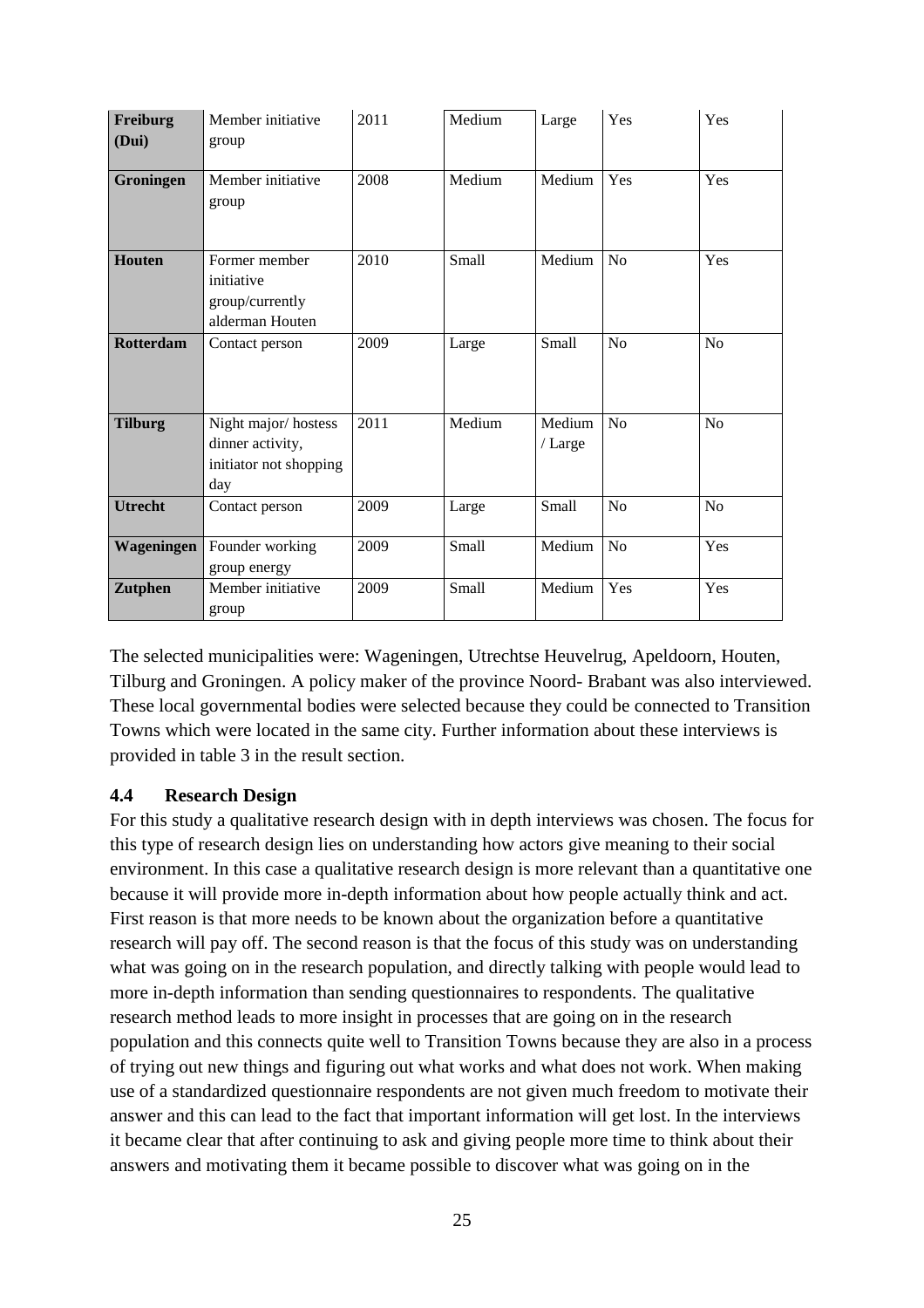| | | | | | | |
|---|---|---|---|---|---|---|
| **Freiburg (Dui)** | Member initiative group | 2011 | Medium | Large | Yes | Yes |
| **Groningen** | Member initiative group | 2008 | Medium | Medium | Yes | Yes |
| **Houten** | Former member initiative group/currently alderman Houten | 2010 | Small | Medium | No | Yes |
| **Rotterdam** | Contact person | 2009 | Large | Small | No | No |
| **Tilburg** | Night major/ hostess dinner activity, initiator not shopping day | 2011 | Medium | Medium / Large | No | No |
| **Utrecht** | Contact person | 2009 | Large | Small | No | No |
| **Wageningen** | Founder working group energy | 2009 | Small | Medium | No | Yes |
| **Zutphen** | Member initiative group | 2009 | Small | Medium | Yes | Yes |

The selected municipalities were: Wageningen, Utrechtse Heuvelrug, Apeldoorn, Houten, Tilburg and Groningen. A policy maker of the province Noord- Brabant was also interviewed. These local governmental bodies were selected because they could be connected to Transition Towns which were located in the same city. Further information about these interviews is provided in table 3 in the result section.

### 4.4 Research Design

For this study a qualitative research design with in depth interviews was chosen. The focus for this type of research design lies on understanding how actors give meaning to their social environment. In this case a qualitative research design is more relevant than a quantitative one because it will provide more in-depth information about how people actually think and act. First reason is that more needs to be known about the organization before a quantitative research will pay off. The second reason is that the focus of this study was on understanding what was going on in the research population, and directly talking with people would lead to more in-depth information than sending questionnaires to respondents. The qualitative research method leads to more insight in processes that are going on in the research population and this connects quite well to Transition Towns because they are also in a process of trying out new things and figuring out what works and what does not work. When making use of a standardized questionnaire respondents are not given much freedom to motivate their answer and this can lead to the fact that important information will get lost. In the interviews it became clear that after continuing to ask and giving people more time to think about their answers and motivating them it became possible to discover what was going on in the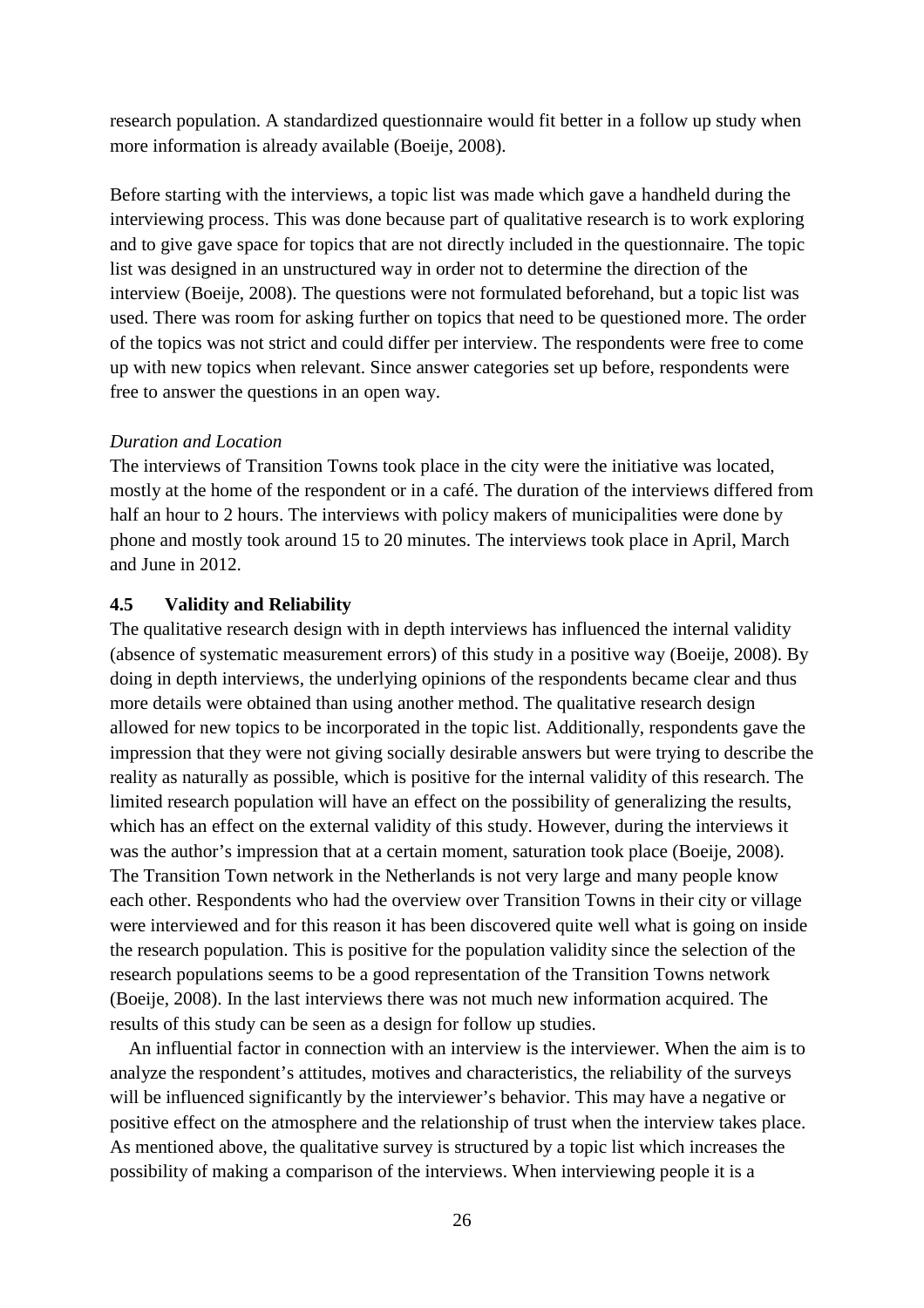research population. A standardized questionnaire would fit better in a follow up study when more information is already available (Boeije, 2008).

Before starting with the interviews, a topic list was made which gave a handheld during the interviewing process. This was done because part of qualitative research is to work exploring and to give gave space for topics that are not directly included in the questionnaire. The topic list was designed in an unstructured way in order not to determine the direction of the interview (Boeije, 2008). The questions were not formulated beforehand, but a topic list was used. There was room for asking further on topics that need to be questioned more. The order of the topics was not strict and could differ per interview. The respondents were free to come up with new topics when relevant. Since answer categories set up before, respondents were free to answer the questions in an open way.

*Duration and Location*

The interviews of Transition Towns took place in the city were the initiative was located, mostly at the home of the respondent or in a café. The duration of the interviews differed from half an hour to 2 hours. The interviews with policy makers of municipalities were done by phone and mostly took around 15 to 20 minutes. The interviews took place in April, March and June in 2012.

### 4.5 Validity and Reliability

The qualitative research design with in depth interviews has influenced the internal validity (absence of systematic measurement errors) of this study in a positive way (Boeije, 2008). By doing in depth interviews, the underlying opinions of the respondents became clear and thus more details were obtained than using another method. The qualitative research design allowed for new topics to be incorporated in the topic list. Additionally, respondents gave the impression that they were not giving socially desirable answers but were trying to describe the reality as naturally as possible, which is positive for the internal validity of this research. The limited research population will have an effect on the possibility of generalizing the results, which has an effect on the external validity of this study. However, during the interviews it was the author's impression that at a certain moment, saturation took place (Boeije, 2008). The Transition Town network in the Netherlands is not very large and many people know each other. Respondents who had the overview over Transition Towns in their city or village were interviewed and for this reason it has been discovered quite well what is going on inside the research population. This is positive for the population validity since the selection of the research populations seems to be a good representation of the Transition Towns network (Boeije, 2008). In the last interviews there was not much new information acquired. The results of this study can be seen as a design for follow up studies.

An influential factor in connection with an interview is the interviewer. When the aim is to analyze the respondent's attitudes, motives and characteristics, the reliability of the surveys will be influenced significantly by the interviewer's behavior. This may have a negative or positive effect on the atmosphere and the relationship of trust when the interview takes place. As mentioned above, the qualitative survey is structured by a topic list which increases the possibility of making a comparison of the interviews. When interviewing people it is a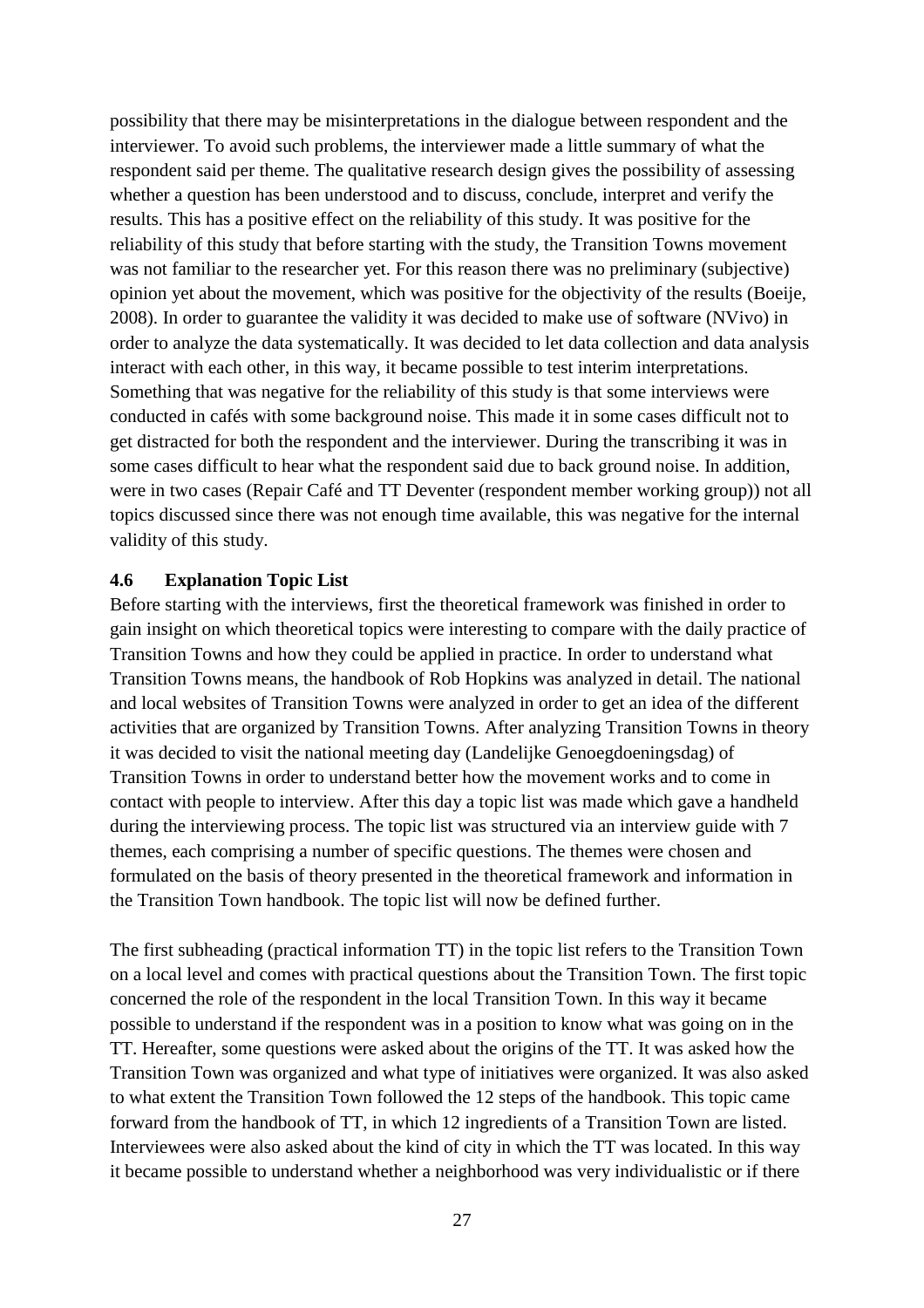possibility that there may be misinterpretations in the dialogue between respondent and the interviewer. To avoid such problems, the interviewer made a little summary of what the respondent said per theme. The qualitative research design gives the possibility of assessing whether a question has been understood and to discuss, conclude, interpret and verify the results. This has a positive effect on the reliability of this study. It was positive for the reliability of this study that before starting with the study, the Transition Towns movement was not familiar to the researcher yet. For this reason there was no preliminary (subjective) opinion yet about the movement, which was positive for the objectivity of the results (Boeije, 2008). In order to guarantee the validity it was decided to make use of software (NVivo) in order to analyze the data systematically. It was decided to let data collection and data analysis interact with each other, in this way, it became possible to test interim interpretations. Something that was negative for the reliability of this study is that some interviews were conducted in cafés with some background noise. This made it in some cases difficult not to get distracted for both the respondent and the interviewer. During the transcribing it was in some cases difficult to hear what the respondent said due to back ground noise. In addition, were in two cases (Repair Café and TT Deventer (respondent member working group)) not all topics discussed since there was not enough time available, this was negative for the internal validity of this study.

### 4.6 Explanation Topic List

Before starting with the interviews, first the theoretical framework was finished in order to gain insight on which theoretical topics were interesting to compare with the daily practice of Transition Towns and how they could be applied in practice. In order to understand what Transition Towns means, the handbook of Rob Hopkins was analyzed in detail. The national and local websites of Transition Towns were analyzed in order to get an idea of the different activities that are organized by Transition Towns. After analyzing Transition Towns in theory it was decided to visit the national meeting day (Landelijke Genoegdoeningsdag) of Transition Towns in order to understand better how the movement works and to come in contact with people to interview. After this day a topic list was made which gave a handheld during the interviewing process. The topic list was structured via an interview guide with 7 themes, each comprising a number of specific questions. The themes were chosen and formulated on the basis of theory presented in the theoretical framework and information in the Transition Town handbook. The topic list will now be defined further.

The first subheading (practical information TT) in the topic list refers to the Transition Town on a local level and comes with practical questions about the Transition Town. The first topic concerned the role of the respondent in the local Transition Town. In this way it became possible to understand if the respondent was in a position to know what was going on in the TT. Hereafter, some questions were asked about the origins of the TT. It was asked how the Transition Town was organized and what type of initiatives were organized. It was also asked to what extent the Transition Town followed the 12 steps of the handbook. This topic came forward from the handbook of TT, in which 12 ingredients of a Transition Town are listed. Interviewees were also asked about the kind of city in which the TT was located. In this way it became possible to understand whether a neighborhood was very individualistic or if there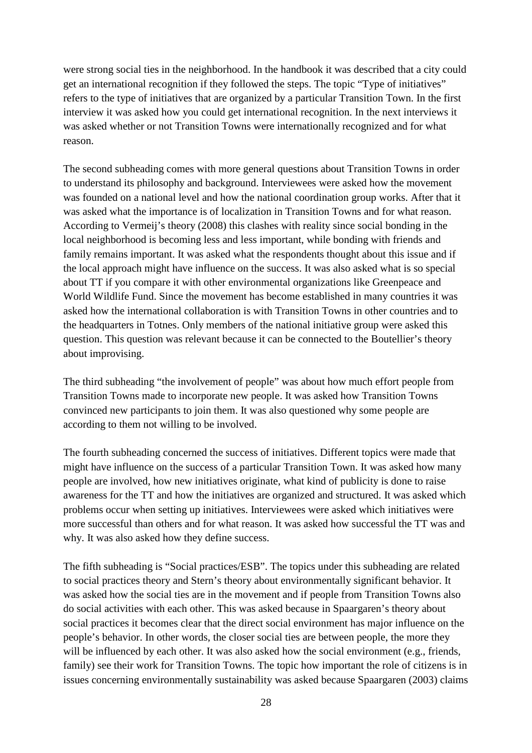were strong social ties in the neighborhood. In the handbook it was described that a city could get an international recognition if they followed the steps. The topic "Type of initiatives" refers to the type of initiatives that are organized by a particular Transition Town. In the first interview it was asked how you could get international recognition. In the next interviews it was asked whether or not Transition Towns were internationally recognized and for what reason.

The second subheading comes with more general questions about Transition Towns in order to understand its philosophy and background. Interviewees were asked how the movement was founded on a national level and how the national coordination group works. After that it was asked what the importance is of localization in Transition Towns and for what reason. According to Vermeij's theory (2008) this clashes with reality since social bonding in the local neighborhood is becoming less and less important, while bonding with friends and family remains important. It was asked what the respondents thought about this issue and if the local approach might have influence on the success. It was also asked what is so special about TT if you compare it with other environmental organizations like Greenpeace and World Wildlife Fund. Since the movement has become established in many countries it was asked how the international collaboration is with Transition Towns in other countries and to the headquarters in Totnes. Only members of the national initiative group were asked this question. This question was relevant because it can be connected to the Boutellier's theory about improvising.

The third subheading "the involvement of people" was about how much effort people from Transition Towns made to incorporate new people. It was asked how Transition Towns convinced new participants to join them. It was also questioned why some people are according to them not willing to be involved.

The fourth subheading concerned the success of initiatives. Different topics were made that might have influence on the success of a particular Transition Town. It was asked how many people are involved, how new initiatives originate, what kind of publicity is done to raise awareness for the TT and how the initiatives are organized and structured. It was asked which problems occur when setting up initiatives. Interviewees were asked which initiatives were more successful than others and for what reason. It was asked how successful the TT was and why. It was also asked how they define success.

The fifth subheading is "Social practices/ESB". The topics under this subheading are related to social practices theory and Stern's theory about environmentally significant behavior. It was asked how the social ties are in the movement and if people from Transition Towns also do social activities with each other. This was asked because in Spaargaren's theory about social practices it becomes clear that the direct social environment has major influence on the people's behavior. In other words, the closer social ties are between people, the more they will be influenced by each other. It was also asked how the social environment (e.g., friends, family) see their work for Transition Towns. The topic how important the role of citizens is in issues concerning environmentally sustainability was asked because Spaargaren (2003) claims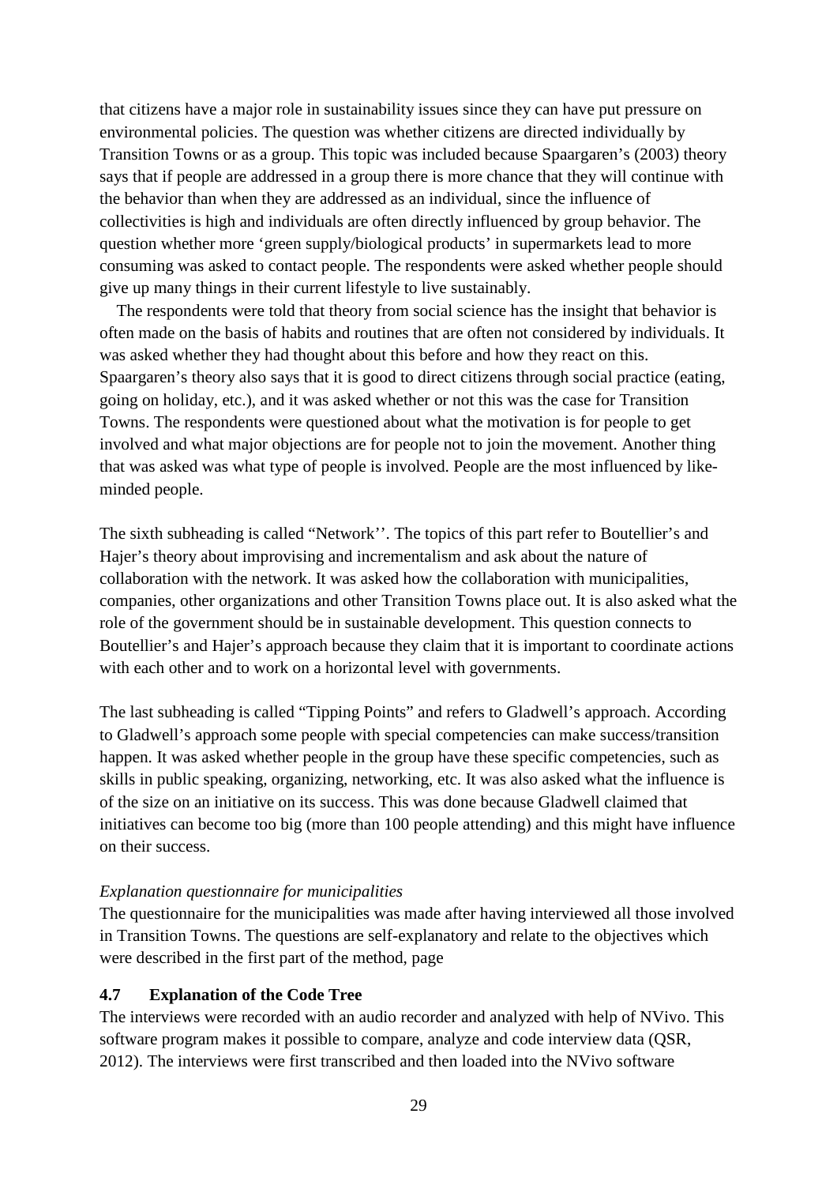that citizens have a major role in sustainability issues since they can have put pressure on environmental policies. The question was whether citizens are directed individually by Transition Towns or as a group. This topic was included because Spaargaren's (2003) theory says that if people are addressed in a group there is more chance that they will continue with the behavior than when they are addressed as an individual, since the influence of collectivities is high and individuals are often directly influenced by group behavior. The question whether more 'green supply/biological products' in supermarkets lead to more consuming was asked to contact people. The respondents were asked whether people should give up many things in their current lifestyle to live sustainably.

The respondents were told that theory from social science has the insight that behavior is often made on the basis of habits and routines that are often not considered by individuals. It was asked whether they had thought about this before and how they react on this. Spaargaren's theory also says that it is good to direct citizens through social practice (eating, going on holiday, etc.), and it was asked whether or not this was the case for Transition Towns. The respondents were questioned about what the motivation is for people to get involved and what major objections are for people not to join the movement. Another thing that was asked was what type of people is involved. People are the most influenced by like-minded people.

The sixth subheading is called "Network''. The topics of this part refer to Boutellier's and Hajer's theory about improvising and incrementalism and ask about the nature of collaboration with the network. It was asked how the collaboration with municipalities, companies, other organizations and other Transition Towns place out. It is also asked what the role of the government should be in sustainable development. This question connects to Boutellier's and Hajer's approach because they claim that it is important to coordinate actions with each other and to work on a horizontal level with governments.

The last subheading is called "Tipping Points" and refers to Gladwell's approach. According to Gladwell's approach some people with special competencies can make success/transition happen. It was asked whether people in the group have these specific competencies, such as skills in public speaking, organizing, networking, etc. It was also asked what the influence is of the size on an initiative on its success. This was done because Gladwell claimed that initiatives can become too big (more than 100 people attending) and this might have influence on their success.

*Explanation questionnaire for municipalities*

The questionnaire for the municipalities was made after having interviewed all those involved in Transition Towns. The questions are self-explanatory and relate to the objectives which were described in the first part of the method, page

### 4.7 Explanation of the Code Tree

The interviews were recorded with an audio recorder and analyzed with help of NVivo. This software program makes it possible to compare, analyze and code interview data (QSR, 2012). The interviews were first transcribed and then loaded into the NVivo software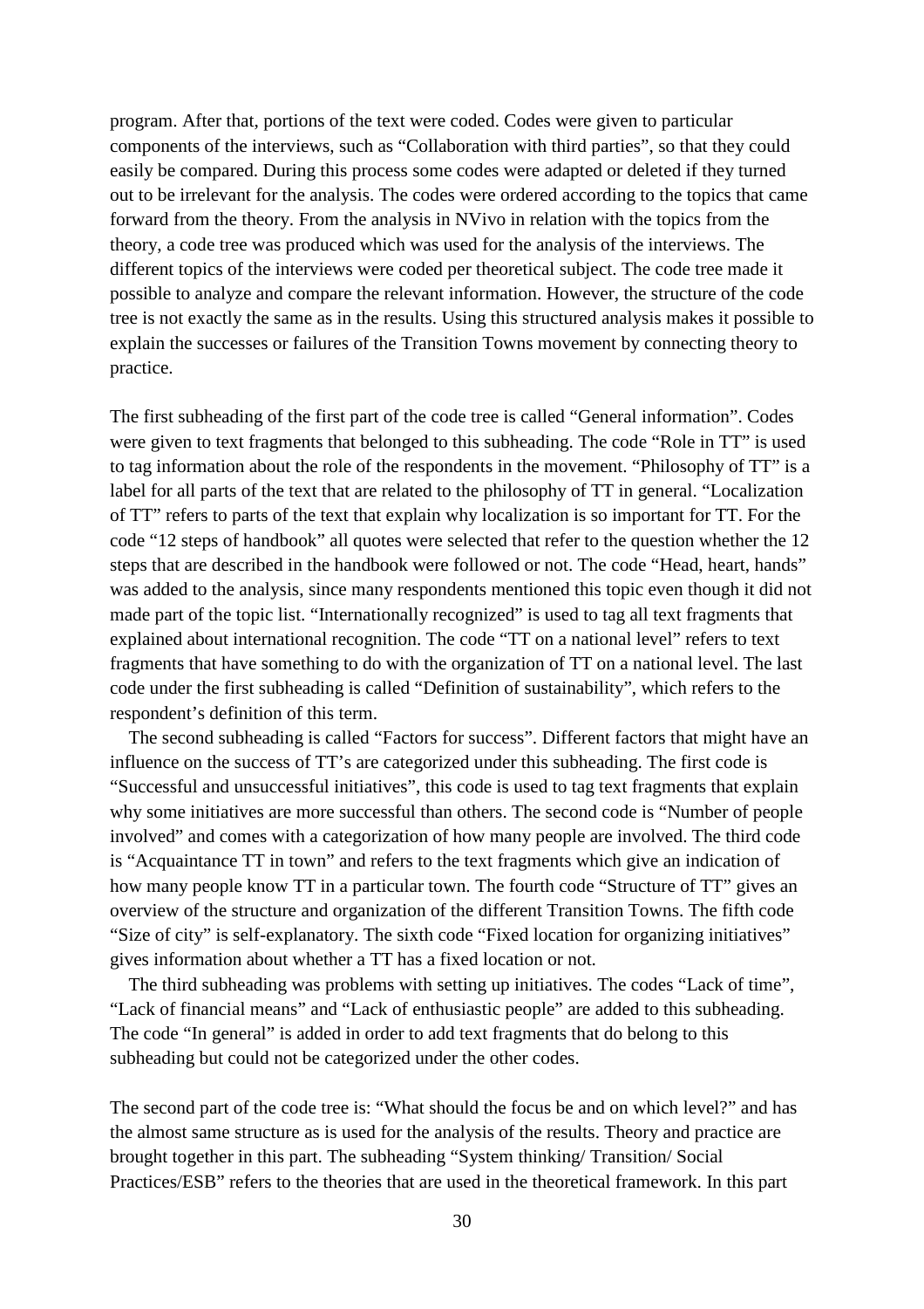program. After that, portions of the text were coded. Codes were given to particular components of the interviews, such as "Collaboration with third parties", so that they could easily be compared. During this process some codes were adapted or deleted if they turned out to be irrelevant for the analysis. The codes were ordered according to the topics that came forward from the theory. From the analysis in NVivo in relation with the topics from the theory, a code tree was produced which was used for the analysis of the interviews. The different topics of the interviews were coded per theoretical subject. The code tree made it possible to analyze and compare the relevant information. However, the structure of the code tree is not exactly the same as in the results. Using this structured analysis makes it possible to explain the successes or failures of the Transition Towns movement by connecting theory to practice.

The first subheading of the first part of the code tree is called "General information". Codes were given to text fragments that belonged to this subheading. The code "Role in TT" is used to tag information about the role of the respondents in the movement. "Philosophy of TT" is a label for all parts of the text that are related to the philosophy of TT in general. "Localization of TT" refers to parts of the text that explain why localization is so important for TT. For the code "12 steps of handbook" all quotes were selected that refer to the question whether the 12 steps that are described in the handbook were followed or not. The code "Head, heart, hands" was added to the analysis, since many respondents mentioned this topic even though it did not made part of the topic list. "Internationally recognized" is used to tag all text fragments that explained about international recognition. The code "TT on a national level" refers to text fragments that have something to do with the organization of TT on a national level. The last code under the first subheading is called "Definition of sustainability", which refers to the respondent's definition of this term.

The second subheading is called "Factors for success". Different factors that might have an influence on the success of TT's are categorized under this subheading. The first code is "Successful and unsuccessful initiatives", this code is used to tag text fragments that explain why some initiatives are more successful than others. The second code is "Number of people involved" and comes with a categorization of how many people are involved. The third code is "Acquaintance TT in town" and refers to the text fragments which give an indication of how many people know TT in a particular town. The fourth code "Structure of TT" gives an overview of the structure and organization of the different Transition Towns. The fifth code "Size of city" is self-explanatory. The sixth code "Fixed location for organizing initiatives" gives information about whether a TT has a fixed location or not.

The third subheading was problems with setting up initiatives. The codes "Lack of time", "Lack of financial means" and "Lack of enthusiastic people" are added to this subheading. The code "In general" is added in order to add text fragments that do belong to this subheading but could not be categorized under the other codes.

The second part of the code tree is: "What should the focus be and on which level?" and has the almost same structure as is used for the analysis of the results. Theory and practice are brought together in this part. The subheading "System thinking/ Transition/ Social Practices/ESB" refers to the theories that are used in the theoretical framework. In this part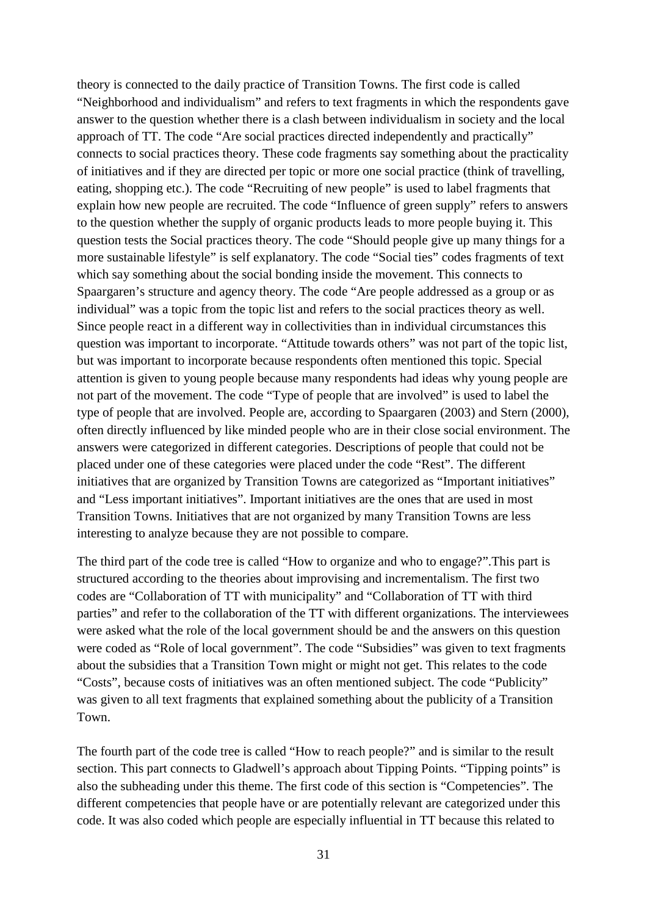theory is connected to the daily practice of Transition Towns. The first code is called "Neighborhood and individualism" and refers to text fragments in which the respondents gave answer to the question whether there is a clash between individualism in society and the local approach of TT. The code "Are social practices directed independently and practically" connects to social practices theory. These code fragments say something about the practicality of initiatives and if they are directed per topic or more one social practice (think of travelling, eating, shopping etc.). The code "Recruiting of new people" is used to label fragments that explain how new people are recruited. The code "Influence of green supply" refers to answers to the question whether the supply of organic products leads to more people buying it. This question tests the Social practices theory. The code "Should people give up many things for a more sustainable lifestyle" is self explanatory. The code "Social ties" codes fragments of text which say something about the social bonding inside the movement. This connects to Spaargaren's structure and agency theory. The code "Are people addressed as a group or as individual" was a topic from the topic list and refers to the social practices theory as well. Since people react in a different way in collectivities than in individual circumstances this question was important to incorporate. "Attitude towards others" was not part of the topic list, but was important to incorporate because respondents often mentioned this topic. Special attention is given to young people because many respondents had ideas why young people are not part of the movement. The code "Type of people that are involved" is used to label the type of people that are involved. People are, according to Spaargaren (2003) and Stern (2000), often directly influenced by like minded people who are in their close social environment. The answers were categorized in different categories. Descriptions of people that could not be placed under one of these categories were placed under the code "Rest". The different initiatives that are organized by Transition Towns are categorized as "Important initiatives" and "Less important initiatives". Important initiatives are the ones that are used in most Transition Towns. Initiatives that are not organized by many Transition Towns are less interesting to analyze because they are not possible to compare.

The third part of the code tree is called "How to organize and who to engage?".This part is structured according to the theories about improvising and incrementalism. The first two codes are "Collaboration of TT with municipality" and "Collaboration of TT with third parties" and refer to the collaboration of the TT with different organizations. The interviewees were asked what the role of the local government should be and the answers on this question were coded as "Role of local government". The code "Subsidies" was given to text fragments about the subsidies that a Transition Town might or might not get. This relates to the code "Costs", because costs of initiatives was an often mentioned subject. The code "Publicity" was given to all text fragments that explained something about the publicity of a Transition Town.

The fourth part of the code tree is called "How to reach people?" and is similar to the result section. This part connects to Gladwell's approach about Tipping Points. "Tipping points" is also the subheading under this theme. The first code of this section is "Competencies". The different competencies that people have or are potentially relevant are categorized under this code. It was also coded which people are especially influential in TT because this related to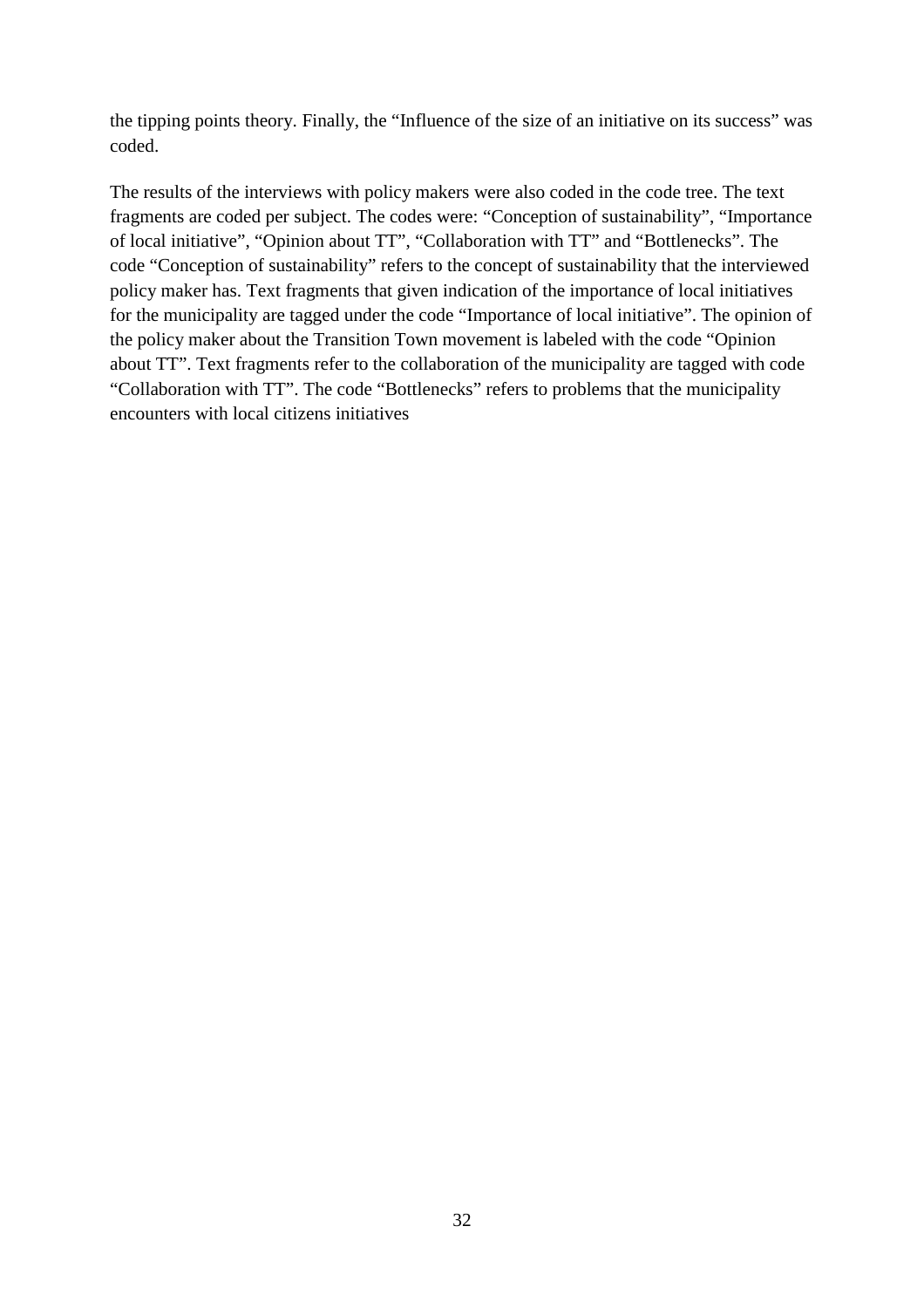the tipping points theory. Finally, the "Influence of the size of an initiative on its success" was coded.

The results of the interviews with policy makers were also coded in the code tree. The text fragments are coded per subject. The codes were: "Conception of sustainability", "Importance of local initiative", "Opinion about TT", "Collaboration with TT" and "Bottlenecks". The code "Conception of sustainability" refers to the concept of sustainability that the interviewed policy maker has. Text fragments that given indication of the importance of local initiatives for the municipality are tagged under the code "Importance of local initiative". The opinion of the policy maker about the Transition Town movement is labeled with the code "Opinion about TT". Text fragments refer to the collaboration of the municipality are tagged with code "Collaboration with TT". The code "Bottlenecks" refers to problems that the municipality encounters with local citizens initiatives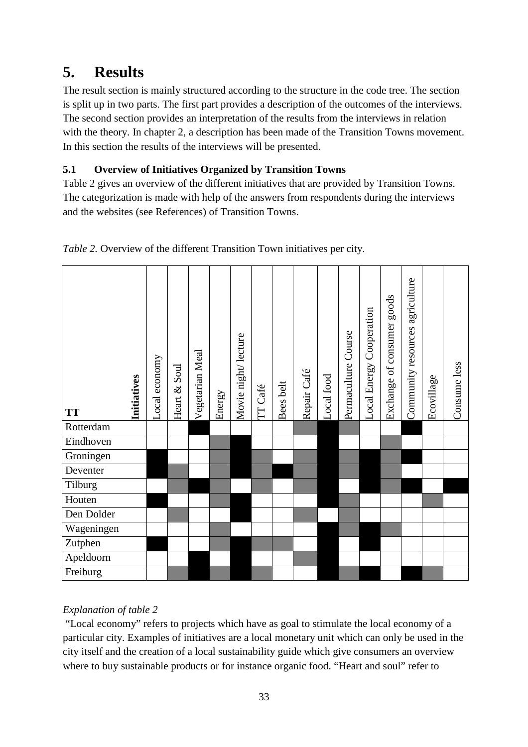# 5. Results

The result section is mainly structured according to the structure in the code tree. The section is split up in two parts. The first part provides a description of the outcomes of the interviews. The second section provides an interpretation of the results from the interviews in relation with the theory. In chapter 2, a description has been made of the Transition Towns movement. In this section the results of the interviews will be presented.

## 5.1 Overview of Initiatives Organized by Transition Towns

Table 2 gives an overview of the different initiatives that are provided by Transition Towns. The categorization is made with help of the answers from respondents during the interviews and the websites (see References) of Transition Towns.

*Table 2.* Overview of the different Transition Town initiatives per city.

| **TT** / **Initiatives** | Local economy | Heart & Soul | Vegetarian Meal | Energy | Movie night/ lecture | TT Café | Bees belt | Repair Café | Local food | Permaculture Course | Local Energy Cooperation | Exchange of consumer goods | Community resources agriculture | Ecovillage | Consume less |
|---|---|---|---|---|---|---|---|---|---|---|---|---|---|---|---|
| Rotterdam | | | ■ | | | | | ▒ | ■ | ▒ | | | ■ | | |
| Eindhoven | | | | ▒ | ■ | | | | ■ | | | ▒ | | | |
| Groningen | ■ | | | ▒ | ■ | ▒ | | ▒ | ■ | ▒ | ■ | ▒ | ■ | | |
| Deventer | ■ | ▒ | | ▒ | ■ | ▒ | ■ | ▒ | ■ | ▒ | ■ | ▒ | | | |
| Tilburg | | ▒ | ■ | ▒ | | ▒ | | ▒ | ■ | | ■ | ▒ | ■ | | ■ |
| Houten | ■ | | | ▒ | ■ | | | | ■ | ▒ | | | | ▒ | |
| Den Dolder | | ▒ | | | ■ | | | ▒ | | ▒ | | | | | |
| Wageningen | | | | ▒ | | | | | ■ | ▒ | ■ | ▒ | | | |
| Zutphen | ■ | | | ▒ | ■ | ▒ | ▒ | | ■ | | ■ | | | | |
| Apeldoorn | | | ■ | | ■ | | | ▒ | ■ | | | | | | |
| Freiburg | | ▒ | ■ | ▒ | ■ | ▒ | | | ■ | ▒ | ■ | | ■ | ▒ | |

*Explanation of table 2*

"Local economy" refers to projects which have as goal to stimulate the local economy of a particular city. Examples of initiatives are a local monetary unit which can only be used in the city itself and the creation of a local sustainability guide which give consumers an overview where to buy sustainable products or for instance organic food. "Heart and soul" refer to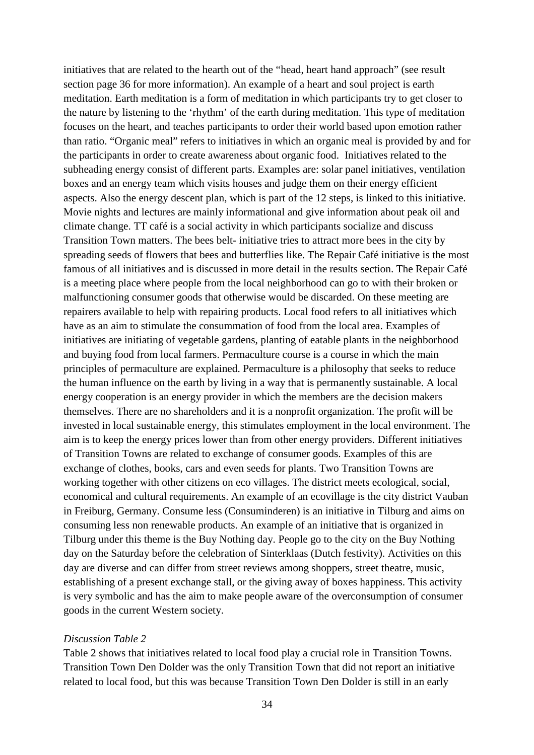initiatives that are related to the hearth out of the "head, heart hand approach" (see result section page 36 for more information). An example of a heart and soul project is earth meditation. Earth meditation is a form of meditation in which participants try to get closer to the nature by listening to the 'rhythm' of the earth during meditation. This type of meditation focuses on the heart, and teaches participants to order their world based upon emotion rather than ratio. "Organic meal" refers to initiatives in which an organic meal is provided by and for the participants in order to create awareness about organic food. Initiatives related to the subheading energy consist of different parts. Examples are: solar panel initiatives, ventilation boxes and an energy team which visits houses and judge them on their energy efficient aspects. Also the energy descent plan, which is part of the 12 steps, is linked to this initiative. Movie nights and lectures are mainly informational and give information about peak oil and climate change. TT café is a social activity in which participants socialize and discuss Transition Town matters. The bees belt- initiative tries to attract more bees in the city by spreading seeds of flowers that bees and butterflies like. The Repair Café initiative is the most famous of all initiatives and is discussed in more detail in the results section. The Repair Café is a meeting place where people from the local neighborhood can go to with their broken or malfunctioning consumer goods that otherwise would be discarded. On these meeting are repairers available to help with repairing products. Local food refers to all initiatives which have as an aim to stimulate the consummation of food from the local area. Examples of initiatives are initiating of vegetable gardens, planting of eatable plants in the neighborhood and buying food from local farmers. Permaculture course is a course in which the main principles of permaculture are explained. Permaculture is a philosophy that seeks to reduce the human influence on the earth by living in a way that is permanently sustainable. A local energy cooperation is an energy provider in which the members are the decision makers themselves. There are no shareholders and it is a nonprofit organization. The profit will be invested in local sustainable energy, this stimulates employment in the local environment. The aim is to keep the energy prices lower than from other energy providers. Different initiatives of Transition Towns are related to exchange of consumer goods. Examples of this are exchange of clothes, books, cars and even seeds for plants. Two Transition Towns are working together with other citizens on eco villages. The district meets ecological, social, economical and cultural requirements. An example of an ecovillage is the city district Vauban in Freiburg, Germany. Consume less (Consuminderen) is an initiative in Tilburg and aims on consuming less non renewable products. An example of an initiative that is organized in Tilburg under this theme is the Buy Nothing day. People go to the city on the Buy Nothing day on the Saturday before the celebration of Sinterklaas (Dutch festivity). Activities on this day are diverse and can differ from street reviews among shoppers, street theatre, music, establishing of a present exchange stall, or the giving away of boxes happiness. This activity is very symbolic and has the aim to make people aware of the overconsumption of consumer goods in the current Western society.

*Discussion Table 2*

Table 2 shows that initiatives related to local food play a crucial role in Transition Towns. Transition Town Den Dolder was the only Transition Town that did not report an initiative related to local food, but this was because Transition Town Den Dolder is still in an early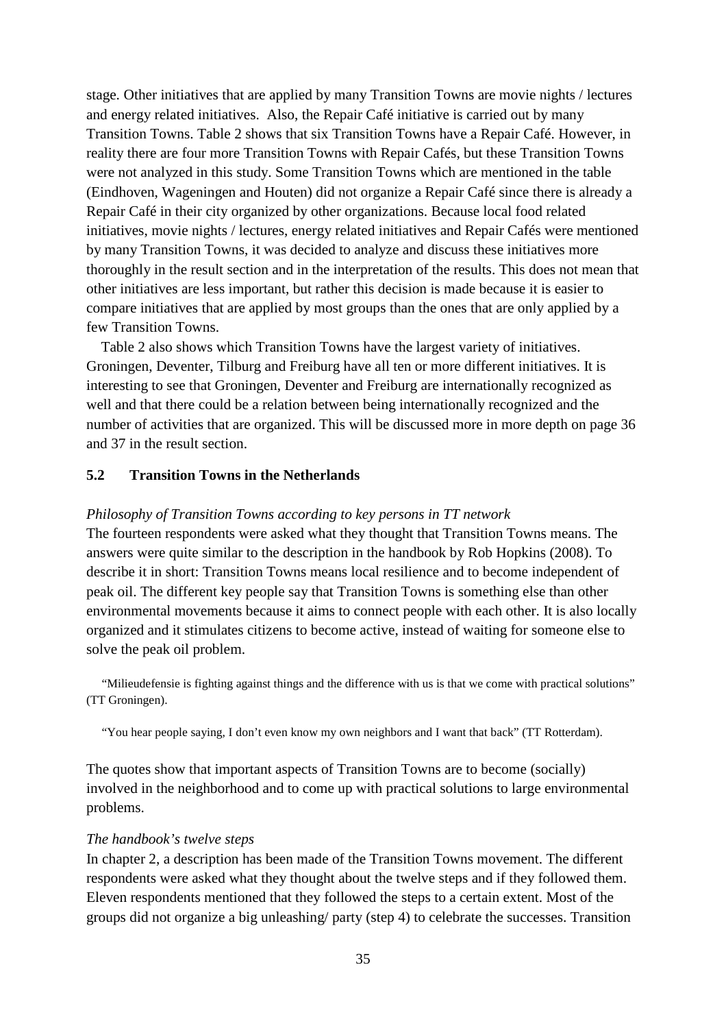stage. Other initiatives that are applied by many Transition Towns are movie nights / lectures and energy related initiatives. Also, the Repair Café initiative is carried out by many Transition Towns. Table 2 shows that six Transition Towns have a Repair Café. However, in reality there are four more Transition Towns with Repair Cafés, but these Transition Towns were not analyzed in this study. Some Transition Towns which are mentioned in the table (Eindhoven, Wageningen and Houten) did not organize a Repair Café since there is already a Repair Café in their city organized by other organizations. Because local food related initiatives, movie nights / lectures, energy related initiatives and Repair Cafés were mentioned by many Transition Towns, it was decided to analyze and discuss these initiatives more thoroughly in the result section and in the interpretation of the results. This does not mean that other initiatives are less important, but rather this decision is made because it is easier to compare initiatives that are applied by most groups than the ones that are only applied by a few Transition Towns.

Table 2 also shows which Transition Towns have the largest variety of initiatives. Groningen, Deventer, Tilburg and Freiburg have all ten or more different initiatives. It is interesting to see that Groningen, Deventer and Freiburg are internationally recognized as well and that there could be a relation between being internationally recognized and the number of activities that are organized. This will be discussed more in more depth on page 36 and 37 in the result section.

## 5.2 Transition Towns in the Netherlands

*Philosophy of Transition Towns according to key persons in TT network*

The fourteen respondents were asked what they thought that Transition Towns means. The answers were quite similar to the description in the handbook by Rob Hopkins (2008). To describe it in short: Transition Towns means local resilience and to become independent of peak oil. The different key people say that Transition Towns is something else than other environmental movements because it aims to connect people with each other. It is also locally organized and it stimulates citizens to become active, instead of waiting for someone else to solve the peak oil problem.

"Milieudefensie is fighting against things and the difference with us is that we come with practical solutions" (TT Groningen).

"You hear people saying, I don't even know my own neighbors and I want that back" (TT Rotterdam).

The quotes show that important aspects of Transition Towns are to become (socially) involved in the neighborhood and to come up with practical solutions to large environmental problems.

*The handbook's twelve steps*

In chapter 2, a description has been made of the Transition Towns movement. The different respondents were asked what they thought about the twelve steps and if they followed them. Eleven respondents mentioned that they followed the steps to a certain extent. Most of the groups did not organize a big unleashing/ party (step 4) to celebrate the successes. Transition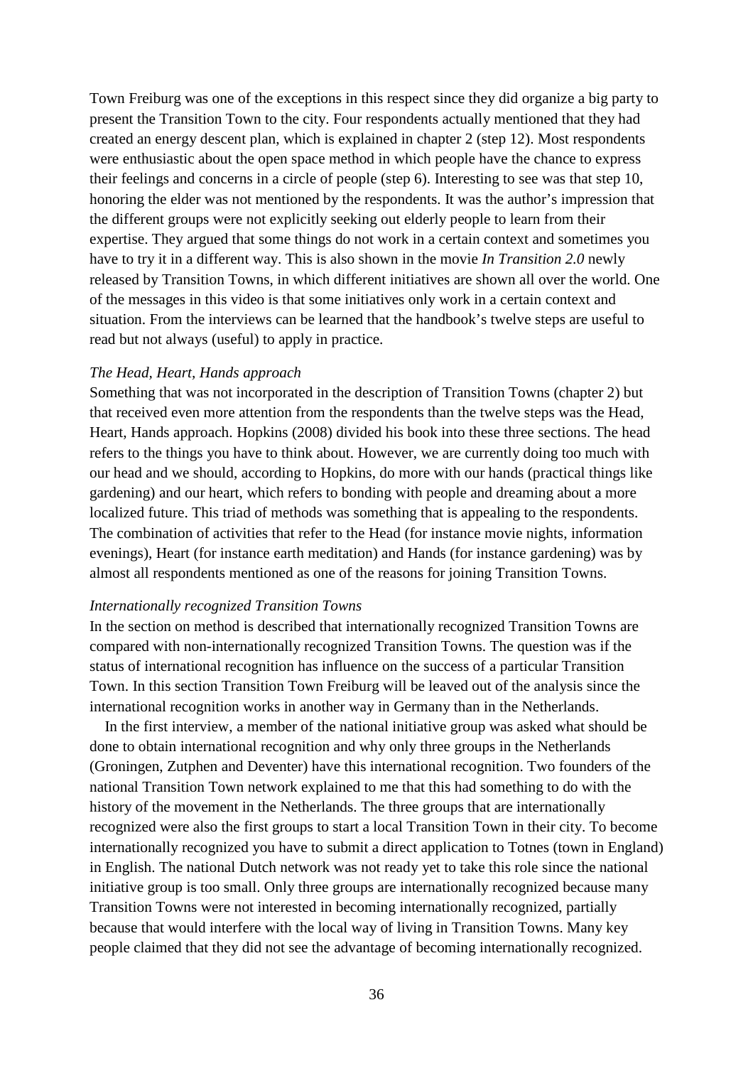Town Freiburg was one of the exceptions in this respect since they did organize a big party to present the Transition Town to the city. Four respondents actually mentioned that they had created an energy descent plan, which is explained in chapter 2 (step 12). Most respondents were enthusiastic about the open space method in which people have the chance to express their feelings and concerns in a circle of people (step 6). Interesting to see was that step 10, honoring the elder was not mentioned by the respondents. It was the author's impression that the different groups were not explicitly seeking out elderly people to learn from their expertise. They argued that some things do not work in a certain context and sometimes you have to try it in a different way. This is also shown in the movie *In Transition 2.0* newly released by Transition Towns, in which different initiatives are shown all over the world. One of the messages in this video is that some initiatives only work in a certain context and situation. From the interviews can be learned that the handbook's twelve steps are useful to read but not always (useful) to apply in practice.

*The Head, Heart, Hands approach*

Something that was not incorporated in the description of Transition Towns (chapter 2) but that received even more attention from the respondents than the twelve steps was the Head, Heart, Hands approach. Hopkins (2008) divided his book into these three sections. The head refers to the things you have to think about. However, we are currently doing too much with our head and we should, according to Hopkins, do more with our hands (practical things like gardening) and our heart, which refers to bonding with people and dreaming about a more localized future. This triad of methods was something that is appealing to the respondents. The combination of activities that refer to the Head (for instance movie nights, information evenings), Heart (for instance earth meditation) and Hands (for instance gardening) was by almost all respondents mentioned as one of the reasons for joining Transition Towns.

*Internationally recognized Transition Towns*

In the section on method is described that internationally recognized Transition Towns are compared with non-internationally recognized Transition Towns. The question was if the status of international recognition has influence on the success of a particular Transition Town. In this section Transition Town Freiburg will be leaved out of the analysis since the international recognition works in another way in Germany than in the Netherlands.

In the first interview, a member of the national initiative group was asked what should be done to obtain international recognition and why only three groups in the Netherlands (Groningen, Zutphen and Deventer) have this international recognition. Two founders of the national Transition Town network explained to me that this had something to do with the history of the movement in the Netherlands. The three groups that are internationally recognized were also the first groups to start a local Transition Town in their city. To become internationally recognized you have to submit a direct application to Totnes (town in England) in English. The national Dutch network was not ready yet to take this role since the national initiative group is too small. Only three groups are internationally recognized because many Transition Towns were not interested in becoming internationally recognized, partially because that would interfere with the local way of living in Transition Towns. Many key people claimed that they did not see the advantage of becoming internationally recognized.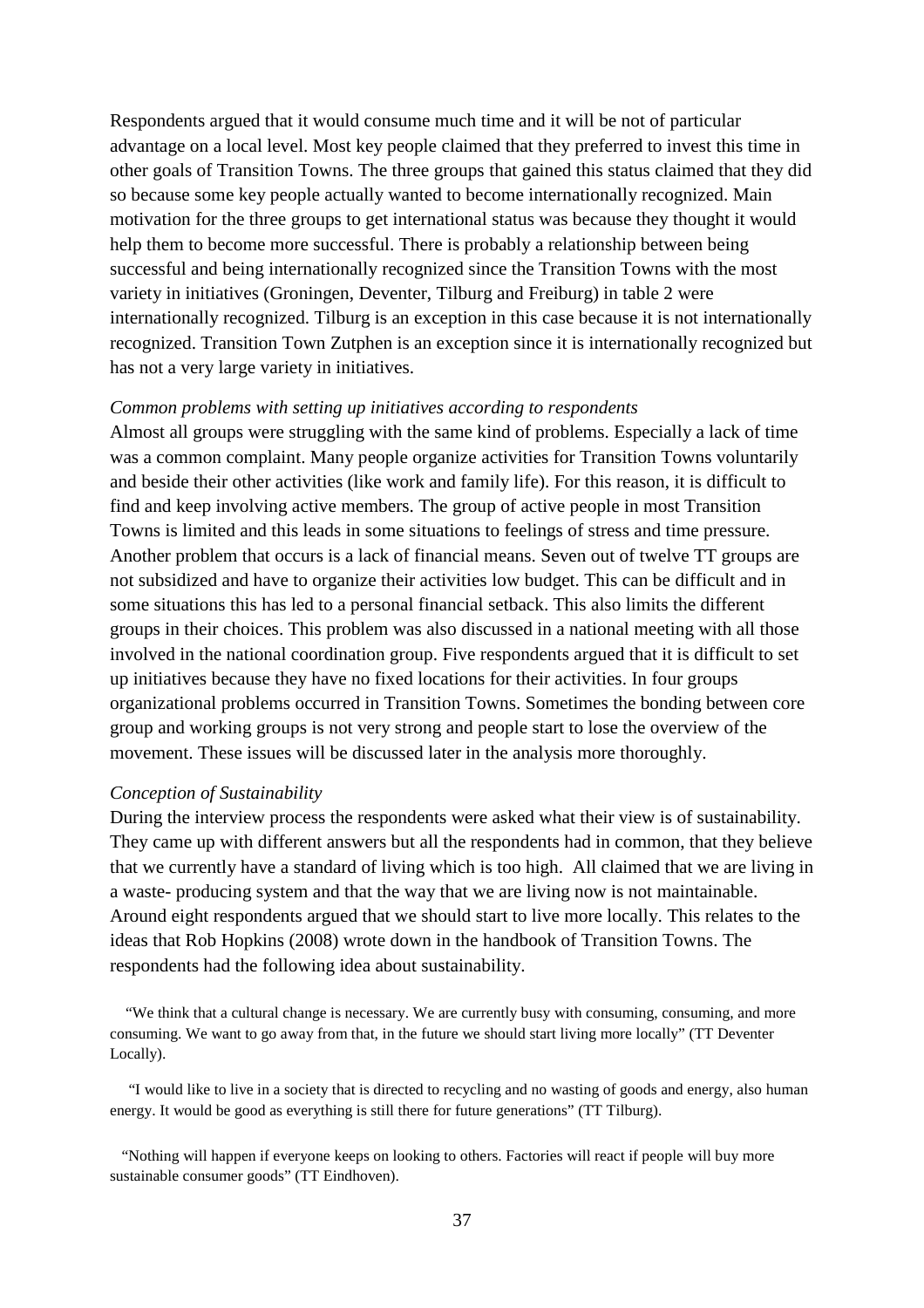Respondents argued that it would consume much time and it will be not of particular advantage on a local level. Most key people claimed that they preferred to invest this time in other goals of Transition Towns. The three groups that gained this status claimed that they did so because some key people actually wanted to become internationally recognized. Main motivation for the three groups to get international status was because they thought it would help them to become more successful. There is probably a relationship between being successful and being internationally recognized since the Transition Towns with the most variety in initiatives (Groningen, Deventer, Tilburg and Freiburg) in table 2 were internationally recognized. Tilburg is an exception in this case because it is not internationally recognized. Transition Town Zutphen is an exception since it is internationally recognized but has not a very large variety in initiatives.

*Common problems with setting up initiatives according to respondents*

Almost all groups were struggling with the same kind of problems. Especially a lack of time was a common complaint. Many people organize activities for Transition Towns voluntarily and beside their other activities (like work and family life). For this reason, it is difficult to find and keep involving active members. The group of active people in most Transition Towns is limited and this leads in some situations to feelings of stress and time pressure. Another problem that occurs is a lack of financial means. Seven out of twelve TT groups are not subsidized and have to organize their activities low budget. This can be difficult and in some situations this has led to a personal financial setback. This also limits the different groups in their choices. This problem was also discussed in a national meeting with all those involved in the national coordination group. Five respondents argued that it is difficult to set up initiatives because they have no fixed locations for their activities. In four groups organizational problems occurred in Transition Towns. Sometimes the bonding between core group and working groups is not very strong and people start to lose the overview of the movement. These issues will be discussed later in the analysis more thoroughly.

*Conception of Sustainability*

During the interview process the respondents were asked what their view is of sustainability. They came up with different answers but all the respondents had in common, that they believe that we currently have a standard of living which is too high. All claimed that we are living in a waste- producing system and that the way that we are living now is not maintainable. Around eight respondents argued that we should start to live more locally. This relates to the ideas that Rob Hopkins (2008) wrote down in the handbook of Transition Towns. The respondents had the following idea about sustainability.

"We think that a cultural change is necessary. We are currently busy with consuming, consuming, and more consuming. We want to go away from that, in the future we should start living more locally" (TT Deventer Locally).

"I would like to live in a society that is directed to recycling and no wasting of goods and energy, also human energy. It would be good as everything is still there for future generations" (TT Tilburg).

"Nothing will happen if everyone keeps on looking to others. Factories will react if people will buy more sustainable consumer goods" (TT Eindhoven).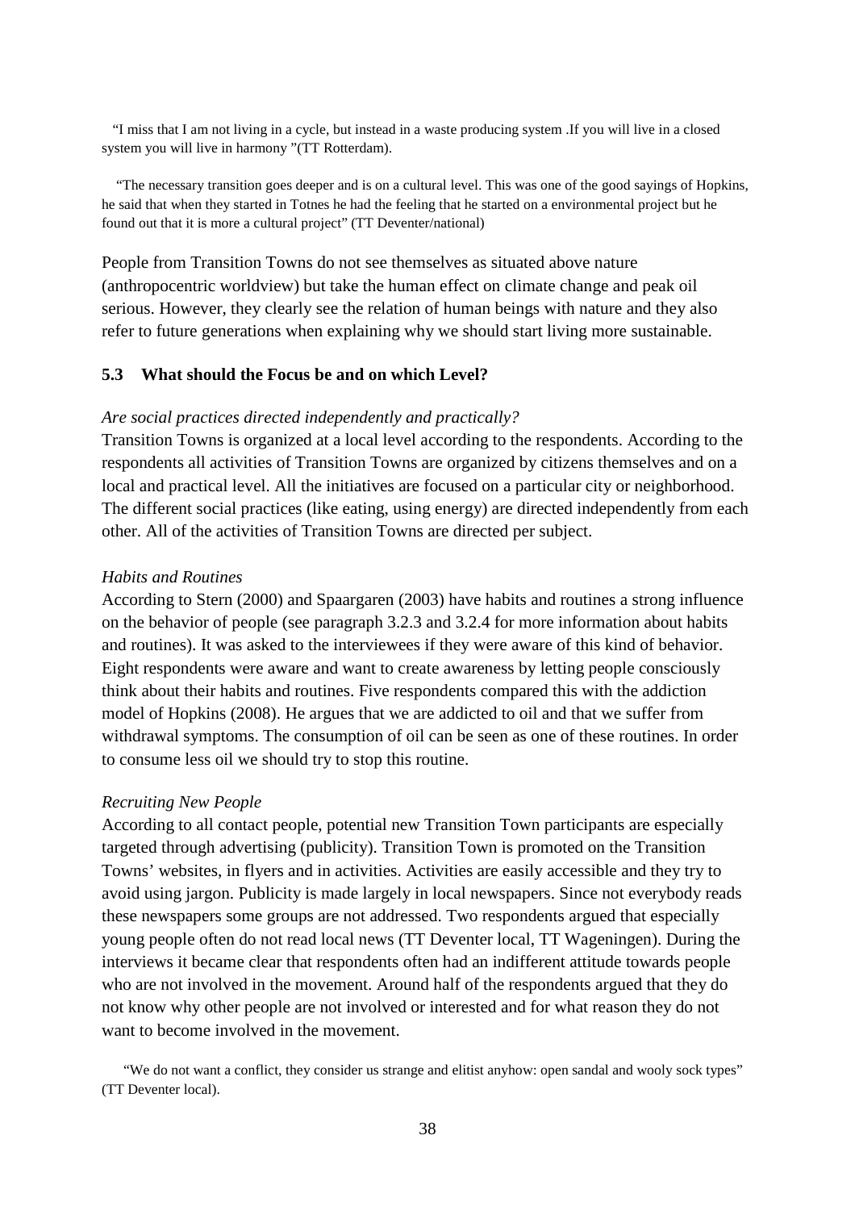"I miss that I am not living in a cycle, but instead in a waste producing system .If you will live in a closed system you will live in harmony "(TT Rotterdam).

"The necessary transition goes deeper and is on a cultural level. This was one of the good sayings of Hopkins, he said that when they started in Totnes he had the feeling that he started on a environmental project but he found out that it is more a cultural project" (TT Deventer/national)

People from Transition Towns do not see themselves as situated above nature (anthropocentric worldview) but take the human effect on climate change and peak oil serious. However, they clearly see the relation of human beings with nature and they also refer to future generations when explaining why we should start living more sustainable.

### 5.3 What should the Focus be and on which Level?

*Are social practices directed independently and practically?*

Transition Towns is organized at a local level according to the respondents. According to the respondents all activities of Transition Towns are organized by citizens themselves and on a local and practical level. All the initiatives are focused on a particular city or neighborhood. The different social practices (like eating, using energy) are directed independently from each other. All of the activities of Transition Towns are directed per subject.

*Habits and Routines*

According to Stern (2000) and Spaargaren (2003) have habits and routines a strong influence on the behavior of people (see paragraph 3.2.3 and 3.2.4 for more information about habits and routines). It was asked to the interviewees if they were aware of this kind of behavior. Eight respondents were aware and want to create awareness by letting people consciously think about their habits and routines. Five respondents compared this with the addiction model of Hopkins (2008). He argues that we are addicted to oil and that we suffer from withdrawal symptoms. The consumption of oil can be seen as one of these routines. In order to consume less oil we should try to stop this routine.

*Recruiting New People*

According to all contact people, potential new Transition Town participants are especially targeted through advertising (publicity). Transition Town is promoted on the Transition Towns' websites, in flyers and in activities. Activities are easily accessible and they try to avoid using jargon. Publicity is made largely in local newspapers. Since not everybody reads these newspapers some groups are not addressed. Two respondents argued that especially young people often do not read local news (TT Deventer local, TT Wageningen). During the interviews it became clear that respondents often had an indifferent attitude towards people who are not involved in the movement. Around half of the respondents argued that they do not know why other people are not involved or interested and for what reason they do not want to become involved in the movement.

"We do not want a conflict, they consider us strange and elitist anyhow: open sandal and wooly sock types" (TT Deventer local).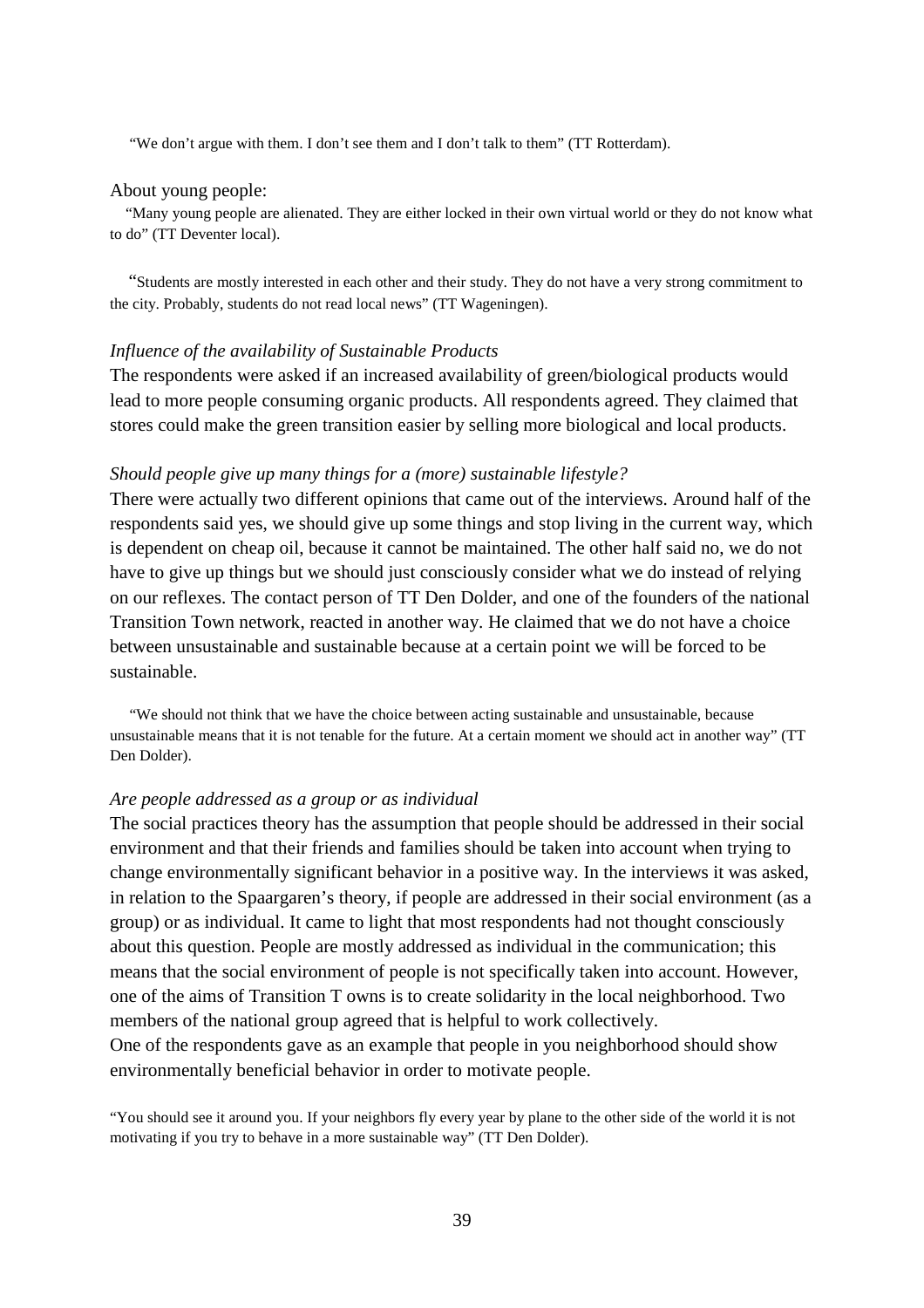"We don't argue with them. I don't see them and I don't talk to them" (TT Rotterdam).

About young people:

"Many young people are alienated. They are either locked in their own virtual world or they do not know what to do" (TT Deventer local).

"Students are mostly interested in each other and their study. They do not have a very strong commitment to the city. Probably, students do not read local news" (TT Wageningen).

*Influence of the availability of Sustainable Products*

The respondents were asked if an increased availability of green/biological products would lead to more people consuming organic products. All respondents agreed. They claimed that stores could make the green transition easier by selling more biological and local products.

*Should people give up many things for a (more) sustainable lifestyle?*

There were actually two different opinions that came out of the interviews. Around half of the respondents said yes, we should give up some things and stop living in the current way, which is dependent on cheap oil, because it cannot be maintained. The other half said no, we do not have to give up things but we should just consciously consider what we do instead of relying on our reflexes. The contact person of TT Den Dolder, and one of the founders of the national Transition Town network, reacted in another way. He claimed that we do not have a choice between unsustainable and sustainable because at a certain point we will be forced to be sustainable.

"We should not think that we have the choice between acting sustainable and unsustainable, because unsustainable means that it is not tenable for the future. At a certain moment we should act in another way" (TT Den Dolder).

*Are people addressed as a group or as individual*

The social practices theory has the assumption that people should be addressed in their social environment and that their friends and families should be taken into account when trying to change environmentally significant behavior in a positive way. In the interviews it was asked, in relation to the Spaargaren's theory, if people are addressed in their social environment (as a group) or as individual. It came to light that most respondents had not thought consciously about this question. People are mostly addressed as individual in the communication; this means that the social environment of people is not specifically taken into account. However, one of the aims of Transition T owns is to create solidarity in the local neighborhood. Two members of the national group agreed that is helpful to work collectively.
One of the respondents gave as an example that people in you neighborhood should show environmentally beneficial behavior in order to motivate people.

"You should see it around you. If your neighbors fly every year by plane to the other side of the world it is not motivating if you try to behave in a more sustainable way" (TT Den Dolder).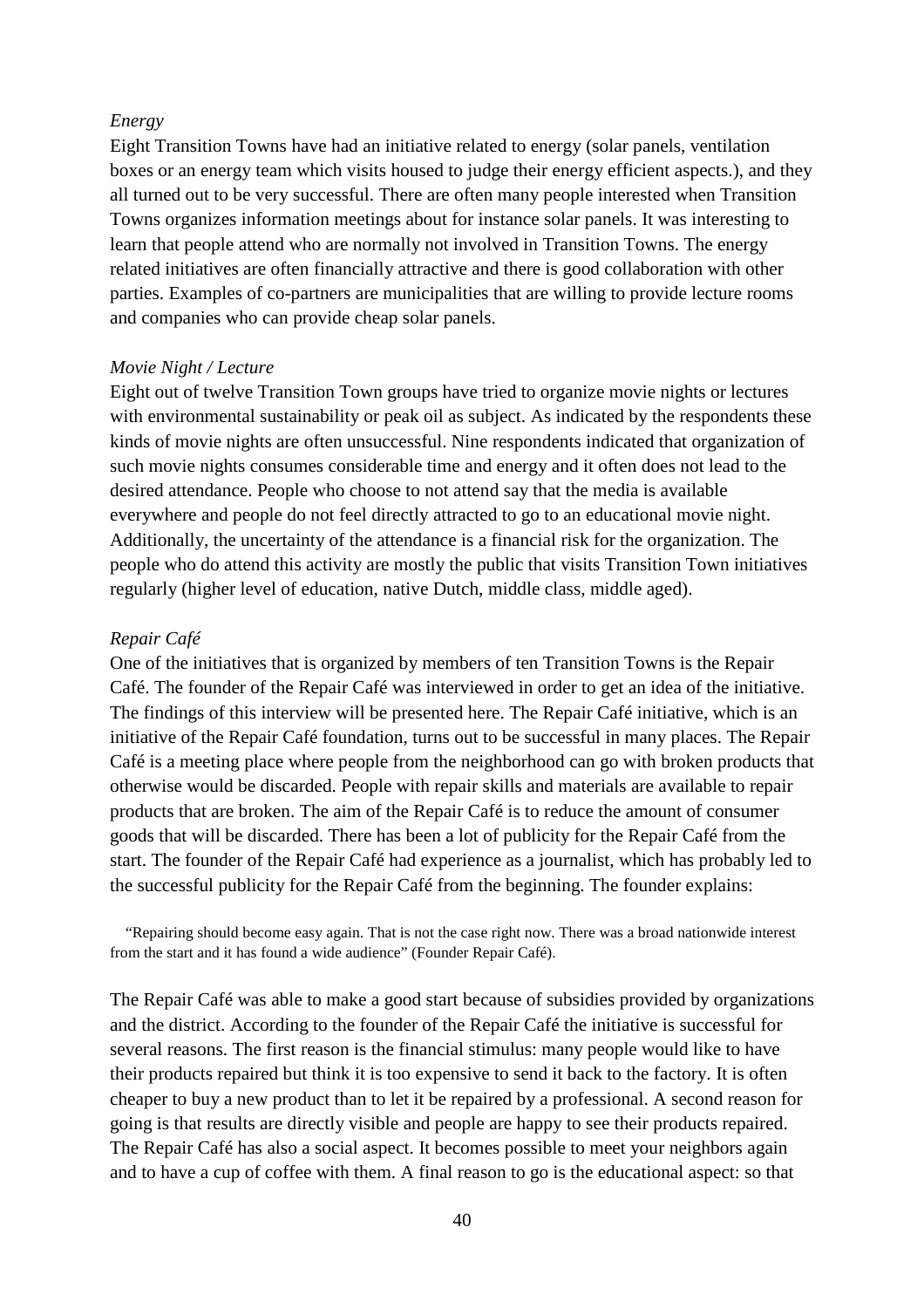*Energy*

Eight Transition Towns have had an initiative related to energy (solar panels, ventilation boxes or an energy team which visits housed to judge their energy efficient aspects.), and they all turned out to be very successful. There are often many people interested when Transition Towns organizes information meetings about for instance solar panels. It was interesting to learn that people attend who are normally not involved in Transition Towns. The energy related initiatives are often financially attractive and there is good collaboration with other parties. Examples of co-partners are municipalities that are willing to provide lecture rooms and companies who can provide cheap solar panels.

*Movie Night / Lecture*

Eight out of twelve Transition Town groups have tried to organize movie nights or lectures with environmental sustainability or peak oil as subject. As indicated by the respondents these kinds of movie nights are often unsuccessful. Nine respondents indicated that organization of such movie nights consumes considerable time and energy and it often does not lead to the desired attendance. People who choose to not attend say that the media is available everywhere and people do not feel directly attracted to go to an educational movie night. Additionally, the uncertainty of the attendance is a financial risk for the organization. The people who do attend this activity are mostly the public that visits Transition Town initiatives regularly (higher level of education, native Dutch, middle class, middle aged).

*Repair Café*

One of the initiatives that is organized by members of ten Transition Towns is the Repair Café. The founder of the Repair Café was interviewed in order to get an idea of the initiative. The findings of this interview will be presented here. The Repair Café initiative, which is an initiative of the Repair Café foundation, turns out to be successful in many places. The Repair Café is a meeting place where people from the neighborhood can go with broken products that otherwise would be discarded. People with repair skills and materials are available to repair products that are broken. The aim of the Repair Café is to reduce the amount of consumer goods that will be discarded. There has been a lot of publicity for the Repair Café from the start. The founder of the Repair Café had experience as a journalist, which has probably led to the successful publicity for the Repair Café from the beginning. The founder explains:

> "Repairing should become easy again. That is not the case right now. There was a broad nationwide interest from the start and it has found a wide audience" (Founder Repair Café).

The Repair Café was able to make a good start because of subsidies provided by organizations and the district. According to the founder of the Repair Café the initiative is successful for several reasons. The first reason is the financial stimulus: many people would like to have their products repaired but think it is too expensive to send it back to the factory. It is often cheaper to buy a new product than to let it be repaired by a professional. A second reason for going is that results are directly visible and people are happy to see their products repaired. The Repair Café has also a social aspect. It becomes possible to meet your neighbors again and to have a cup of coffee with them. A final reason to go is the educational aspect: so that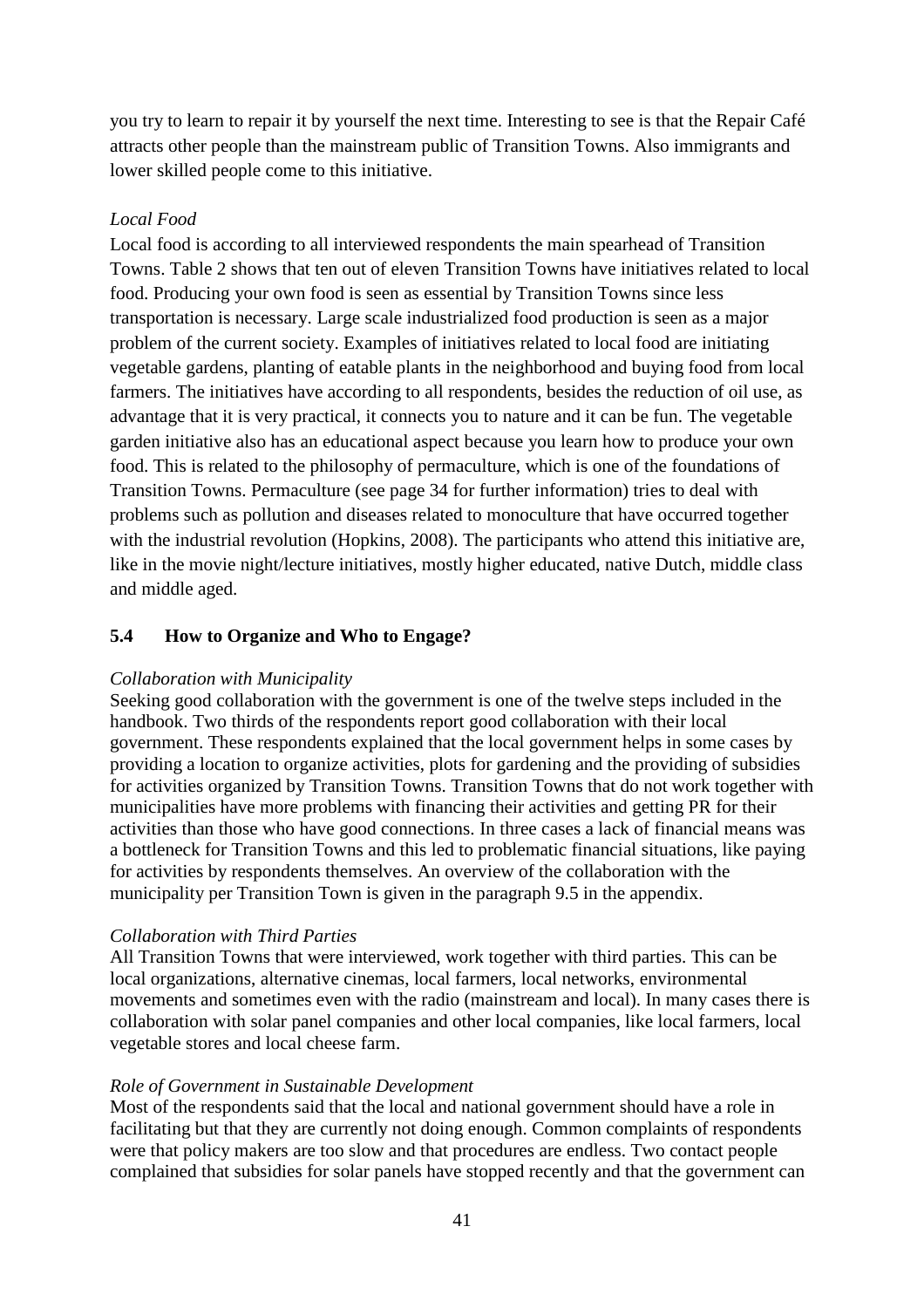you try to learn to repair it by yourself the next time. Interesting to see is that the Repair Café attracts other people than the mainstream public of Transition Towns. Also immigrants and lower skilled people come to this initiative.

*Local Food*

Local food is according to all interviewed respondents the main spearhead of Transition Towns. Table 2 shows that ten out of eleven Transition Towns have initiatives related to local food. Producing your own food is seen as essential by Transition Towns since less transportation is necessary. Large scale industrialized food production is seen as a major problem of the current society. Examples of initiatives related to local food are initiating vegetable gardens, planting of eatable plants in the neighborhood and buying food from local farmers. The initiatives have according to all respondents, besides the reduction of oil use, as advantage that it is very practical, it connects you to nature and it can be fun. The vegetable garden initiative also has an educational aspect because you learn how to produce your own food. This is related to the philosophy of permaculture, which is one of the foundations of Transition Towns. Permaculture (see page 34 for further information) tries to deal with problems such as pollution and diseases related to monoculture that have occurred together with the industrial revolution (Hopkins, 2008). The participants who attend this initiative are, like in the movie night/lecture initiatives, mostly higher educated, native Dutch, middle class and middle aged.

## 5.4 How to Organize and Who to Engage?

*Collaboration with Municipality*

Seeking good collaboration with the government is one of the twelve steps included in the handbook. Two thirds of the respondents report good collaboration with their local government. These respondents explained that the local government helps in some cases by providing a location to organize activities, plots for gardening and the providing of subsidies for activities organized by Transition Towns. Transition Towns that do not work together with municipalities have more problems with financing their activities and getting PR for their activities than those who have good connections. In three cases a lack of financial means was a bottleneck for Transition Towns and this led to problematic financial situations, like paying for activities by respondents themselves. An overview of the collaboration with the municipality per Transition Town is given in the paragraph 9.5 in the appendix.

*Collaboration with Third Parties*

All Transition Towns that were interviewed, work together with third parties. This can be local organizations, alternative cinemas, local farmers, local networks, environmental movements and sometimes even with the radio (mainstream and local). In many cases there is collaboration with solar panel companies and other local companies, like local farmers, local vegetable stores and local cheese farm.

*Role of Government in Sustainable Development*

Most of the respondents said that the local and national government should have a role in facilitating but that they are currently not doing enough. Common complaints of respondents were that policy makers are too slow and that procedures are endless. Two contact people complained that subsidies for solar panels have stopped recently and that the government can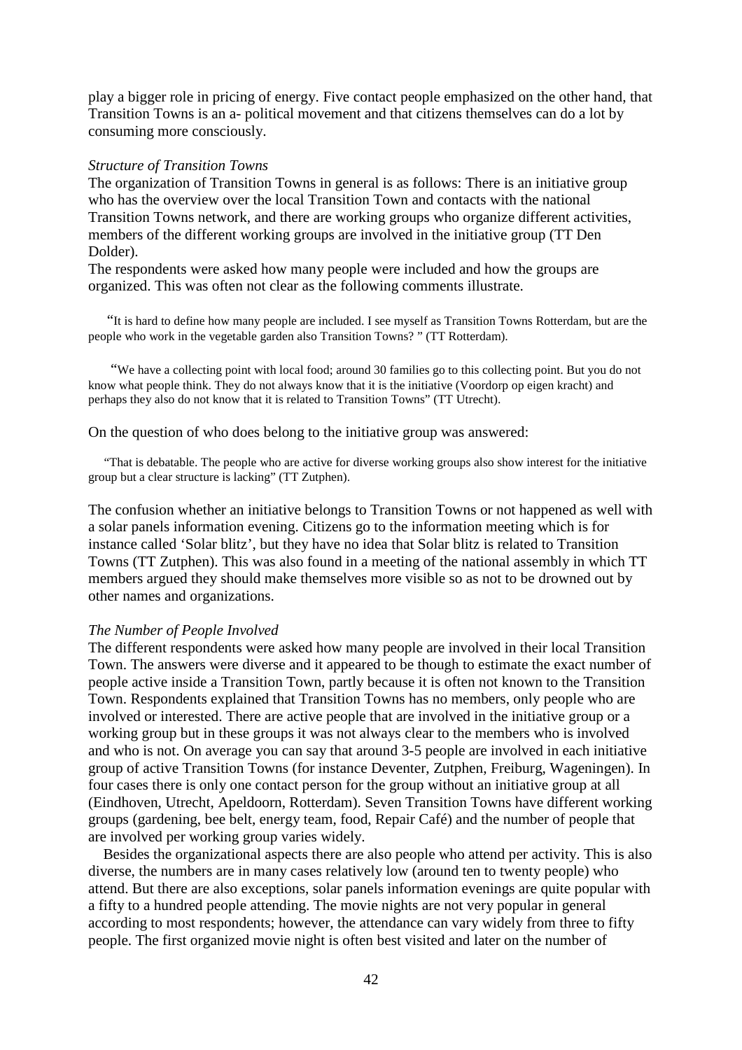play a bigger role in pricing of energy. Five contact people emphasized on the other hand, that Transition Towns is an a- political movement and that citizens themselves can do a lot by consuming more consciously.

*Structure of Transition Towns*

The organization of Transition Towns in general is as follows: There is an initiative group who has the overview over the local Transition Town and contacts with the national Transition Towns network, and there are working groups who organize different activities, members of the different working groups are involved in the initiative group (TT Den Dolder).

The respondents were asked how many people were included and how the groups are organized. This was often not clear as the following comments illustrate.

> "It is hard to define how many people are included. I see myself as Transition Towns Rotterdam, but are the people who work in the vegetable garden also Transition Towns? " (TT Rotterdam).

> "We have a collecting point with local food; around 30 families go to this collecting point. But you do not know what people think. They do not always know that it is the initiative (Voordorp op eigen kracht) and perhaps they also do not know that it is related to Transition Towns" (TT Utrecht).

On the question of who does belong to the initiative group was answered:

> "That is debatable. The people who are active for diverse working groups also show interest for the initiative group but a clear structure is lacking" (TT Zutphen).

The confusion whether an initiative belongs to Transition Towns or not happened as well with a solar panels information evening. Citizens go to the information meeting which is for instance called 'Solar blitz', but they have no idea that Solar blitz is related to Transition Towns (TT Zutphen). This was also found in a meeting of the national assembly in which TT members argued they should make themselves more visible so as not to be drowned out by other names and organizations.

*The Number of People Involved*

The different respondents were asked how many people are involved in their local Transition Town. The answers were diverse and it appeared to be though to estimate the exact number of people active inside a Transition Town, partly because it is often not known to the Transition Town. Respondents explained that Transition Towns has no members, only people who are involved or interested. There are active people that are involved in the initiative group or a working group but in these groups it was not always clear to the members who is involved and who is not. On average you can say that around 3-5 people are involved in each initiative group of active Transition Towns (for instance Deventer, Zutphen, Freiburg, Wageningen). In four cases there is only one contact person for the group without an initiative group at all (Eindhoven, Utrecht, Apeldoorn, Rotterdam). Seven Transition Towns have different working groups (gardening, bee belt, energy team, food, Repair Café) and the number of people that are involved per working group varies widely.

Besides the organizational aspects there are also people who attend per activity. This is also diverse, the numbers are in many cases relatively low (around ten to twenty people) who attend. But there are also exceptions, solar panels information evenings are quite popular with a fifty to a hundred people attending. The movie nights are not very popular in general according to most respondents; however, the attendance can vary widely from three to fifty people. The first organized movie night is often best visited and later on the number of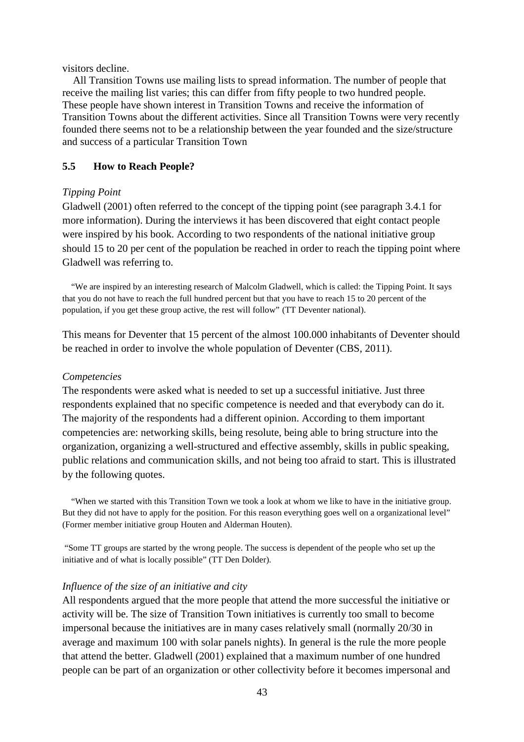visitors decline.

All Transition Towns use mailing lists to spread information. The number of people that receive the mailing list varies; this can differ from fifty people to two hundred people. These people have shown interest in Transition Towns and receive the information of Transition Towns about the different activities. Since all Transition Towns were very recently founded there seems not to be a relationship between the year founded and the size/structure and success of a particular Transition Town

## 5.5 How to Reach People?

*Tipping Point*

Gladwell (2001) often referred to the concept of the tipping point (see paragraph 3.4.1 for more information). During the interviews it has been discovered that eight contact people were inspired by his book. According to two respondents of the national initiative group should 15 to 20 per cent of the population be reached in order to reach the tipping point where Gladwell was referring to.

> "We are inspired by an interesting research of Malcolm Gladwell, which is called: the Tipping Point. It says that you do not have to reach the full hundred percent but that you have to reach 15 to 20 percent of the population, if you get these group active, the rest will follow" (TT Deventer national).

This means for Deventer that 15 percent of the almost 100.000 inhabitants of Deventer should be reached in order to involve the whole population of Deventer (CBS, 2011).

*Competencies*

The respondents were asked what is needed to set up a successful initiative. Just three respondents explained that no specific competence is needed and that everybody can do it. The majority of the respondents had a different opinion. According to them important competencies are: networking skills, being resolute, being able to bring structure into the organization, organizing a well-structured and effective assembly, skills in public speaking, public relations and communication skills, and not being too afraid to start. This is illustrated by the following quotes.

> "When we started with this Transition Town we took a look at whom we like to have in the initiative group. But they did not have to apply for the position. For this reason everything goes well on a organizational level" (Former member initiative group Houten and Alderman Houten).

> "Some TT groups are started by the wrong people. The success is dependent of the people who set up the initiative and of what is locally possible" (TT Den Dolder).

*Influence of the size of an initiative and city*

All respondents argued that the more people that attend the more successful the initiative or activity will be. The size of Transition Town initiatives is currently too small to become impersonal because the initiatives are in many cases relatively small (normally 20/30 in average and maximum 100 with solar panels nights). In general is the rule the more people that attend the better. Gladwell (2001) explained that a maximum number of one hundred people can be part of an organization or other collectivity before it becomes impersonal and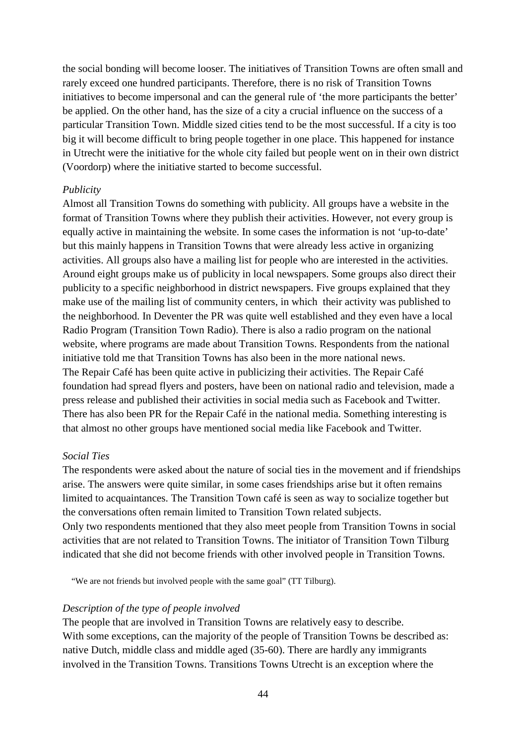the social bonding will become looser. The initiatives of Transition Towns are often small and rarely exceed one hundred participants. Therefore, there is no risk of Transition Towns initiatives to become impersonal and can the general rule of 'the more participants the better' be applied. On the other hand, has the size of a city a crucial influence on the success of a particular Transition Town. Middle sized cities tend to be the most successful. If a city is too big it will become difficult to bring people together in one place. This happened for instance in Utrecht were the initiative for the whole city failed but people went on in their own district (Voordorp) where the initiative started to become successful.

*Publicity*

Almost all Transition Towns do something with publicity. All groups have a website in the format of Transition Towns where they publish their activities. However, not every group is equally active in maintaining the website. In some cases the information is not 'up-to-date' but this mainly happens in Transition Towns that were already less active in organizing activities. All groups also have a mailing list for people who are interested in the activities. Around eight groups make us of publicity in local newspapers. Some groups also direct their publicity to a specific neighborhood in district newspapers. Five groups explained that they make use of the mailing list of community centers, in which their activity was published to the neighborhood. In Deventer the PR was quite well established and they even have a local Radio Program (Transition Town Radio). There is also a radio program on the national website, where programs are made about Transition Towns. Respondents from the national initiative told me that Transition Towns has also been in the more national news.
The Repair Café has been quite active in publicizing their activities. The Repair Café foundation had spread flyers and posters, have been on national radio and television, made a press release and published their activities in social media such as Facebook and Twitter. There has also been PR for the Repair Café in the national media. Something interesting is that almost no other groups have mentioned social media like Facebook and Twitter.

*Social Ties*

The respondents were asked about the nature of social ties in the movement and if friendships arise. The answers were quite similar, in some cases friendships arise but it often remains limited to acquaintances. The Transition Town café is seen as way to socialize together but the conversations often remain limited to Transition Town related subjects.
Only two respondents mentioned that they also meet people from Transition Towns in social activities that are not related to Transition Towns. The initiator of Transition Town Tilburg indicated that she did not become friends with other involved people in Transition Towns.

> "We are not friends but involved people with the same goal" (TT Tilburg).

*Description of the type of people involved*

The people that are involved in Transition Towns are relatively easy to describe.
With some exceptions, can the majority of the people of Transition Towns be described as: native Dutch, middle class and middle aged (35-60). There are hardly any immigrants involved in the Transition Towns. Transitions Towns Utrecht is an exception where the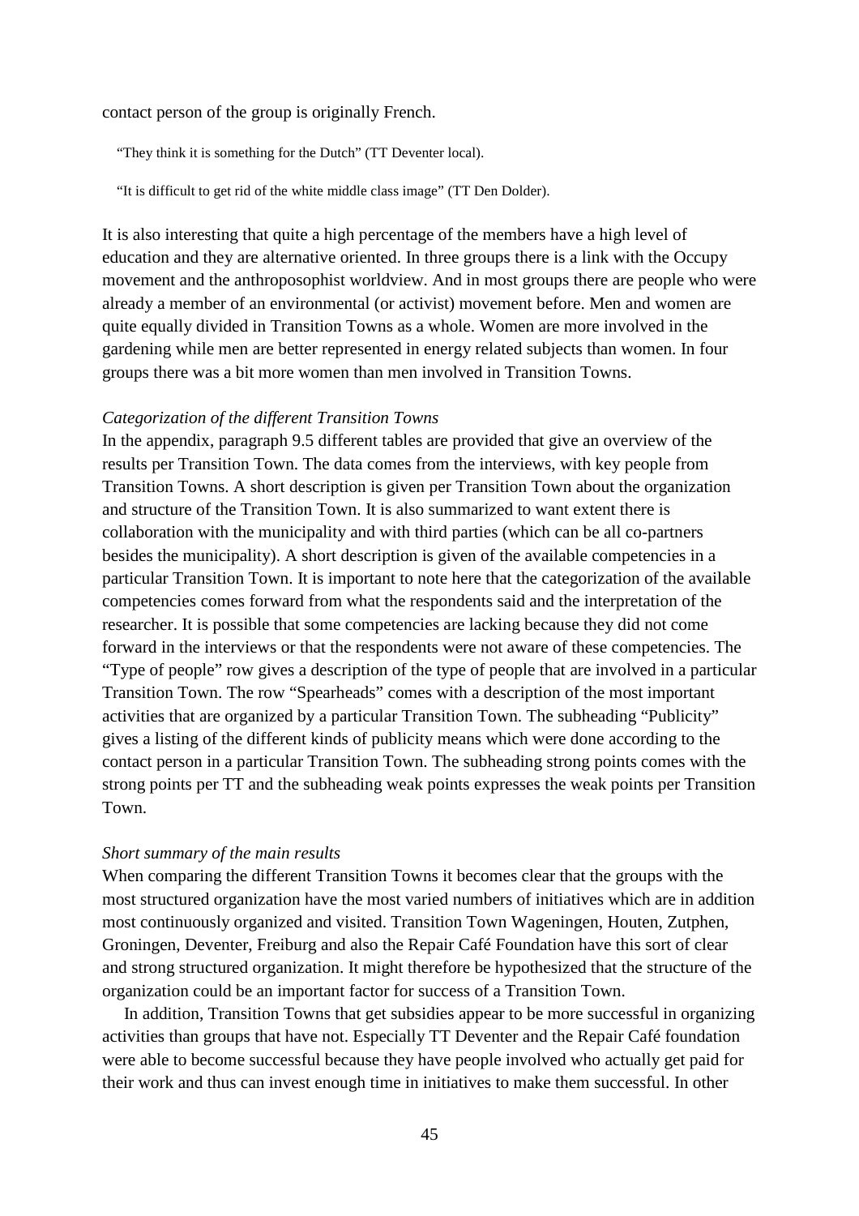contact person of the group is originally French.

> "They think it is something for the Dutch" (TT Deventer local).

> "It is difficult to get rid of the white middle class image" (TT Den Dolder).

It is also interesting that quite a high percentage of the members have a high level of education and they are alternative oriented. In three groups there is a link with the Occupy movement and the anthroposophist worldview. And in most groups there are people who were already a member of an environmental (or activist) movement before. Men and women are quite equally divided in Transition Towns as a whole. Women are more involved in the gardening while men are better represented in energy related subjects than women. In four groups there was a bit more women than men involved in Transition Towns.

*Categorization of the different Transition Towns*

In the appendix, paragraph 9.5 different tables are provided that give an overview of the results per Transition Town. The data comes from the interviews, with key people from Transition Towns. A short description is given per Transition Town about the organization and structure of the Transition Town. It is also summarized to want extent there is collaboration with the municipality and with third parties (which can be all co-partners besides the municipality). A short description is given of the available competencies in a particular Transition Town. It is important to note here that the categorization of the available competencies comes forward from what the respondents said and the interpretation of the researcher. It is possible that some competencies are lacking because they did not come forward in the interviews or that the respondents were not aware of these competencies. The "Type of people" row gives a description of the type of people that are involved in a particular Transition Town. The row "Spearheads" comes with a description of the most important activities that are organized by a particular Transition Town. The subheading "Publicity" gives a listing of the different kinds of publicity means which were done according to the contact person in a particular Transition Town. The subheading strong points comes with the strong points per TT and the subheading weak points expresses the weak points per Transition Town.

*Short summary of the main results*

When comparing the different Transition Towns it becomes clear that the groups with the most structured organization have the most varied numbers of initiatives which are in addition most continuously organized and visited. Transition Town Wageningen, Houten, Zutphen, Groningen, Deventer, Freiburg and also the Repair Café Foundation have this sort of clear and strong structured organization. It might therefore be hypothesized that the structure of the organization could be an important factor for success of a Transition Town.

In addition, Transition Towns that get subsidies appear to be more successful in organizing activities than groups that have not. Especially TT Deventer and the Repair Café foundation were able to become successful because they have people involved who actually get paid for their work and thus can invest enough time in initiatives to make them successful. In other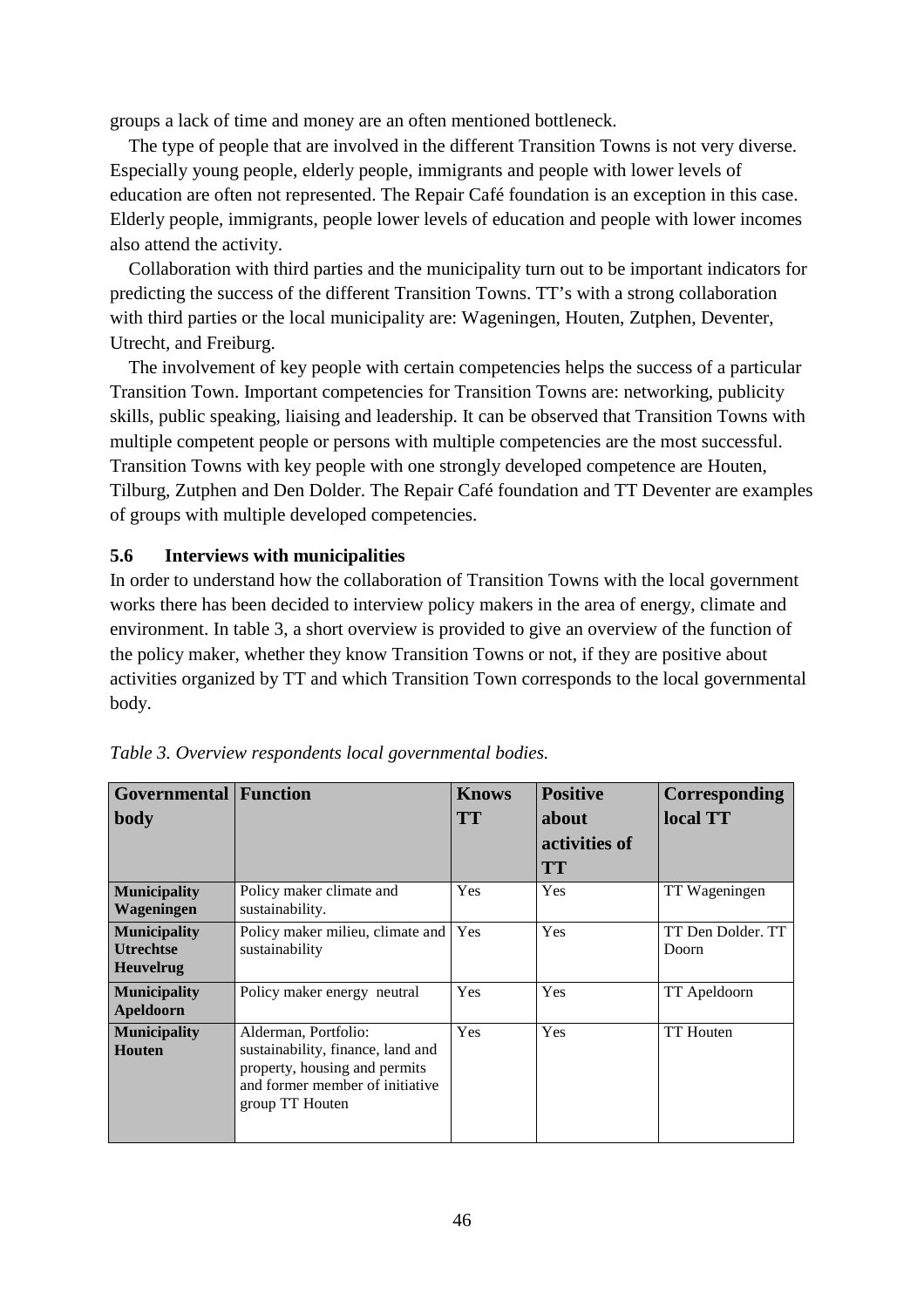groups a lack of time and money are an often mentioned bottleneck.

The type of people that are involved in the different Transition Towns is not very diverse. Especially young people, elderly people, immigrants and people with lower levels of education are often not represented. The Repair Café foundation is an exception in this case. Elderly people, immigrants, people lower levels of education and people with lower incomes also attend the activity.

Collaboration with third parties and the municipality turn out to be important indicators for predicting the success of the different Transition Towns. TT's with a strong collaboration with third parties or the local municipality are: Wageningen, Houten, Zutphen, Deventer, Utrecht, and Freiburg.

The involvement of key people with certain competencies helps the success of a particular Transition Town. Important competencies for Transition Towns are: networking, publicity skills, public speaking, liaising and leadership. It can be observed that Transition Towns with multiple competent people or persons with multiple competencies are the most successful. Transition Towns with key people with one strongly developed competence are Houten, Tilburg, Zutphen and Den Dolder. The Repair Café foundation and TT Deventer are examples of groups with multiple developed competencies.

## 5.6 Interviews with municipalities

In order to understand how the collaboration of Transition Towns with the local government works there has been decided to interview policy makers in the area of energy, climate and environment. In table 3, a short overview is provided to give an overview of the function of the policy maker, whether they know Transition Towns or not, if they are positive about activities organized by TT and which Transition Town corresponds to the local governmental body.

*Table 3. Overview respondents local governmental bodies.*

| Governmental body | Function | Knows TT | Positive about activities of TT | Corresponding local TT |
|---|---|---|---|---|
| **Municipality Wageningen** | Policy maker climate and sustainability. | Yes | Yes | TT Wageningen |
| **Municipality Utrechtse Heuvelrug** | Policy maker milieu, climate and sustainability | Yes | Yes | TT Den Dolder. TT Doorn |
| **Municipality Apeldoorn** | Policy maker energy neutral | Yes | Yes | TT Apeldoorn |
| **Municipality Houten** | Alderman, Portfolio: sustainability, finance, land and property, housing and permits and former member of initiative group TT Houten | Yes | Yes | TT Houten |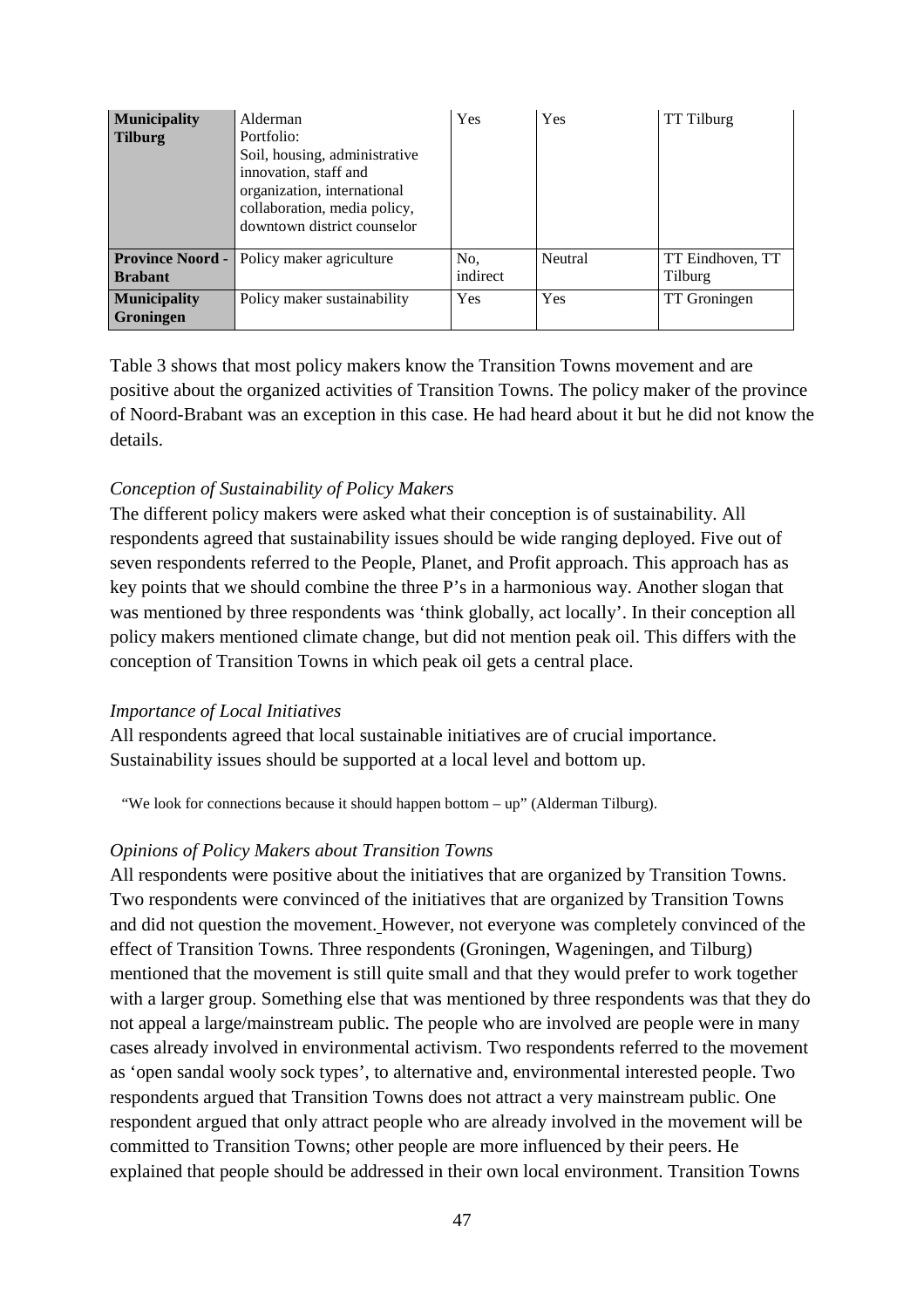| **Municipality Tilburg** | Alderman<br>Portfolio:<br>Soil, housing, administrative innovation, staff and organization, international collaboration, media policy, downtown district counselor | Yes | Yes | TT Tilburg |
|---|---|---|---|---|
| **Province Noord - Brabant** | Policy maker agriculture | No, indirect | Neutral | TT Eindhoven, TT Tilburg |
| **Municipality Groningen** | Policy maker sustainability | Yes | Yes | TT Groningen |

Table 3 shows that most policy makers know the Transition Towns movement and are positive about the organized activities of Transition Towns. The policy maker of the province of Noord-Brabant was an exception in this case. He had heard about it but he did not know the details.

*Conception of Sustainability of Policy Makers*

The different policy makers were asked what their conception is of sustainability. All respondents agreed that sustainability issues should be wide ranging deployed. Five out of seven respondents referred to the People, Planet, and Profit approach. This approach has as key points that we should combine the three P's in a harmonious way. Another slogan that was mentioned by three respondents was 'think globally, act locally'. In their conception all policy makers mentioned climate change, but did not mention peak oil. This differs with the conception of Transition Towns in which peak oil gets a central place.

*Importance of Local Initiatives*

All respondents agreed that local sustainable initiatives are of crucial importance. Sustainability issues should be supported at a local level and bottom up.

> "We look for connections because it should happen bottom – up" (Alderman Tilburg).

*Opinions of Policy Makers about Transition Towns*

All respondents were positive about the initiatives that are organized by Transition Towns. Two respondents were convinced of the initiatives that are organized by Transition Towns and did not question the movement. However, not everyone was completely convinced of the effect of Transition Towns. Three respondents (Groningen, Wageningen, and Tilburg) mentioned that the movement is still quite small and that they would prefer to work together with a larger group. Something else that was mentioned by three respondents was that they do not appeal a large/mainstream public. The people who are involved are people were in many cases already involved in environmental activism. Two respondents referred to the movement as 'open sandal wooly sock types', to alternative and, environmental interested people. Two respondents argued that Transition Towns does not attract a very mainstream public. One respondent argued that only attract people who are already involved in the movement will be committed to Transition Towns; other people are more influenced by their peers. He explained that people should be addressed in their own local environment. Transition Towns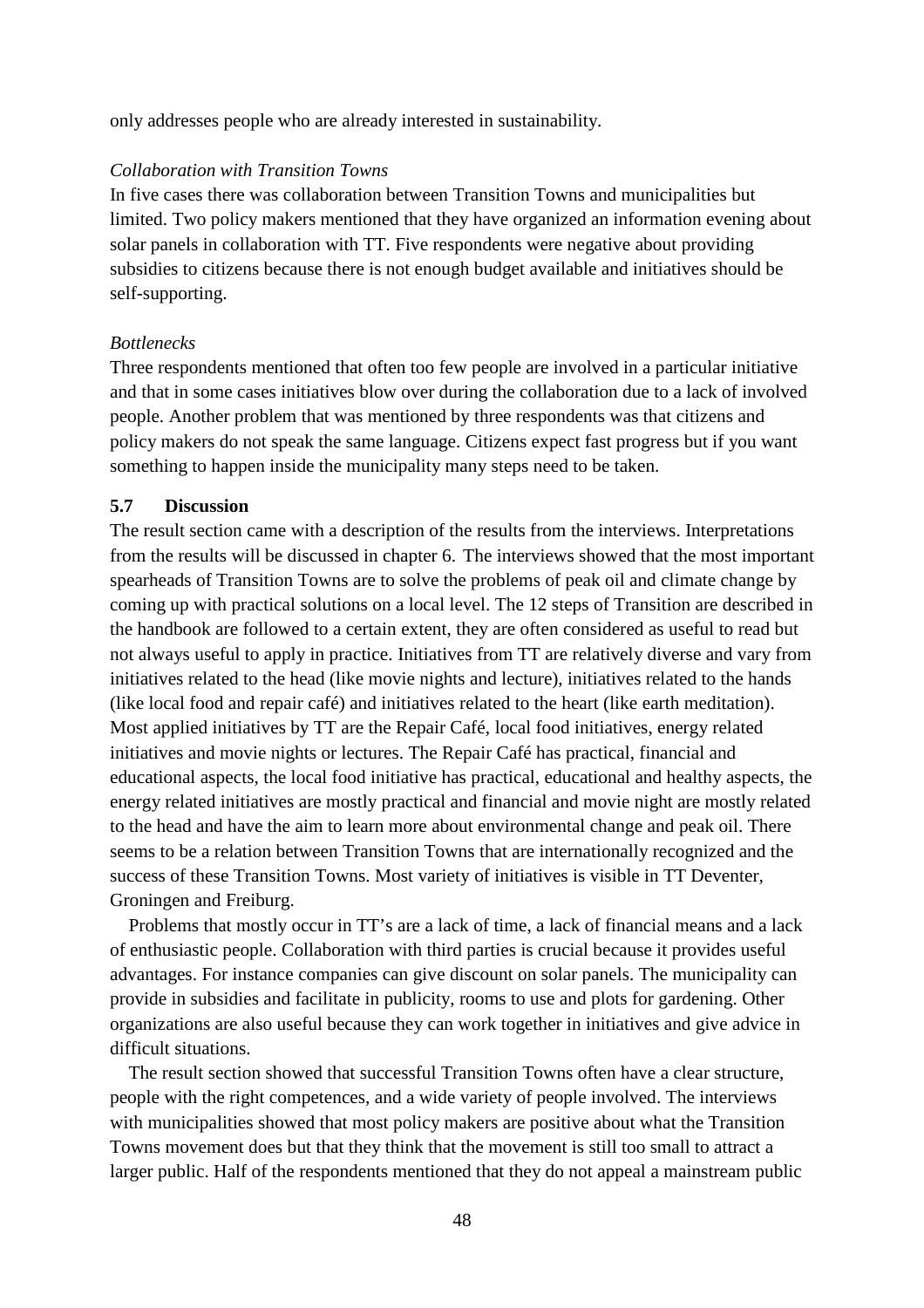only addresses people who are already interested in sustainability.

*Collaboration with Transition Towns*

In five cases there was collaboration between Transition Towns and municipalities but limited. Two policy makers mentioned that they have organized an information evening about solar panels in collaboration with TT. Five respondents were negative about providing subsidies to citizens because there is not enough budget available and initiatives should be self-supporting.

*Bottlenecks*

Three respondents mentioned that often too few people are involved in a particular initiative and that in some cases initiatives blow over during the collaboration due to a lack of involved people. Another problem that was mentioned by three respondents was that citizens and policy makers do not speak the same language. Citizens expect fast progress but if you want something to happen inside the municipality many steps need to be taken.

### 5.7 Discussion

The result section came with a description of the results from the interviews. Interpretations from the results will be discussed in chapter 6. The interviews showed that the most important spearheads of Transition Towns are to solve the problems of peak oil and climate change by coming up with practical solutions on a local level. The 12 steps of Transition are described in the handbook are followed to a certain extent, they are often considered as useful to read but not always useful to apply in practice. Initiatives from TT are relatively diverse and vary from initiatives related to the head (like movie nights and lecture), initiatives related to the hands (like local food and repair café) and initiatives related to the heart (like earth meditation). Most applied initiatives by TT are the Repair Café, local food initiatives, energy related initiatives and movie nights or lectures. The Repair Café has practical, financial and educational aspects, the local food initiative has practical, educational and healthy aspects, the energy related initiatives are mostly practical and financial and movie night are mostly related to the head and have the aim to learn more about environmental change and peak oil. There seems to be a relation between Transition Towns that are internationally recognized and the success of these Transition Towns. Most variety of initiatives is visible in TT Deventer, Groningen and Freiburg.

Problems that mostly occur in TT's are a lack of time, a lack of financial means and a lack of enthusiastic people. Collaboration with third parties is crucial because it provides useful advantages. For instance companies can give discount on solar panels. The municipality can provide in subsidies and facilitate in publicity, rooms to use and plots for gardening. Other organizations are also useful because they can work together in initiatives and give advice in difficult situations.

The result section showed that successful Transition Towns often have a clear structure, people with the right competences, and a wide variety of people involved. The interviews with municipalities showed that most policy makers are positive about what the Transition Towns movement does but that they think that the movement is still too small to attract a larger public. Half of the respondents mentioned that they do not appeal a mainstream public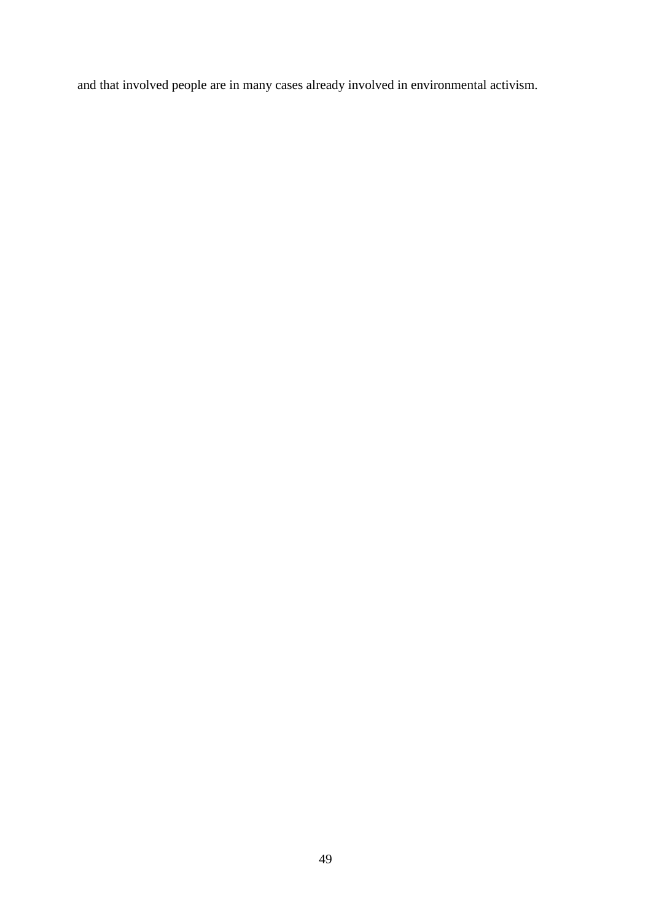and that involved people are in many cases already involved in environmental activism.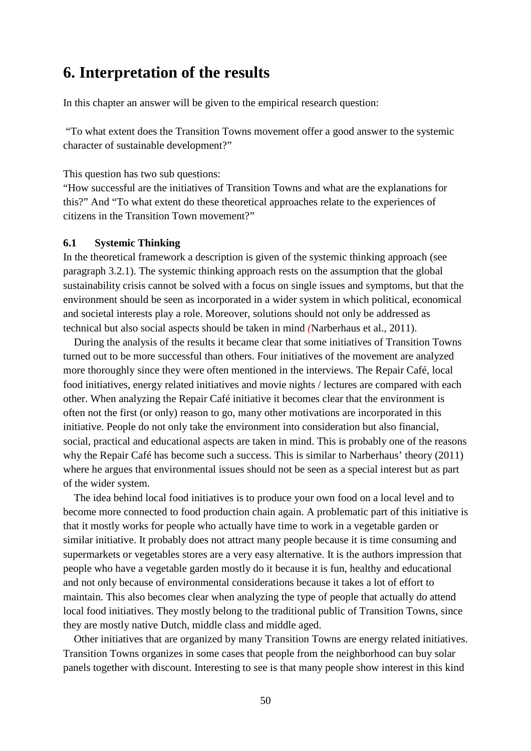# 6. Interpretation of the results

In this chapter an answer will be given to the empirical research question:

"To what extent does the Transition Towns movement offer a good answer to the systemic character of sustainable development?"

This question has two sub questions:
"How successful are the initiatives of Transition Towns and what are the explanations for this?" And "To what extent do these theoretical approaches relate to the experiences of citizens in the Transition Town movement?"

### 6.1 Systemic Thinking

In the theoretical framework a description is given of the systemic thinking approach (see paragraph 3.2.1). The systemic thinking approach rests on the assumption that the global sustainability crisis cannot be solved with a focus on single issues and symptoms, but that the environment should be seen as incorporated in a wider system in which political, economical and societal interests play a role. Moreover, solutions should not only be addressed as technical but also social aspects should be taken in mind (Narberhaus et al., 2011).

During the analysis of the results it became clear that some initiatives of Transition Towns turned out to be more successful than others. Four initiatives of the movement are analyzed more thoroughly since they were often mentioned in the interviews. The Repair Café, local food initiatives, energy related initiatives and movie nights / lectures are compared with each other. When analyzing the Repair Café initiative it becomes clear that the environment is often not the first (or only) reason to go, many other motivations are incorporated in this initiative. People do not only take the environment into consideration but also financial, social, practical and educational aspects are taken in mind. This is probably one of the reasons why the Repair Café has become such a success. This is similar to Narberhaus' theory (2011) where he argues that environmental issues should not be seen as a special interest but as part of the wider system.

The idea behind local food initiatives is to produce your own food on a local level and to become more connected to food production chain again. A problematic part of this initiative is that it mostly works for people who actually have time to work in a vegetable garden or similar initiative. It probably does not attract many people because it is time consuming and supermarkets or vegetables stores are a very easy alternative. It is the authors impression that people who have a vegetable garden mostly do it because it is fun, healthy and educational and not only because of environmental considerations because it takes a lot of effort to maintain. This also becomes clear when analyzing the type of people that actually do attend local food initiatives. They mostly belong to the traditional public of Transition Towns, since they are mostly native Dutch, middle class and middle aged.

Other initiatives that are organized by many Transition Towns are energy related initiatives. Transition Towns organizes in some cases that people from the neighborhood can buy solar panels together with discount. Interesting to see is that many people show interest in this kind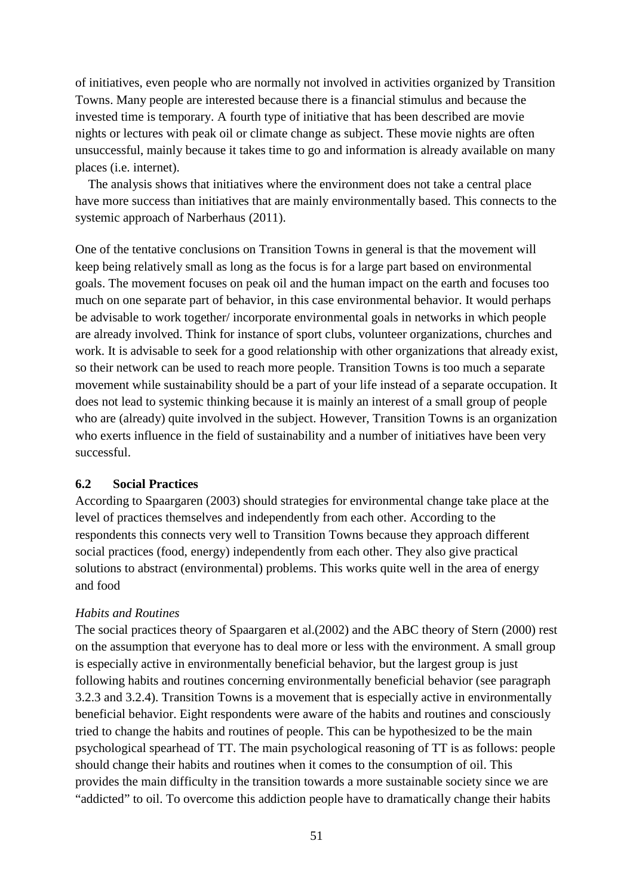of initiatives, even people who are normally not involved in activities organized by Transition Towns. Many people are interested because there is a financial stimulus and because the invested time is temporary. A fourth type of initiative that has been described are movie nights or lectures with peak oil or climate change as subject. These movie nights are often unsuccessful, mainly because it takes time to go and information is already available on many places (i.e. internet).

The analysis shows that initiatives where the environment does not take a central place have more success than initiatives that are mainly environmentally based. This connects to the systemic approach of Narberhaus (2011).

One of the tentative conclusions on Transition Towns in general is that the movement will keep being relatively small as long as the focus is for a large part based on environmental goals. The movement focuses on peak oil and the human impact on the earth and focuses too much on one separate part of behavior, in this case environmental behavior. It would perhaps be advisable to work together/ incorporate environmental goals in networks in which people are already involved. Think for instance of sport clubs, volunteer organizations, churches and work. It is advisable to seek for a good relationship with other organizations that already exist, so their network can be used to reach more people. Transition Towns is too much a separate movement while sustainability should be a part of your life instead of a separate occupation. It does not lead to systemic thinking because it is mainly an interest of a small group of people who are (already) quite involved in the subject. However, Transition Towns is an organization who exerts influence in the field of sustainability and a number of initiatives have been very successful.

### 6.2 Social Practices

According to Spaargaren (2003) should strategies for environmental change take place at the level of practices themselves and independently from each other. According to the respondents this connects very well to Transition Towns because they approach different social practices (food, energy) independently from each other. They also give practical solutions to abstract (environmental) problems. This works quite well in the area of energy and food

*Habits and Routines*

The social practices theory of Spaargaren et al.(2002) and the ABC theory of Stern (2000) rest on the assumption that everyone has to deal more or less with the environment. A small group is especially active in environmentally beneficial behavior, but the largest group is just following habits and routines concerning environmentally beneficial behavior (see paragraph 3.2.3 and 3.2.4). Transition Towns is a movement that is especially active in environmentally beneficial behavior. Eight respondents were aware of the habits and routines and consciously tried to change the habits and routines of people. This can be hypothesized to be the main psychological spearhead of TT. The main psychological reasoning of TT is as follows: people should change their habits and routines when it comes to the consumption of oil. This provides the main difficulty in the transition towards a more sustainable society since we are “addicted” to oil. To overcome this addiction people have to dramatically change their habits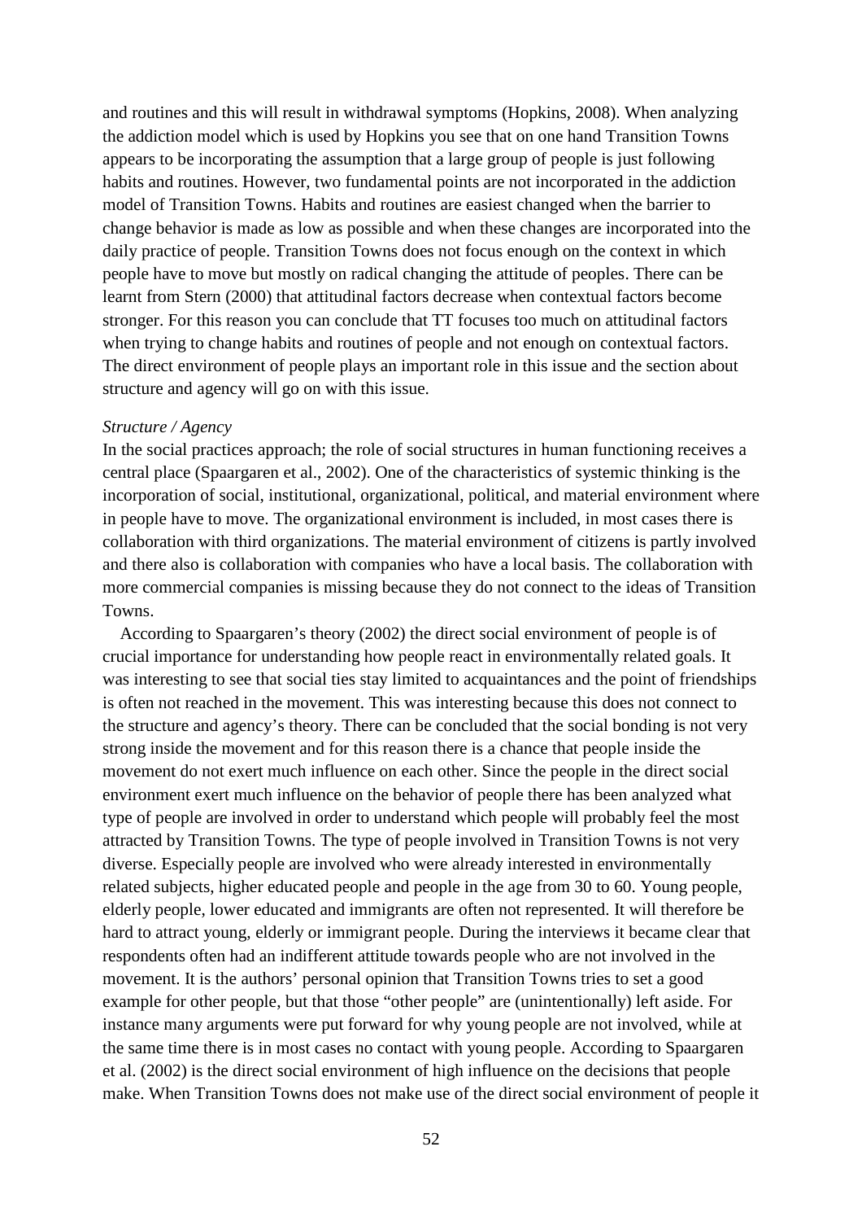and routines and this will result in withdrawal symptoms (Hopkins, 2008). When analyzing the addiction model which is used by Hopkins you see that on one hand Transition Towns appears to be incorporating the assumption that a large group of people is just following habits and routines. However, two fundamental points are not incorporated in the addiction model of Transition Towns. Habits and routines are easiest changed when the barrier to change behavior is made as low as possible and when these changes are incorporated into the daily practice of people. Transition Towns does not focus enough on the context in which people have to move but mostly on radical changing the attitude of peoples. There can be learnt from Stern (2000) that attitudinal factors decrease when contextual factors become stronger. For this reason you can conclude that TT focuses too much on attitudinal factors when trying to change habits and routines of people and not enough on contextual factors. The direct environment of people plays an important role in this issue and the section about structure and agency will go on with this issue.

*Structure / Agency*

In the social practices approach; the role of social structures in human functioning receives a central place (Spaargaren et al., 2002). One of the characteristics of systemic thinking is the incorporation of social, institutional, organizational, political, and material environment where in people have to move. The organizational environment is included, in most cases there is collaboration with third organizations. The material environment of citizens is partly involved and there also is collaboration with companies who have a local basis. The collaboration with more commercial companies is missing because they do not connect to the ideas of Transition Towns.

According to Spaargaren's theory (2002) the direct social environment of people is of crucial importance for understanding how people react in environmentally related goals. It was interesting to see that social ties stay limited to acquaintances and the point of friendships is often not reached in the movement. This was interesting because this does not connect to the structure and agency's theory. There can be concluded that the social bonding is not very strong inside the movement and for this reason there is a chance that people inside the movement do not exert much influence on each other. Since the people in the direct social environment exert much influence on the behavior of people there has been analyzed what type of people are involved in order to understand which people will probably feel the most attracted by Transition Towns. The type of people involved in Transition Towns is not very diverse. Especially people are involved who were already interested in environmentally related subjects, higher educated people and people in the age from 30 to 60. Young people, elderly people, lower educated and immigrants are often not represented. It will therefore be hard to attract young, elderly or immigrant people. During the interviews it became clear that respondents often had an indifferent attitude towards people who are not involved in the movement. It is the authors' personal opinion that Transition Towns tries to set a good example for other people, but that those "other people" are (unintentionally) left aside. For instance many arguments were put forward for why young people are not involved, while at the same time there is in most cases no contact with young people. According to Spaargaren et al. (2002) is the direct social environment of high influence on the decisions that people make. When Transition Towns does not make use of the direct social environment of people it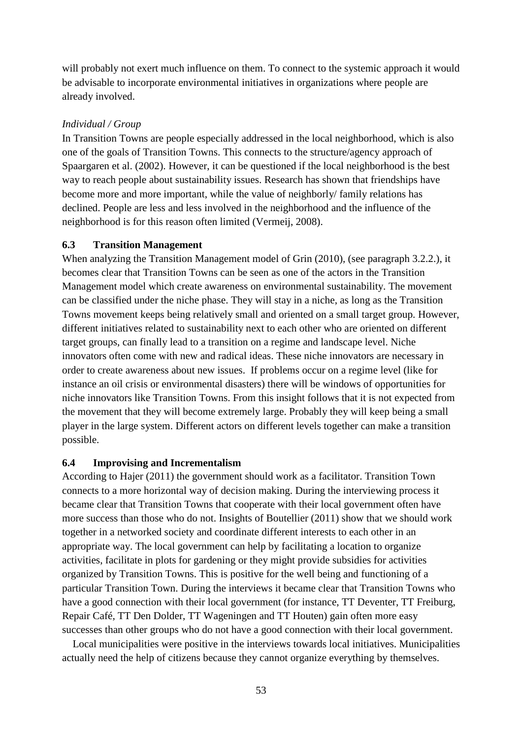will probably not exert much influence on them. To connect to the systemic approach it would be advisable to incorporate environmental initiatives in organizations where people are already involved.

*Individual / Group*

In Transition Towns are people especially addressed in the local neighborhood, which is also one of the goals of Transition Towns. This connects to the structure/agency approach of Spaargaren et al. (2002). However, it can be questioned if the local neighborhood is the best way to reach people about sustainability issues. Research has shown that friendships have become more and more important, while the value of neighborly/ family relations has declined. People are less and less involved in the neighborhood and the influence of the neighborhood is for this reason often limited (Vermeij, 2008).

### 6.3 Transition Management

When analyzing the Transition Management model of Grin (2010), (see paragraph 3.2.2.), it becomes clear that Transition Towns can be seen as one of the actors in the Transition Management model which create awareness on environmental sustainability. The movement can be classified under the niche phase. They will stay in a niche, as long as the Transition Towns movement keeps being relatively small and oriented on a small target group. However, different initiatives related to sustainability next to each other who are oriented on different target groups, can finally lead to a transition on a regime and landscape level. Niche innovators often come with new and radical ideas. These niche innovators are necessary in order to create awareness about new issues. If problems occur on a regime level (like for instance an oil crisis or environmental disasters) there will be windows of opportunities for niche innovators like Transition Towns. From this insight follows that it is not expected from the movement that they will become extremely large. Probably they will keep being a small player in the large system. Different actors on different levels together can make a transition possible.

### 6.4 Improvising and Incrementalism

According to Hajer (2011) the government should work as a facilitator. Transition Town connects to a more horizontal way of decision making. During the interviewing process it became clear that Transition Towns that cooperate with their local government often have more success than those who do not. Insights of Boutellier (2011) show that we should work together in a networked society and coordinate different interests to each other in an appropriate way. The local government can help by facilitating a location to organize activities, facilitate in plots for gardening or they might provide subsidies for activities organized by Transition Towns. This is positive for the well being and functioning of a particular Transition Town. During the interviews it became clear that Transition Towns who have a good connection with their local government (for instance, TT Deventer, TT Freiburg, Repair Café, TT Den Dolder, TT Wageningen and TT Houten) gain often more easy successes than other groups who do not have a good connection with their local government.

Local municipalities were positive in the interviews towards local initiatives. Municipalities actually need the help of citizens because they cannot organize everything by themselves.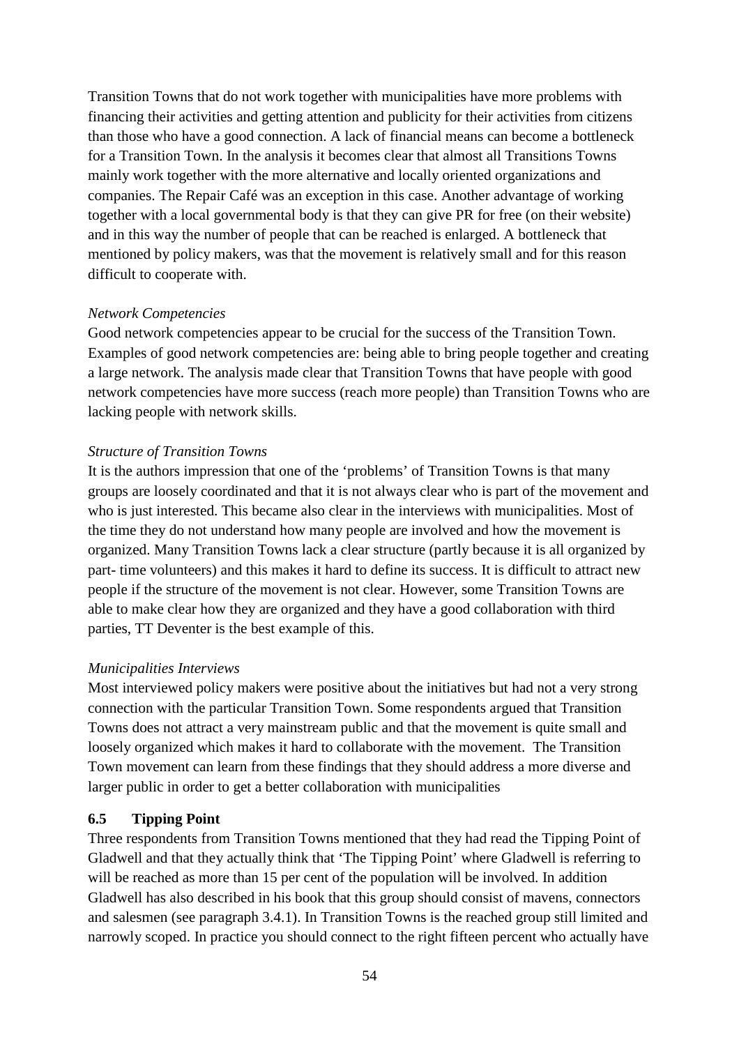Transition Towns that do not work together with municipalities have more problems with financing their activities and getting attention and publicity for their activities from citizens than those who have a good connection. A lack of financial means can become a bottleneck for a Transition Town. In the analysis it becomes clear that almost all Transitions Towns mainly work together with the more alternative and locally oriented organizations and companies. The Repair Café was an exception in this case. Another advantage of working together with a local governmental body is that they can give PR for free (on their website) and in this way the number of people that can be reached is enlarged. A bottleneck that mentioned by policy makers, was that the movement is relatively small and for this reason difficult to cooperate with.

*Network Competencies*

Good network competencies appear to be crucial for the success of the Transition Town. Examples of good network competencies are: being able to bring people together and creating a large network. The analysis made clear that Transition Towns that have people with good network competencies have more success (reach more people) than Transition Towns who are lacking people with network skills.

*Structure of Transition Towns*

It is the authors impression that one of the 'problems' of Transition Towns is that many groups are loosely coordinated and that it is not always clear who is part of the movement and who is just interested. This became also clear in the interviews with municipalities. Most of the time they do not understand how many people are involved and how the movement is organized. Many Transition Towns lack a clear structure (partly because it is all organized by part- time volunteers) and this makes it hard to define its success. It is difficult to attract new people if the structure of the movement is not clear. However, some Transition Towns are able to make clear how they are organized and they have a good collaboration with third parties, TT Deventer is the best example of this.

*Municipalities Interviews*

Most interviewed policy makers were positive about the initiatives but had not a very strong connection with the particular Transition Town. Some respondents argued that Transition Towns does not attract a very mainstream public and that the movement is quite small and loosely organized which makes it hard to collaborate with the movement. The Transition Town movement can learn from these findings that they should address a more diverse and larger public in order to get a better collaboration with municipalities

### 6.5 Tipping Point

Three respondents from Transition Towns mentioned that they had read the Tipping Point of Gladwell and that they actually think that 'The Tipping Point' where Gladwell is referring to will be reached as more than 15 per cent of the population will be involved. In addition Gladwell has also described in his book that this group should consist of mavens, connectors and salesmen (see paragraph 3.4.1). In Transition Towns is the reached group still limited and narrowly scoped. In practice you should connect to the right fifteen percent who actually have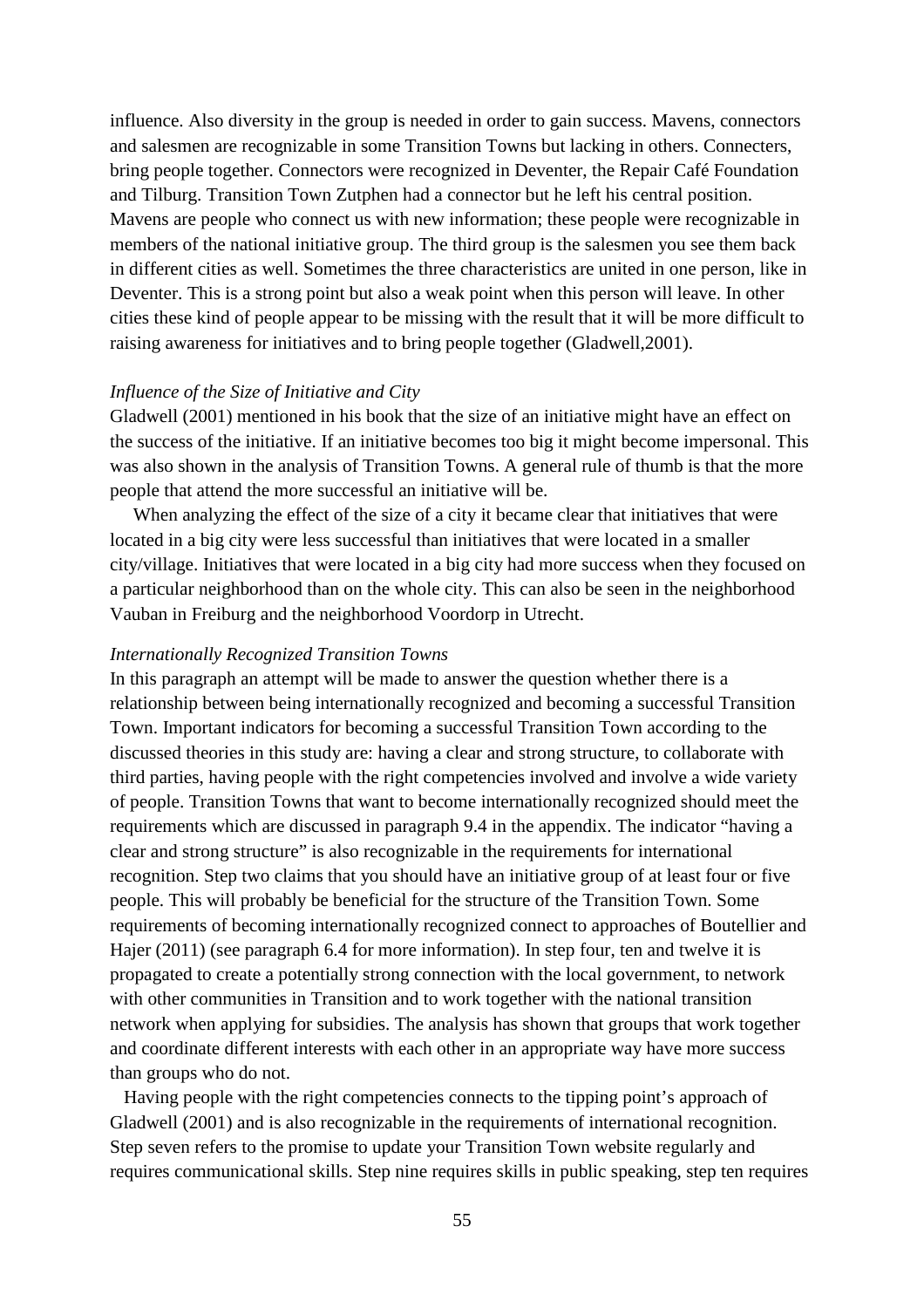influence. Also diversity in the group is needed in order to gain success. Mavens, connectors and salesmen are recognizable in some Transition Towns but lacking in others. Connecters, bring people together. Connectors were recognized in Deventer, the Repair Café Foundation and Tilburg. Transition Town Zutphen had a connector but he left his central position. Mavens are people who connect us with new information; these people were recognizable in members of the national initiative group. The third group is the salesmen you see them back in different cities as well. Sometimes the three characteristics are united in one person, like in Deventer. This is a strong point but also a weak point when this person will leave. In other cities these kind of people appear to be missing with the result that it will be more difficult to raising awareness for initiatives and to bring people together (Gladwell,2001).

*Influence of the Size of Initiative and City*

Gladwell (2001) mentioned in his book that the size of an initiative might have an effect on the success of the initiative. If an initiative becomes too big it might become impersonal. This was also shown in the analysis of Transition Towns. A general rule of thumb is that the more people that attend the more successful an initiative will be.

When analyzing the effect of the size of a city it became clear that initiatives that were located in a big city were less successful than initiatives that were located in a smaller city/village. Initiatives that were located in a big city had more success when they focused on a particular neighborhood than on the whole city. This can also be seen in the neighborhood Vauban in Freiburg and the neighborhood Voordorp in Utrecht.

*Internationally Recognized Transition Towns*

In this paragraph an attempt will be made to answer the question whether there is a relationship between being internationally recognized and becoming a successful Transition Town. Important indicators for becoming a successful Transition Town according to the discussed theories in this study are: having a clear and strong structure, to collaborate with third parties, having people with the right competencies involved and involve a wide variety of people. Transition Towns that want to become internationally recognized should meet the requirements which are discussed in paragraph 9.4 in the appendix. The indicator "having a clear and strong structure" is also recognizable in the requirements for international recognition. Step two claims that you should have an initiative group of at least four or five people. This will probably be beneficial for the structure of the Transition Town. Some requirements of becoming internationally recognized connect to approaches of Boutellier and Hajer (2011) (see paragraph 6.4 for more information). In step four, ten and twelve it is propagated to create a potentially strong connection with the local government, to network with other communities in Transition and to work together with the national transition network when applying for subsidies. The analysis has shown that groups that work together and coordinate different interests with each other in an appropriate way have more success than groups who do not.

Having people with the right competencies connects to the tipping point's approach of Gladwell (2001) and is also recognizable in the requirements of international recognition. Step seven refers to the promise to update your Transition Town website regularly and requires communicational skills. Step nine requires skills in public speaking, step ten requires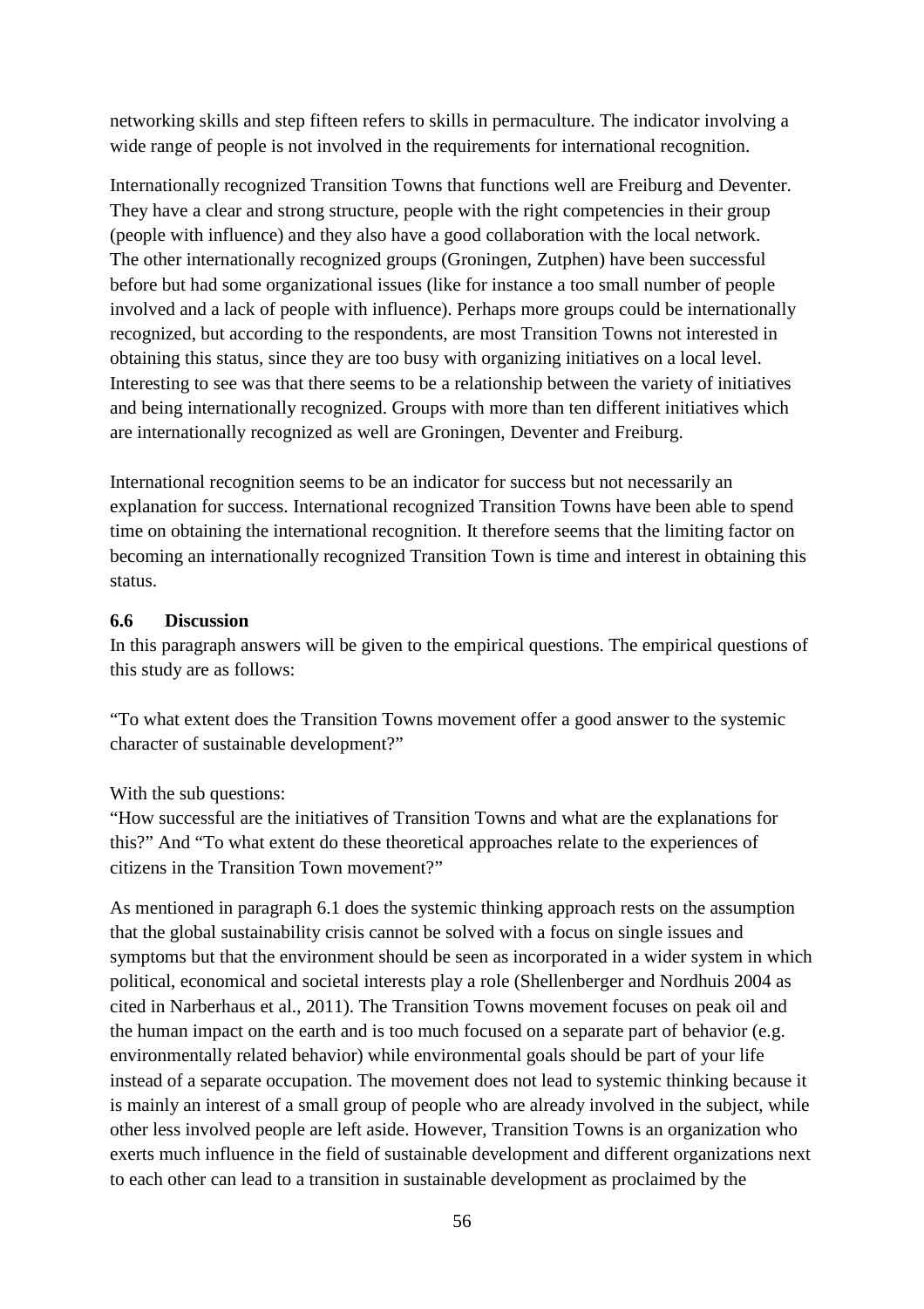networking skills and step fifteen refers to skills in permaculture. The indicator involving a wide range of people is not involved in the requirements for international recognition.

Internationally recognized Transition Towns that functions well are Freiburg and Deventer. They have a clear and strong structure, people with the right competencies in their group (people with influence) and they also have a good collaboration with the local network. The other internationally recognized groups (Groningen, Zutphen) have been successful before but had some organizational issues (like for instance a too small number of people involved and a lack of people with influence). Perhaps more groups could be internationally recognized, but according to the respondents, are most Transition Towns not interested in obtaining this status, since they are too busy with organizing initiatives on a local level. Interesting to see was that there seems to be a relationship between the variety of initiatives and being internationally recognized. Groups with more than ten different initiatives which are internationally recognized as well are Groningen, Deventer and Freiburg.

International recognition seems to be an indicator for success but not necessarily an explanation for success. International recognized Transition Towns have been able to spend time on obtaining the international recognition. It therefore seems that the limiting factor on becoming an internationally recognized Transition Town is time and interest in obtaining this status.

### 6.6 Discussion

In this paragraph answers will be given to the empirical questions. The empirical questions of this study are as follows:

"To what extent does the Transition Towns movement offer a good answer to the systemic character of sustainable development?"

With the sub questions:
"How successful are the initiatives of Transition Towns and what are the explanations for this?" And "To what extent do these theoretical approaches relate to the experiences of citizens in the Transition Town movement?"

As mentioned in paragraph 6.1 does the systemic thinking approach rests on the assumption that the global sustainability crisis cannot be solved with a focus on single issues and symptoms but that the environment should be seen as incorporated in a wider system in which political, economical and societal interests play a role (Shellenberger and Nordhuis 2004 as cited in Narberhaus et al., 2011). The Transition Towns movement focuses on peak oil and the human impact on the earth and is too much focused on a separate part of behavior (e.g. environmentally related behavior) while environmental goals should be part of your life instead of a separate occupation. The movement does not lead to systemic thinking because it is mainly an interest of a small group of people who are already involved in the subject, while other less involved people are left aside. However, Transition Towns is an organization who exerts much influence in the field of sustainable development and different organizations next to each other can lead to a transition in sustainable development as proclaimed by the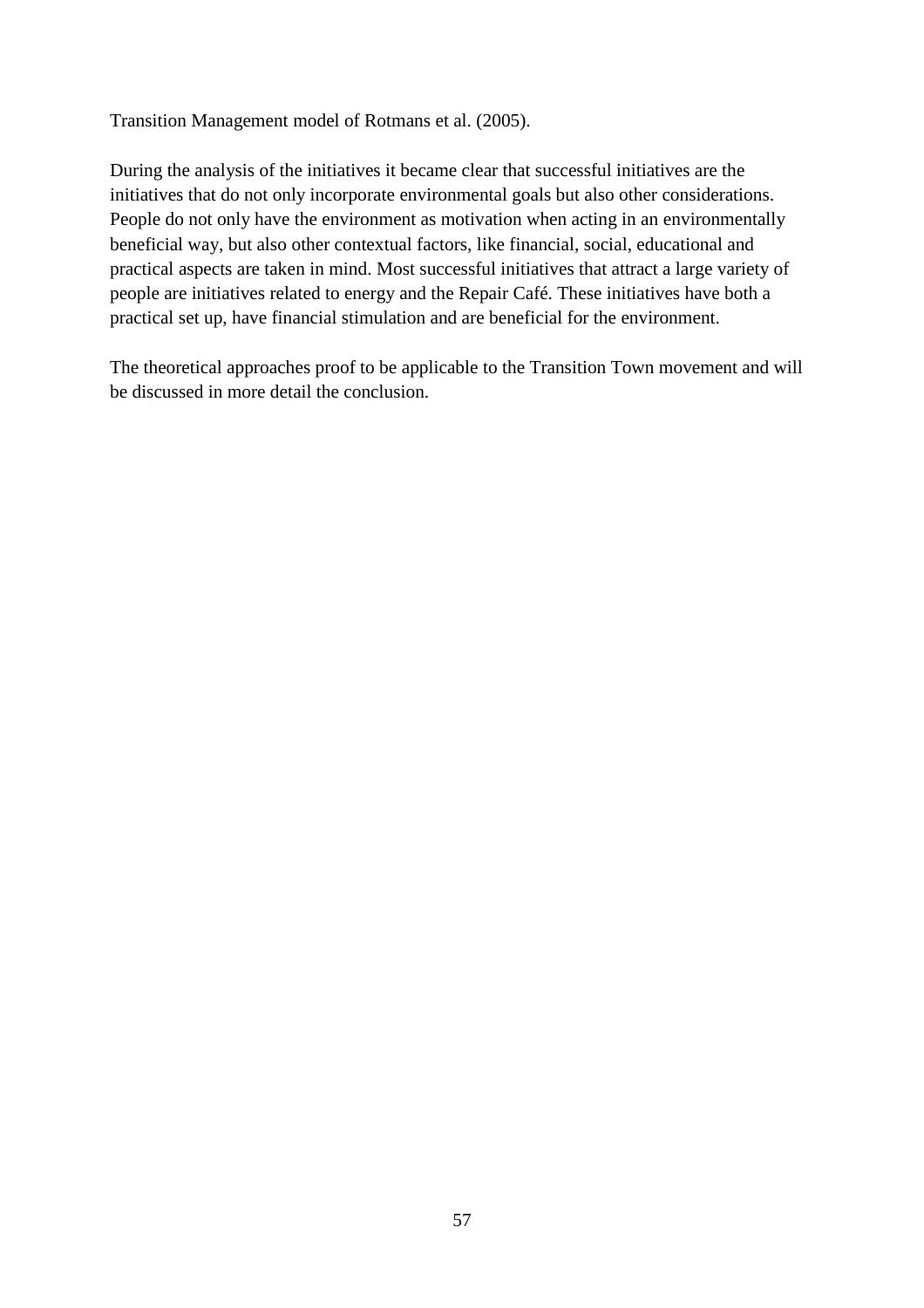Transition Management model of Rotmans et al. (2005).

During the analysis of the initiatives it became clear that successful initiatives are the initiatives that do not only incorporate environmental goals but also other considerations. People do not only have the environment as motivation when acting in an environmentally beneficial way, but also other contextual factors, like financial, social, educational and practical aspects are taken in mind. Most successful initiatives that attract a large variety of people are initiatives related to energy and the Repair Café. These initiatives have both a practical set up, have financial stimulation and are beneficial for the environment.

The theoretical approaches proof to be applicable to the Transition Town movement and will be discussed in more detail the conclusion.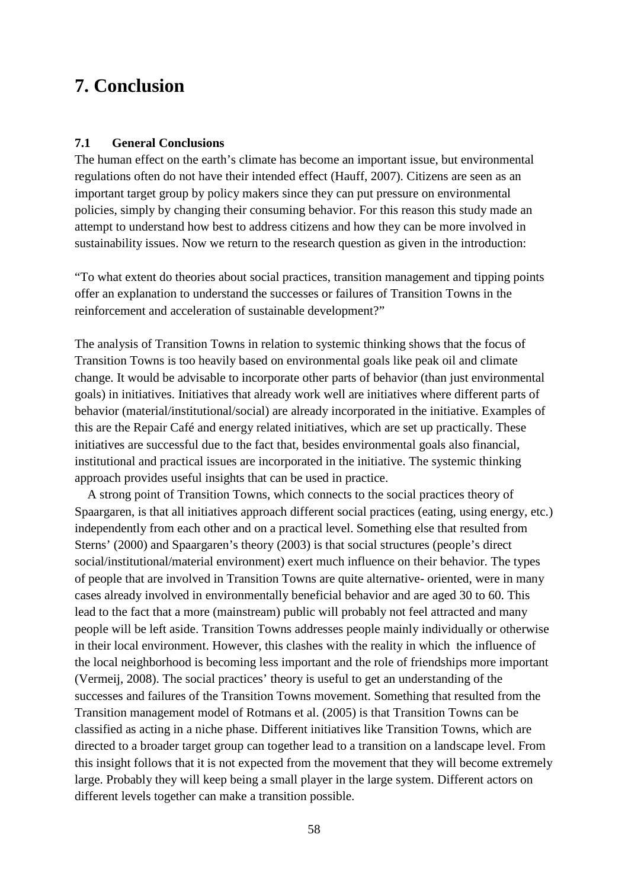# 7. Conclusion

### 7.1 General Conclusions

The human effect on the earth's climate has become an important issue, but environmental regulations often do not have their intended effect (Hauff, 2007). Citizens are seen as an important target group by policy makers since they can put pressure on environmental policies, simply by changing their consuming behavior. For this reason this study made an attempt to understand how best to address citizens and how they can be more involved in sustainability issues. Now we return to the research question as given in the introduction:

"To what extent do theories about social practices, transition management and tipping points offer an explanation to understand the successes or failures of Transition Towns in the reinforcement and acceleration of sustainable development?"

The analysis of Transition Towns in relation to systemic thinking shows that the focus of Transition Towns is too heavily based on environmental goals like peak oil and climate change. It would be advisable to incorporate other parts of behavior (than just environmental goals) in initiatives. Initiatives that already work well are initiatives where different parts of behavior (material/institutional/social) are already incorporated in the initiative. Examples of this are the Repair Café and energy related initiatives, which are set up practically. These initiatives are successful due to the fact that, besides environmental goals also financial, institutional and practical issues are incorporated in the initiative. The systemic thinking approach provides useful insights that can be used in practice.

A strong point of Transition Towns, which connects to the social practices theory of Spaargaren, is that all initiatives approach different social practices (eating, using energy, etc.) independently from each other and on a practical level. Something else that resulted from Sterns' (2000) and Spaargaren's theory (2003) is that social structures (people's direct social/institutional/material environment) exert much influence on their behavior. The types of people that are involved in Transition Towns are quite alternative- oriented, were in many cases already involved in environmentally beneficial behavior and are aged 30 to 60. This lead to the fact that a more (mainstream) public will probably not feel attracted and many people will be left aside. Transition Towns addresses people mainly individually or otherwise in their local environment. However, this clashes with the reality in which the influence of the local neighborhood is becoming less important and the role of friendships more important (Vermeij, 2008). The social practices' theory is useful to get an understanding of the successes and failures of the Transition Towns movement. Something that resulted from the Transition management model of Rotmans et al. (2005) is that Transition Towns can be classified as acting in a niche phase. Different initiatives like Transition Towns, which are directed to a broader target group can together lead to a transition on a landscape level. From this insight follows that it is not expected from the movement that they will become extremely large. Probably they will keep being a small player in the large system. Different actors on different levels together can make a transition possible.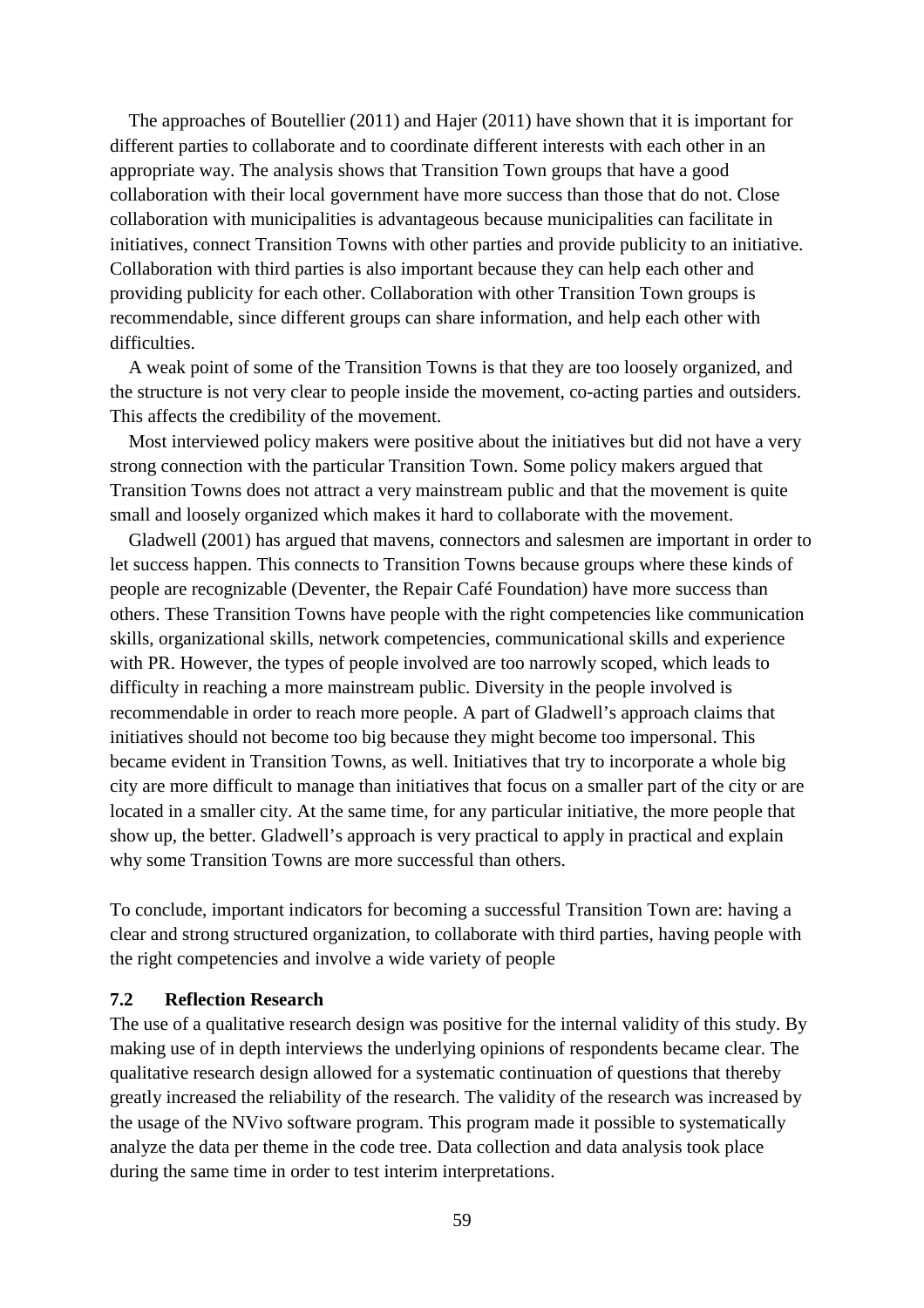The approaches of Boutellier (2011) and Hajer (2011) have shown that it is important for different parties to collaborate and to coordinate different interests with each other in an appropriate way. The analysis shows that Transition Town groups that have a good collaboration with their local government have more success than those that do not. Close collaboration with municipalities is advantageous because municipalities can facilitate in initiatives, connect Transition Towns with other parties and provide publicity to an initiative. Collaboration with third parties is also important because they can help each other and providing publicity for each other. Collaboration with other Transition Town groups is recommendable, since different groups can share information, and help each other with difficulties.

A weak point of some of the Transition Towns is that they are too loosely organized, and the structure is not very clear to people inside the movement, co-acting parties and outsiders. This affects the credibility of the movement.

Most interviewed policy makers were positive about the initiatives but did not have a very strong connection with the particular Transition Town. Some policy makers argued that Transition Towns does not attract a very mainstream public and that the movement is quite small and loosely organized which makes it hard to collaborate with the movement.

Gladwell (2001) has argued that mavens, connectors and salesmen are important in order to let success happen. This connects to Transition Towns because groups where these kinds of people are recognizable (Deventer, the Repair Café Foundation) have more success than others. These Transition Towns have people with the right competencies like communication skills, organizational skills, network competencies, communicational skills and experience with PR. However, the types of people involved are too narrowly scoped, which leads to difficulty in reaching a more mainstream public. Diversity in the people involved is recommendable in order to reach more people. A part of Gladwell's approach claims that initiatives should not become too big because they might become too impersonal. This became evident in Transition Towns, as well. Initiatives that try to incorporate a whole big city are more difficult to manage than initiatives that focus on a smaller part of the city or are located in a smaller city. At the same time, for any particular initiative, the more people that show up, the better. Gladwell's approach is very practical to apply in practical and explain why some Transition Towns are more successful than others.

To conclude, important indicators for becoming a successful Transition Town are: having a clear and strong structured organization, to collaborate with third parties, having people with the right competencies and involve a wide variety of people

### 7.2 Reflection Research

The use of a qualitative research design was positive for the internal validity of this study. By making use of in depth interviews the underlying opinions of respondents became clear. The qualitative research design allowed for a systematic continuation of questions that thereby greatly increased the reliability of the research. The validity of the research was increased by the usage of the NVivo software program. This program made it possible to systematically analyze the data per theme in the code tree. Data collection and data analysis took place during the same time in order to test interim interpretations.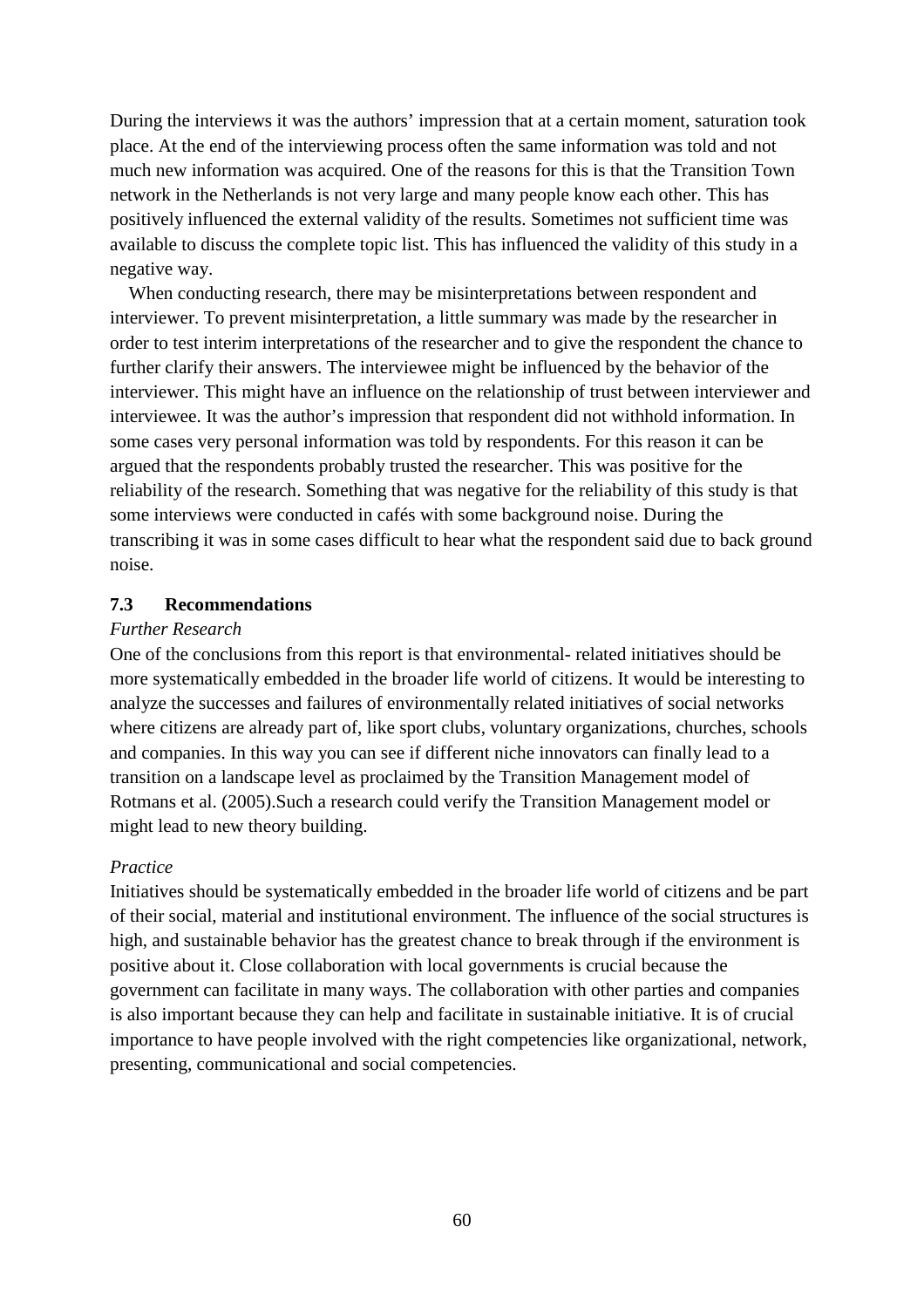During the interviews it was the authors' impression that at a certain moment, saturation took place. At the end of the interviewing process often the same information was told and not much new information was acquired. One of the reasons for this is that the Transition Town network in the Netherlands is not very large and many people know each other. This has positively influenced the external validity of the results. Sometimes not sufficient time was available to discuss the complete topic list. This has influenced the validity of this study in a negative way.

When conducting research, there may be misinterpretations between respondent and interviewer. To prevent misinterpretation, a little summary was made by the researcher in order to test interim interpretations of the researcher and to give the respondent the chance to further clarify their answers. The interviewee might be influenced by the behavior of the interviewer. This might have an influence on the relationship of trust between interviewer and interviewee. It was the author's impression that respondent did not withhold information. In some cases very personal information was told by respondents. For this reason it can be argued that the respondents probably trusted the researcher. This was positive for the reliability of the research. Something that was negative for the reliability of this study is that some interviews were conducted in cafés with some background noise. During the transcribing it was in some cases difficult to hear what the respondent said due to back ground noise.

### 7.3 Recommendations

*Further Research*

One of the conclusions from this report is that environmental- related initiatives should be more systematically embedded in the broader life world of citizens. It would be interesting to analyze the successes and failures of environmentally related initiatives of social networks where citizens are already part of, like sport clubs, voluntary organizations, churches, schools and companies. In this way you can see if different niche innovators can finally lead to a transition on a landscape level as proclaimed by the Transition Management model of Rotmans et al. (2005).Such a research could verify the Transition Management model or might lead to new theory building.

*Practice*

Initiatives should be systematically embedded in the broader life world of citizens and be part of their social, material and institutional environment. The influence of the social structures is high, and sustainable behavior has the greatest chance to break through if the environment is positive about it. Close collaboration with local governments is crucial because the government can facilitate in many ways. The collaboration with other parties and companies is also important because they can help and facilitate in sustainable initiative. It is of crucial importance to have people involved with the right competencies like organizational, network, presenting, communicational and social competencies.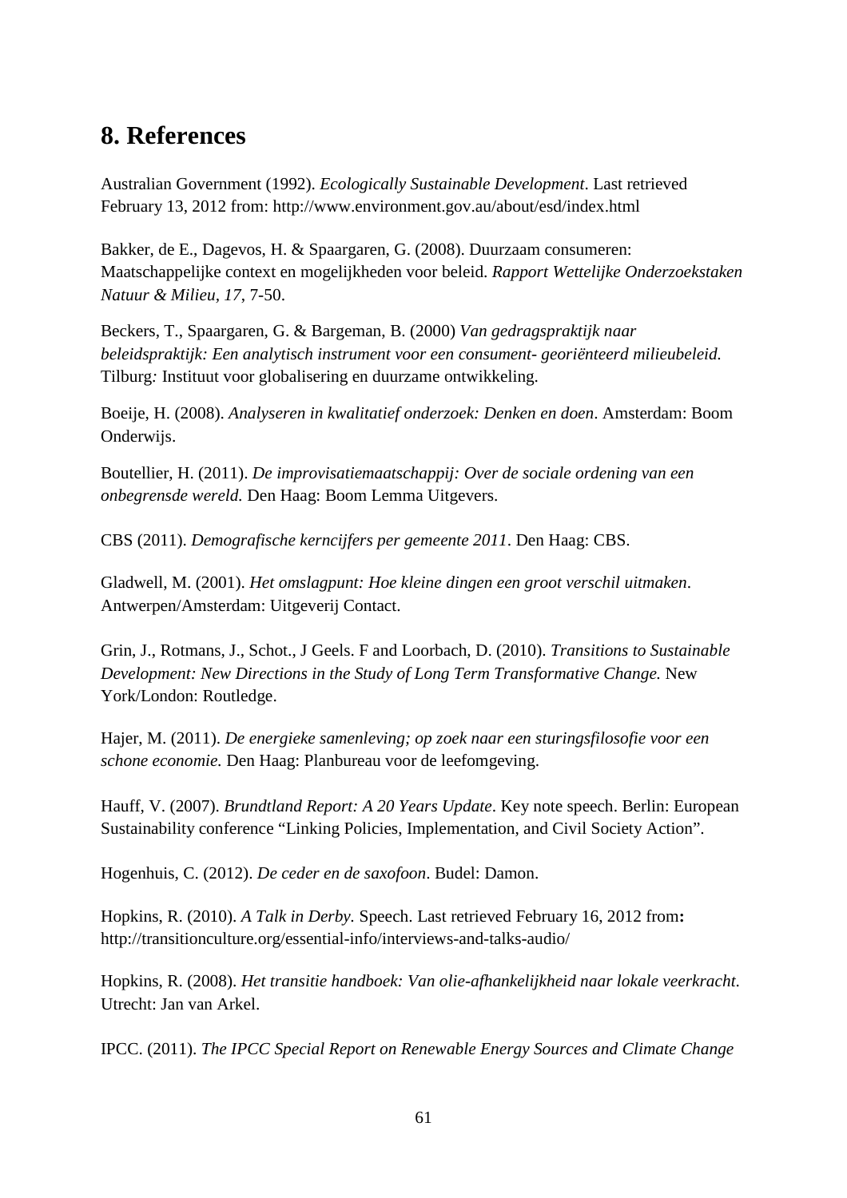# 8. References

Australian Government (1992). *Ecologically Sustainable Development*. Last retrieved February 13, 2012 from: http://www.environment.gov.au/about/esd/index.html

Bakker, de E., Dagevos, H. & Spaargaren, G. (2008). Duurzaam consumeren: Maatschappelijke context en mogelijkheden voor beleid. *Rapport Wettelijke Onderzoekstaken Natuur & Milieu, 17*, 7-50.

Beckers, T., Spaargaren, G. & Bargeman, B. (2000) *Van gedragspraktijk naar beleidspraktijk: Een analytisch instrument voor een consument- georiënteerd milieubeleid.* Tilburg*:* Instituut voor globalisering en duurzame ontwikkeling.

Boeije, H. (2008). *Analyseren in kwalitatief onderzoek: Denken en doen*. Amsterdam: Boom Onderwijs.

Boutellier, H. (2011). *De improvisatiemaatschappij: Over de sociale ordening van een onbegrensde wereld.* Den Haag: Boom Lemma Uitgevers.

CBS (2011). *Demografische kerncijfers per gemeente 2011*. Den Haag: CBS.

Gladwell, M. (2001). *Het omslagpunt: Hoe kleine dingen een groot verschil uitmaken*. Antwerpen/Amsterdam: Uitgeverij Contact.

Grin, J., Rotmans, J., Schot., J Geels. F and Loorbach, D. (2010). *Transitions to Sustainable Development: New Directions in the Study of Long Term Transformative Change.* New York/London: Routledge.

Hajer, M. (2011). *De energieke samenleving; op zoek naar een sturingsfilosofie voor een schone economie.* Den Haag: Planbureau voor de leefomgeving.

Hauff, V. (2007). *Brundtland Report: A 20 Years Update*. Key note speech. Berlin: European Sustainability conference "Linking Policies, Implementation, and Civil Society Action".

Hogenhuis, C. (2012). *De ceder en de saxofoon*. Budel: Damon.

Hopkins, R. (2010). *A Talk in Derby.* Speech. Last retrieved February 16, 2012 from**:** http://transitionculture.org/essential-info/interviews-and-talks-audio/

Hopkins, R. (2008). *Het transitie handboek: Van olie-afhankelijkheid naar lokale veerkracht*. Utrecht: Jan van Arkel.

IPCC. (2011). *The IPCC Special Report on Renewable Energy Sources and Climate Change*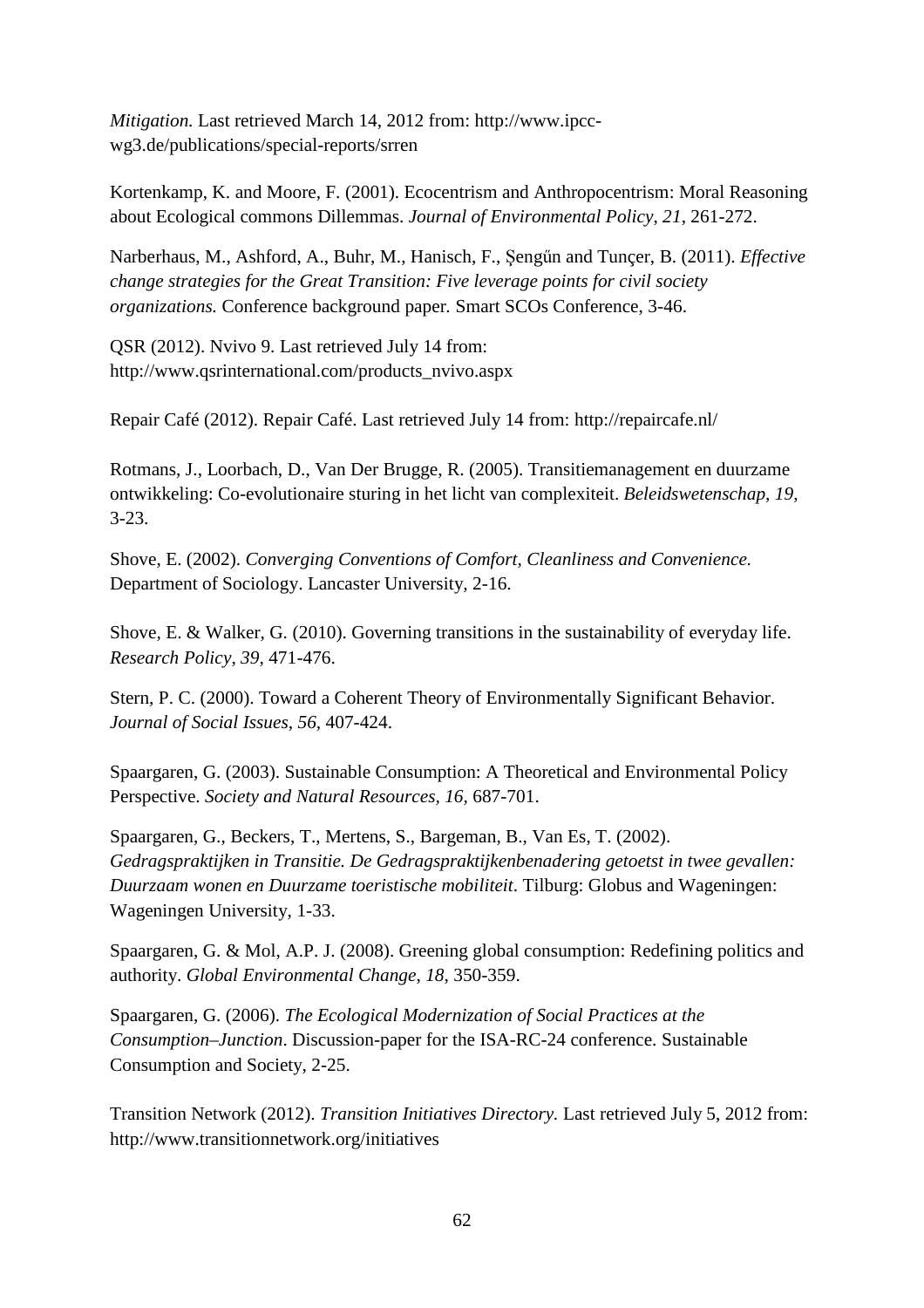*Mitigation.* Last retrieved March 14, 2012 from: http://www.ipcc-wg3.de/publications/special-reports/srren

Kortenkamp, K. and Moore, F. (2001). Ecocentrism and Anthropocentrism: Moral Reasoning about Ecological commons Dillemmas. *Journal of Environmental Policy*, *21*, 261-272.

Narberhaus, M., Ashford, A., Buhr, M., Hanisch, F., Şengűn and Tunçer, B. (2011). *Effective change strategies for the Great Transition: Five leverage points for civil society organizations.* Conference background paper. Smart SCOs Conference, 3-46.

QSR (2012). Nvivo 9. Last retrieved July 14 from: http://www.qsrinternational.com/products_nvivo.aspx

Repair Café (2012). Repair Café. Last retrieved July 14 from: http://repaircafe.nl/

Rotmans, J., Loorbach, D., Van Der Brugge, R. (2005). Transitiemanagement en duurzame ontwikkeling: Co-evolutionaire sturing in het licht van complexiteit. *Beleidswetenschap, 19,* 3-23.

Shove, E. (2002). *Converging Conventions of Comfort, Cleanliness and Convenience.* Department of Sociology. Lancaster University, 2-16.

Shove, E. & Walker, G. (2010). Governing transitions in the sustainability of everyday life. *Research Policy, 39,* 471-476.

Stern, P. C. (2000). Toward a Coherent Theory of Environmentally Significant Behavior. *Journal of Social Issues*, *56*, 407-424.

Spaargaren, G. (2003). Sustainable Consumption: A Theoretical and Environmental Policy Perspective. *Society and Natural Resources*, *16*, 687-701.

Spaargaren, G., Beckers, T., Mertens, S., Bargeman, B., Van Es, T. (2002). *Gedragspraktijken in Transitie. De Gedragspraktijkenbenadering getoetst in twee gevallen: Duurzaam wonen en Duurzame toeristische mobiliteit*. Tilburg: Globus and Wageningen: Wageningen University, 1-33.

Spaargaren, G. & Mol, A.P. J. (2008). Greening global consumption: Redefining politics and authority. *Global Environmental Change*, *18*, 350-359.

Spaargaren, G. (2006). *The Ecological Modernization of Social Practices at the Consumption–Junction*. Discussion-paper for the ISA-RC-24 conference. Sustainable Consumption and Society, 2-25.

Transition Network (2012). *Transition Initiatives Directory.* Last retrieved July 5, 2012 from: http://www.transitionnetwork.org/initiatives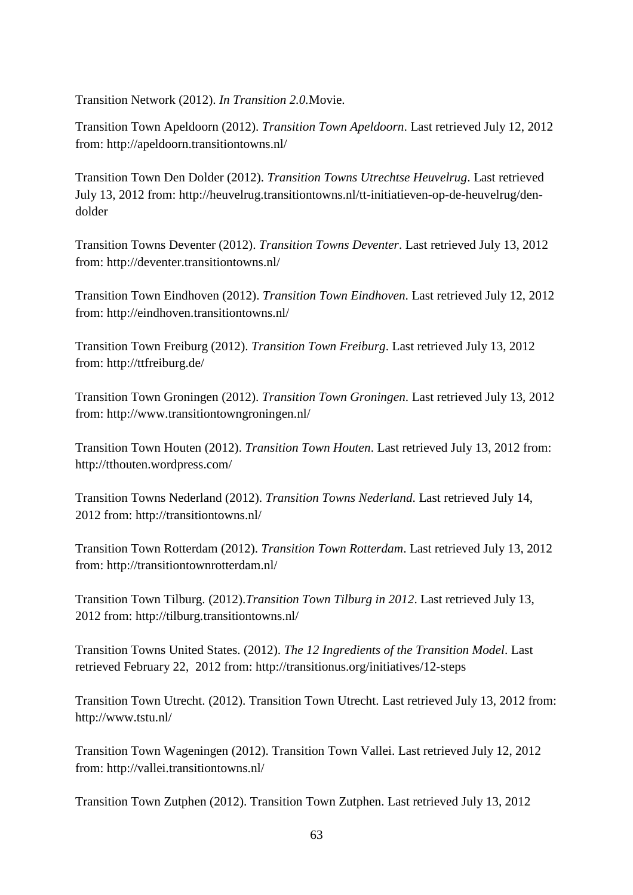Transition Network (2012). *In Transition 2.0.*Movie.

Transition Town Apeldoorn (2012). *Transition Town Apeldoorn*. Last retrieved July 12, 2012 from: http://apeldoorn.transitiontowns.nl/

Transition Town Den Dolder (2012). *Transition Towns Utrechtse Heuvelrug*. Last retrieved July 13, 2012 from: http://heuvelrug.transitiontowns.nl/tt-initiatieven-op-de-heuvelrug/den-dolder

Transition Towns Deventer (2012). *Transition Towns Deventer*. Last retrieved July 13, 2012 from: http://deventer.transitiontowns.nl/

Transition Town Eindhoven (2012). *Transition Town Eindhoven*. Last retrieved July 12, 2012 from: http://eindhoven.transitiontowns.nl/

Transition Town Freiburg (2012). *Transition Town Freiburg*. Last retrieved July 13, 2012 from: http://ttfreiburg.de/

Transition Town Groningen (2012). *Transition Town Groningen*. Last retrieved July 13, 2012 from: http://www.transitiontowngroningen.nl/

Transition Town Houten (2012). *Transition Town Houten*. Last retrieved July 13, 2012 from: http://tthouten.wordpress.com/

Transition Towns Nederland (2012). *Transition Towns Nederland*. Last retrieved July 14, 2012 from: http://transitiontowns.nl/

Transition Town Rotterdam (2012). *Transition Town Rotterdam*. Last retrieved July 13, 2012 from: http://transitiontownrotterdam.nl/

Transition Town Tilburg. (2012).*Transition Town Tilburg in 2012*. Last retrieved July 13, 2012 from: http://tilburg.transitiontowns.nl/

Transition Towns United States. (2012). *The 12 Ingredients of the Transition Model*. Last retrieved February 22, 2012 from: http://transitionus.org/initiatives/12-steps

Transition Town Utrecht. (2012). Transition Town Utrecht. Last retrieved July 13, 2012 from: http://www.tstu.nl/

Transition Town Wageningen (2012). Transition Town Vallei. Last retrieved July 12, 2012 from: http://vallei.transitiontowns.nl/

Transition Town Zutphen (2012). Transition Town Zutphen. Last retrieved July 13, 2012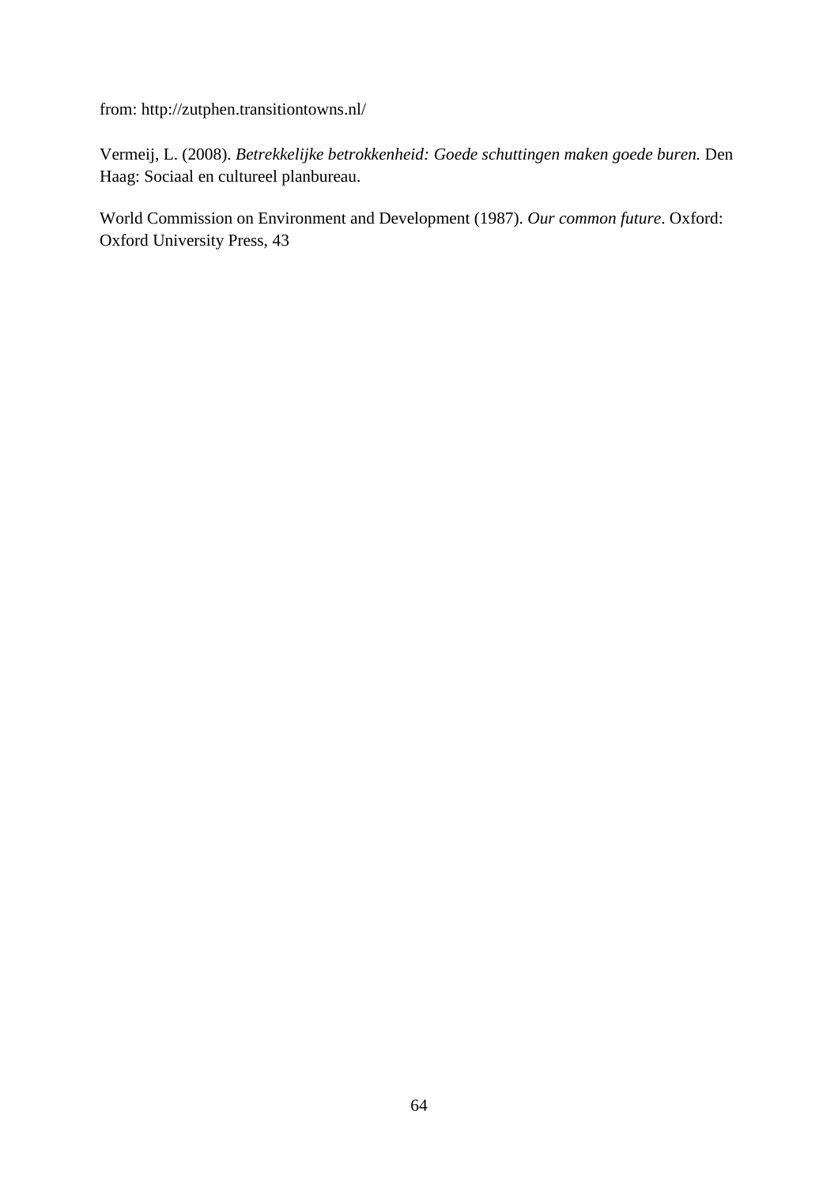from: http://zutphen.transitiontowns.nl/

Vermeij, L. (2008). *Betrekkelijke betrokkenheid: Goede schuttingen maken goede buren.* Den Haag: Sociaal en cultureel planbureau.

World Commission on Environment and Development (1987). *Our common future*. Oxford: Oxford University Press, 43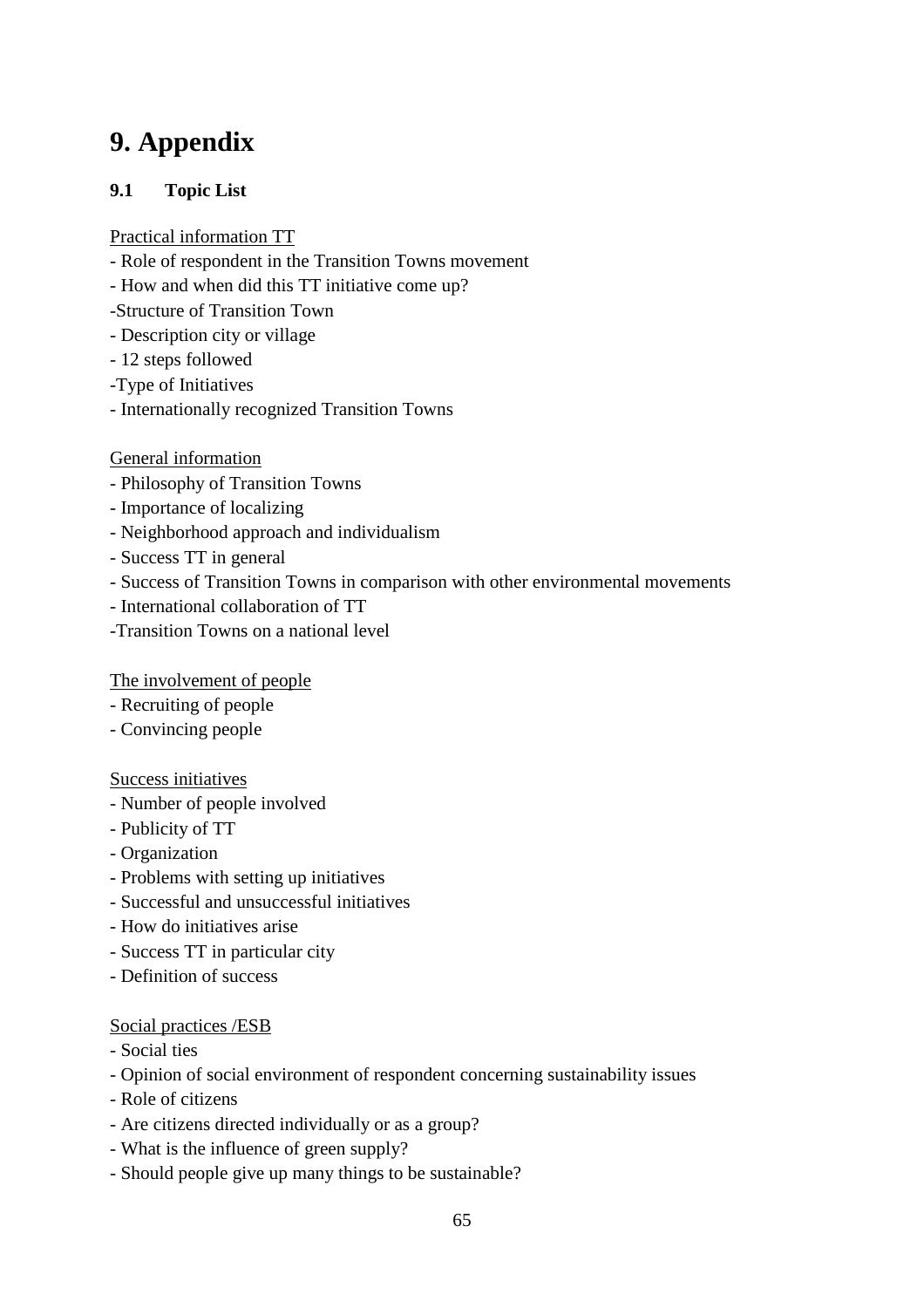# 9. Appendix

## 9.1 Topic List

Practical information TT

- Role of respondent in the Transition Towns movement
- How and when did this TT initiative come up?
-Structure of Transition Town
- Description city or village
- 12 steps followed
-Type of Initiatives
- Internationally recognized Transition Towns

General information

- Philosophy of Transition Towns
- Importance of localizing
- Neighborhood approach and individualism
- Success TT in general
- Success of Transition Towns in comparison with other environmental movements
- International collaboration of TT
-Transition Towns on a national level

The involvement of people

- Recruiting of people
- Convincing people

Success initiatives

- Number of people involved
- Publicity of TT
- Organization
- Problems with setting up initiatives
- Successful and unsuccessful initiatives
- How do initiatives arise
- Success TT in particular city
- Definition of success

Social practices /ESB

- Social ties
- Opinion of social environment of respondent concerning sustainability issues
- Role of citizens
- Are citizens directed individually or as a group?
- What is the influence of green supply?
- Should people give up many things to be sustainable?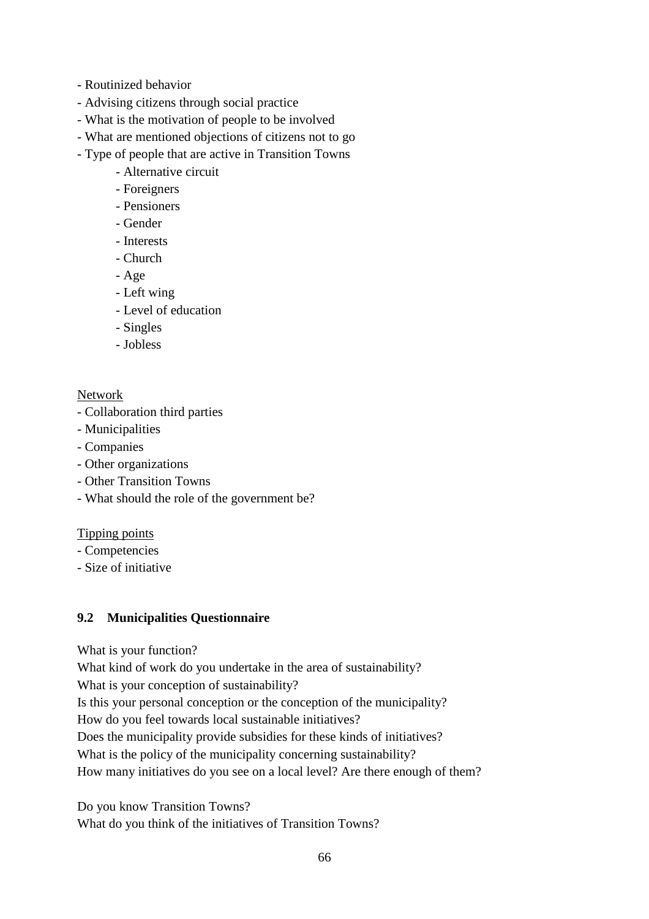- Routinized behavior
- Advising citizens through social practice
- What is the motivation of people to be involved
- What are mentioned objections of citizens not to go
- Type of people that are active in Transition Towns
    - Alternative circuit
    - Foreigners
    - Pensioners
    - Gender
    - Interests
    - Church
    - Age
    - Left wing
    - Level of education
    - Singles
    - Jobless

<u>Network</u>

- Collaboration third parties
- Municipalities
- Companies
- Other organizations
- Other Transition Towns
- What should the role of the government be?

<u>Tipping points</u>

- Competencies
- Size of initiative

### 9.2 Municipalities Questionnaire

What is your function?
What kind of work do you undertake in the area of sustainability?
What is your conception of sustainability?
Is this your personal conception or the conception of the municipality?
How do you feel towards local sustainable initiatives?
Does the municipality provide subsidies for these kinds of initiatives?
What is the policy of the municipality concerning sustainability?
How many initiatives do you see on a local level? Are there enough of them?

Do you know Transition Towns?
What do you think of the initiatives of Transition Towns?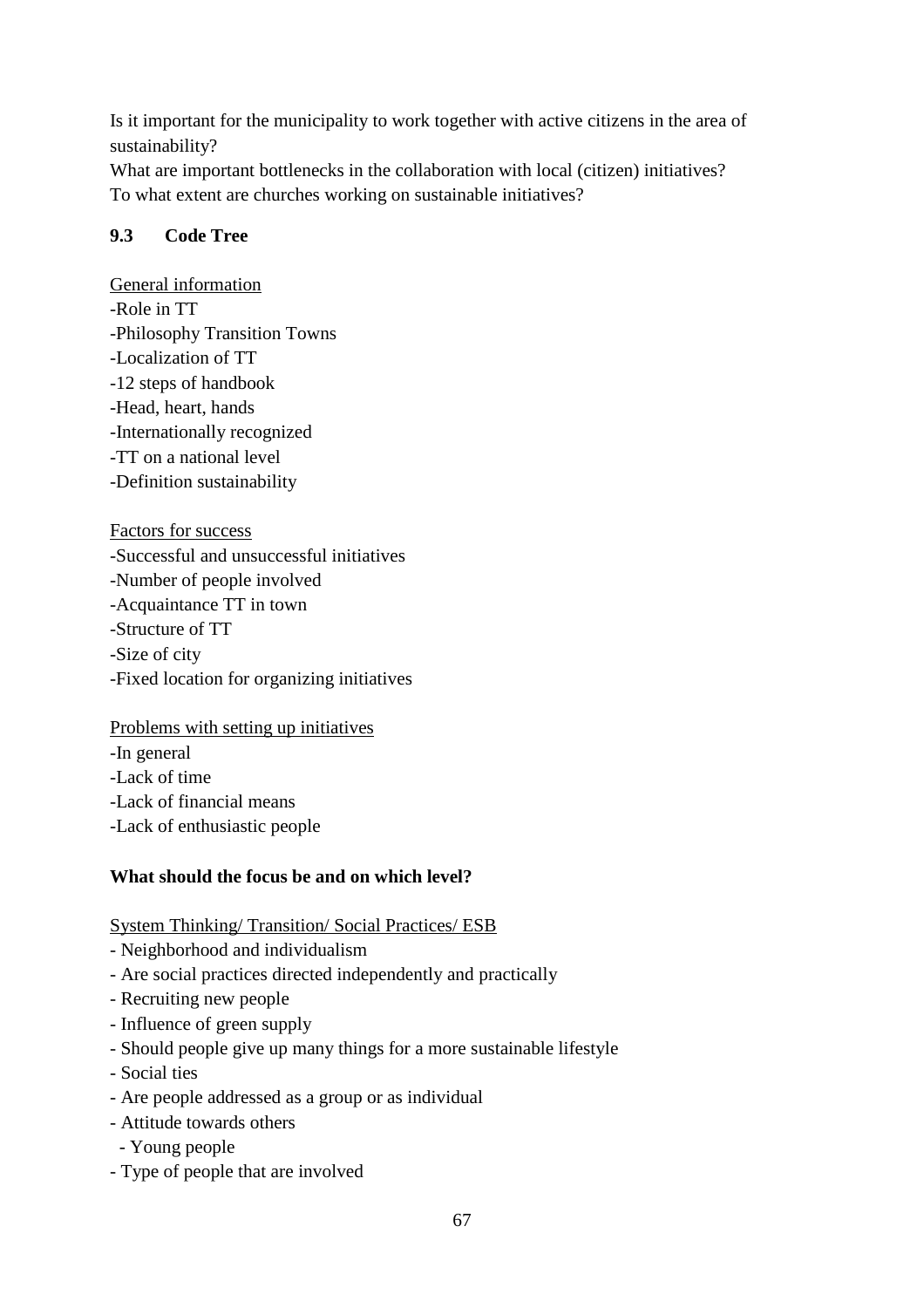Is it important for the municipality to work together with active citizens in the area of sustainability?
What are important bottlenecks in the collaboration with local (citizen) initiatives?
To what extent are churches working on sustainable initiatives?

### 9.3 Code Tree

General information
-Role in TT
-Philosophy Transition Towns
-Localization of TT
-12 steps of handbook
-Head, heart, hands
-Internationally recognized
-TT on a national level
-Definition sustainability

Factors for success
-Successful and unsuccessful initiatives
-Number of people involved
-Acquaintance TT in town
-Structure of TT
-Size of city
-Fixed location for organizing initiatives

Problems with setting up initiatives
-In general
-Lack of time
-Lack of financial means
-Lack of enthusiastic people

**What should the focus be and on which level?**

System Thinking/ Transition/ Social Practices/ ESB
- Neighborhood and individualism
- Are social practices directed independently and practically
- Recruiting new people
- Influence of green supply
- Should people give up many things for a more sustainable lifestyle
- Social ties
- Are people addressed as a group or as individual
- Attitude towards others
  - Young people
- Type of people that are involved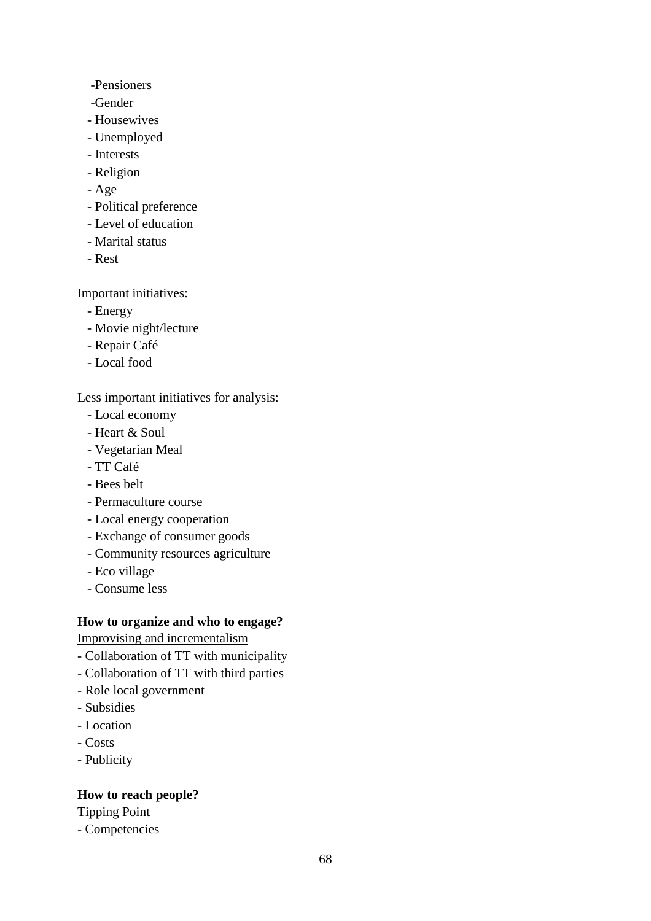- Pensioners
- Gender
- Housewives
- Unemployed
- Interests
- Religion
- Age
- Political preference
- Level of education
- Marital status
- Rest

Important initiatives:

- Energy
- Movie night/lecture
- Repair Café
- Local food

Less important initiatives for analysis:

- Local economy
- Heart & Soul
- Vegetarian Meal
- TT Café
- Bees belt
- Permaculture course
- Local energy cooperation
- Exchange of consumer goods
- Community resources agriculture
- Eco village
- Consume less

**How to organize and who to engage?**

<u>Improvising and incrementalism</u>

- Collaboration of TT with municipality
- Collaboration of TT with third parties
- Role local government
- Subsidies
- Location
- Costs
- Publicity

**How to reach people?**

<u>Tipping Point</u>

- Competencies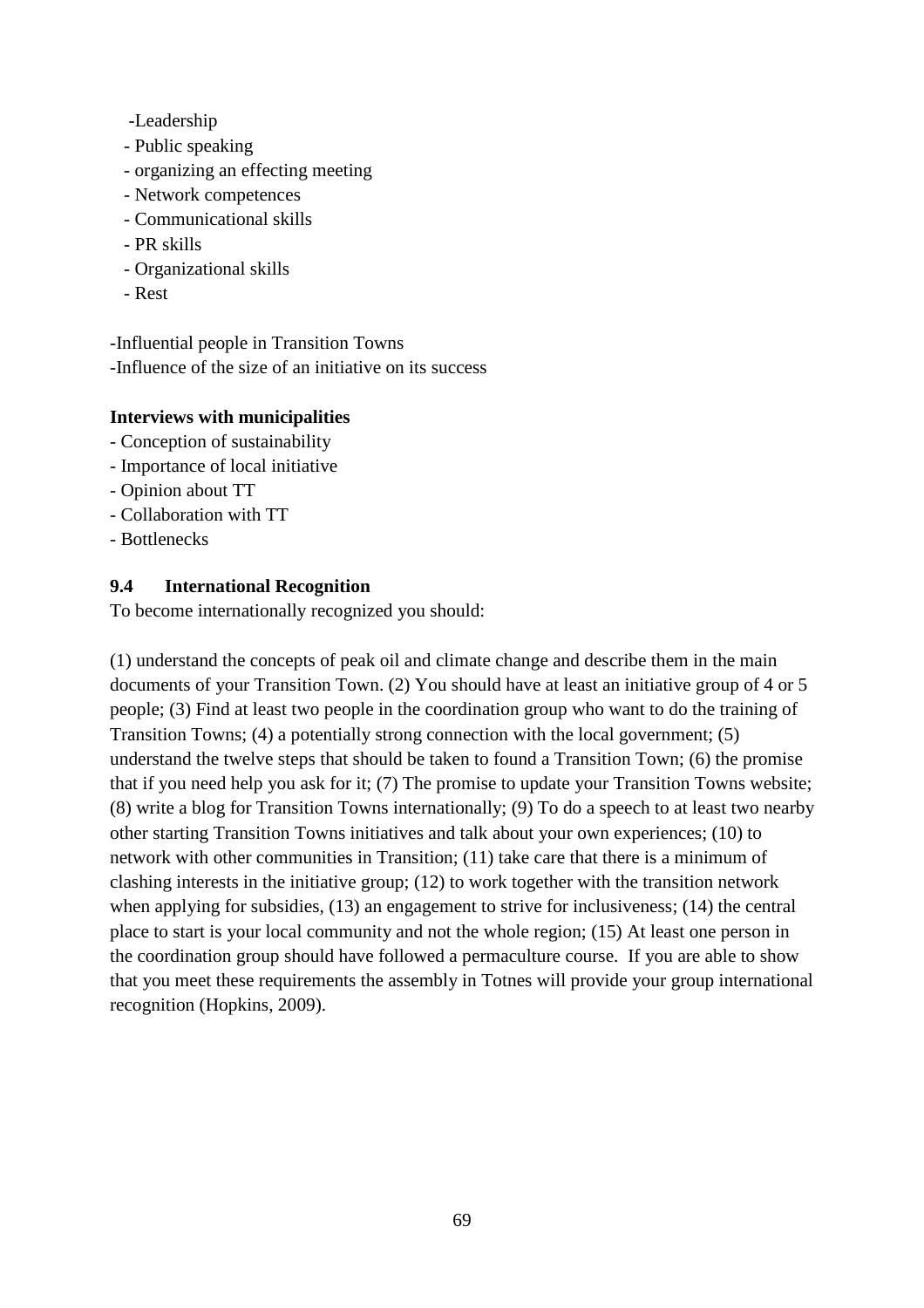- Leadership
- Public speaking
- organizing an effecting meeting
- Network competences
- Communicational skills
- PR skills
- Organizational skills
- Rest

-Influential people in Transition Towns
-Influence of the size of an initiative on its success

**Interviews with municipalities**

- Conception of sustainability
- Importance of local initiative
- Opinion about TT
- Collaboration with TT
- Bottlenecks

## 9.4 International Recognition

To become internationally recognized you should:

(1) understand the concepts of peak oil and climate change and describe them in the main documents of your Transition Town. (2) You should have at least an initiative group of 4 or 5 people; (3) Find at least two people in the coordination group who want to do the training of Transition Towns; (4) a potentially strong connection with the local government; (5) understand the twelve steps that should be taken to found a Transition Town; (6) the promise that if you need help you ask for it; (7) The promise to update your Transition Towns website; (8) write a blog for Transition Towns internationally; (9) To do a speech to at least two nearby other starting Transition Towns initiatives and talk about your own experiences; (10) to network with other communities in Transition; (11) take care that there is a minimum of clashing interests in the initiative group; (12) to work together with the transition network when applying for subsidies, (13) an engagement to strive for inclusiveness; (14) the central place to start is your local community and not the whole region; (15) At least one person in the coordination group should have followed a permaculture course. If you are able to show that you meet these requirements the assembly in Totnes will provide your group international recognition (Hopkins, 2009).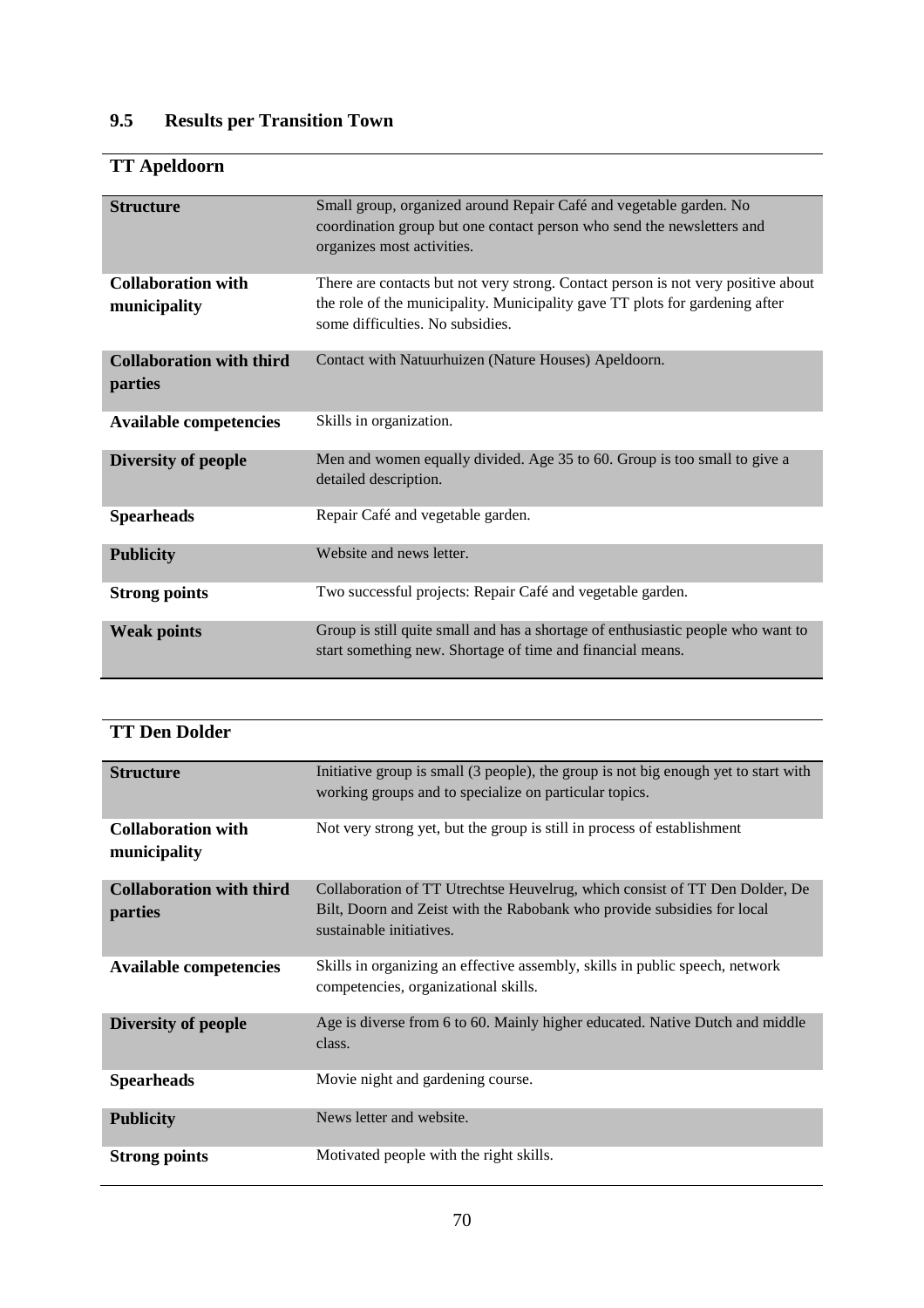## 9.5 Results per Transition Town

### TT Apeldoorn

| | |
|---|---|
| **Structure** | Small group, organized around Repair Café and vegetable garden. No coordination group but one contact person who send the newsletters and organizes most activities. |
| **Collaboration with municipality** | There are contacts but not very strong. Contact person is not very positive about the role of the municipality. Municipality gave TT plots for gardening after some difficulties. No subsidies. |
| **Collaboration with third parties** | Contact with Natuurhuizen (Nature Houses) Apeldoorn. |
| **Available competencies** | Skills in organization. |
| **Diversity of people** | Men and women equally divided. Age 35 to 60. Group is too small to give a detailed description. |
| **Spearheads** | Repair Café and vegetable garden. |
| **Publicity** | Website and news letter. |
| **Strong points** | Two successful projects: Repair Café and vegetable garden. |
| **Weak points** | Group is still quite small and has a shortage of enthusiastic people who want to start something new. Shortage of time and financial means. |

### TT Den Dolder

| | |
|---|---|
| **Structure** | Initiative group is small (3 people), the group is not big enough yet to start with working groups and to specialize on particular topics. |
| **Collaboration with municipality** | Not very strong yet, but the group is still in process of establishment |
| **Collaboration with third parties** | Collaboration of TT Utrechtse Heuvelrug, which consist of TT Den Dolder, De Bilt, Doorn and Zeist with the Rabobank who provide subsidies for local sustainable initiatives. |
| **Available competencies** | Skills in organizing an effective assembly, skills in public speech, network competencies, organizational skills. |
| **Diversity of people** | Age is diverse from 6 to 60. Mainly higher educated. Native Dutch and middle class. |
| **Spearheads** | Movie night and gardening course. |
| **Publicity** | News letter and website. |
| **Strong points** | Motivated people with the right skills. |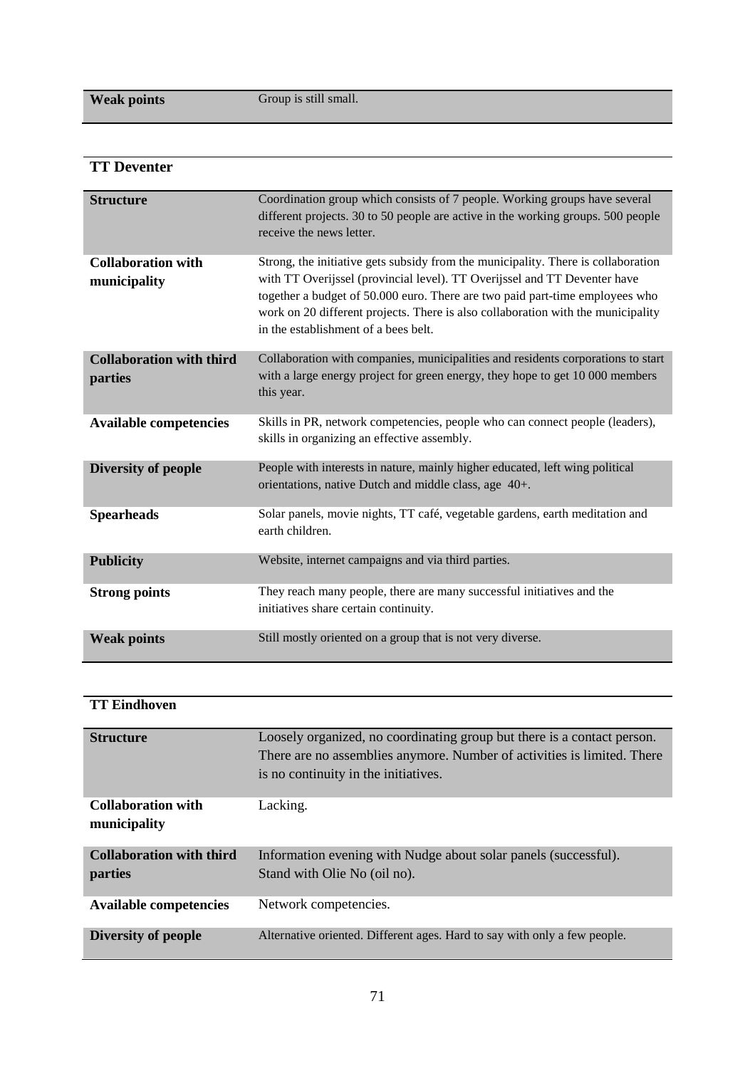| **Weak points** | Group is still small. |
|---|---|

| **TT Deventer** | |
|---|---|
| **Structure** | Coordination group which consists of 7 people. Working groups have several different projects. 30 to 50 people are active in the working groups. 500 people receive the news letter. |
| **Collaboration with municipality** | Strong, the initiative gets subsidy from the municipality. There is collaboration with TT Overijssel (provincial level). TT Overijssel and TT Deventer have together a budget of 50.000 euro. There are two paid part-time employees who work on 20 different projects. There is also collaboration with the municipality in the establishment of a bees belt. |
| **Collaboration with third parties** | Collaboration with companies, municipalities and residents corporations to start with a large energy project for green energy, they hope to get 10 000 members this year. |
| **Available competencies** | Skills in PR, network competencies, people who can connect people (leaders), skills in organizing an effective assembly. |
| **Diversity of people** | People with interests in nature, mainly higher educated, left wing political orientations, native Dutch and middle class, age 40+. |
| **Spearheads** | Solar panels, movie nights, TT café, vegetable gardens, earth meditation and earth children. |
| **Publicity** | Website, internet campaigns and via third parties. |
| **Strong points** | They reach many people, there are many successful initiatives and the initiatives share certain continuity. |
| **Weak points** | Still mostly oriented on a group that is not very diverse. |

| **TT Eindhoven** | |
|---|---|
| **Structure** | Loosely organized, no coordinating group but there is a contact person. There are no assemblies anymore. Number of activities is limited. There is no continuity in the initiatives. |
| **Collaboration with municipality** | Lacking. |
| **Collaboration with third parties** | Information evening with Nudge about solar panels (successful). Stand with Olie No (oil no). |
| **Available competencies** | Network competencies. |
| **Diversity of people** | Alternative oriented. Different ages. Hard to say with only a few people. |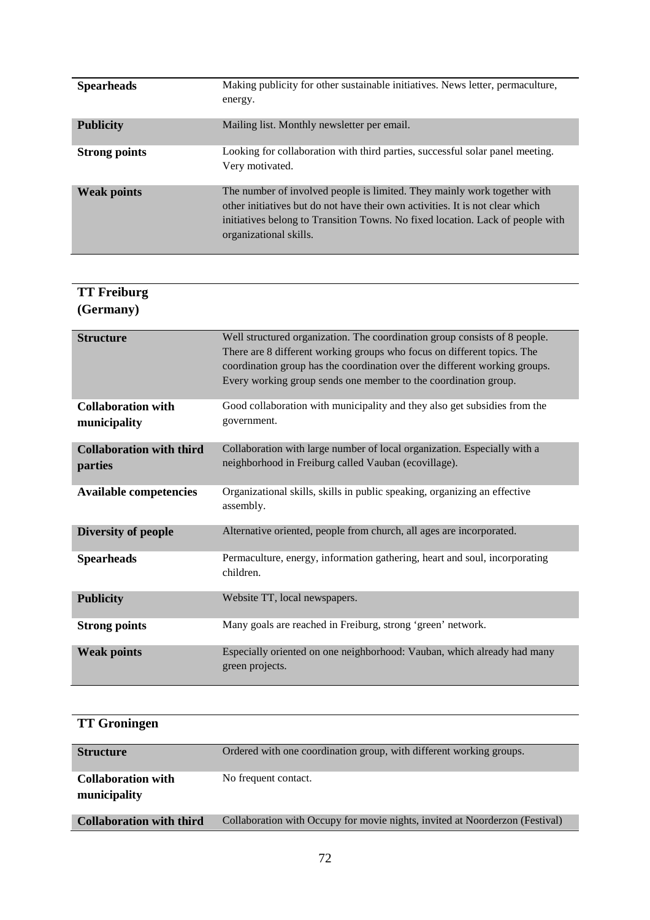| | |
|---|---|
| **Spearheads** | Making publicity for other sustainable initiatives. News letter, permaculture, energy. |
| **Publicity** | Mailing list. Monthly newsletter per email. |
| **Strong points** | Looking for collaboration with third parties, successful solar panel meeting. Very motivated. |
| **Weak points** | The number of involved people is limited. They mainly work together with other initiatives but do not have their own activities. It is not clear which initiatives belong to Transition Towns. No fixed location. Lack of people with organizational skills. |

| **TT Freiburg (Germany)** | |
|---|---|
| **Structure** | Well structured organization. The coordination group consists of 8 people. There are 8 different working groups who focus on different topics. The coordination group has the coordination over the different working groups. Every working group sends one member to the coordination group. |
| **Collaboration with municipality** | Good collaboration with municipality and they also get subsidies from the government. |
| **Collaboration with third parties** | Collaboration with large number of local organization. Especially with a neighborhood in Freiburg called Vauban (ecovillage). |
| **Available competencies** | Organizational skills, skills in public speaking, organizing an effective assembly. |
| **Diversity of people** | Alternative oriented, people from church, all ages are incorporated. |
| **Spearheads** | Permaculture, energy, information gathering, heart and soul, incorporating children. |
| **Publicity** | Website TT, local newspapers. |
| **Strong points** | Many goals are reached in Freiburg, strong 'green' network. |
| **Weak points** | Especially oriented on one neighborhood: Vauban, which already had many green projects. |

| **TT Groningen** | |
|---|---|
| **Structure** | Ordered with one coordination group, with different working groups. |
| **Collaboration with municipality** | No frequent contact. |
| **Collaboration with third** | Collaboration with Occupy for movie nights, invited at Noorderzon (Festival) |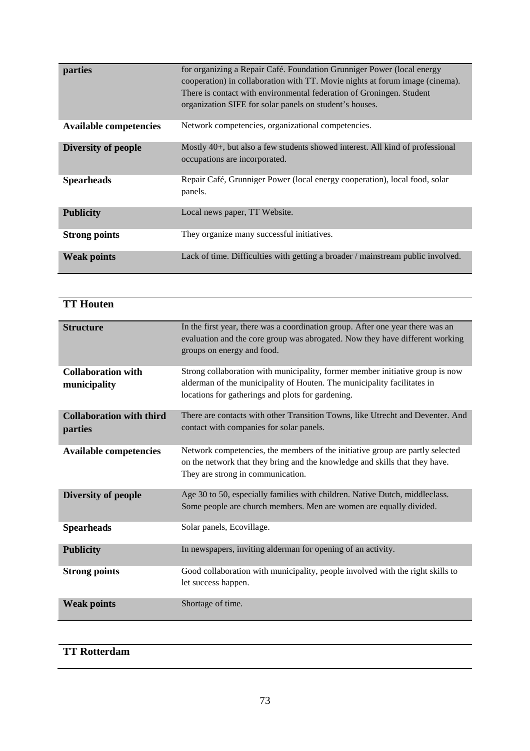| | |
|---|---|
| **parties** | for organizing a Repair Café. Foundation Grunniger Power (local energy cooperation) in collaboration with TT. Movie nights at forum image (cinema). There is contact with environmental federation of Groningen. Student organization SIFE for solar panels on student's houses. |
| **Available competencies** | Network competencies, organizational competencies. |
| **Diversity of people** | Mostly 40+, but also a few students showed interest. All kind of professional occupations are incorporated. |
| **Spearheads** | Repair Café, Grunniger Power (local energy cooperation), local food, solar panels. |
| **Publicity** | Local news paper, TT Website. |
| **Strong points** | They organize many successful initiatives. |
| **Weak points** | Lack of time. Difficulties with getting a broader / mainstream public involved. |

| **TT Houten** | |
|---|---|
| **Structure** | In the first year, there was a coordination group. After one year there was an evaluation and the core group was abrogated. Now they have different working groups on energy and food. |
| **Collaboration with municipality** | Strong collaboration with municipality, former member initiative group is now alderman of the municipality of Houten. The municipality facilitates in locations for gatherings and plots for gardening. |
| **Collaboration with third parties** | There are contacts with other Transition Towns, like Utrecht and Deventer. And contact with companies for solar panels. |
| **Available competencies** | Network competencies, the members of the initiative group are partly selected on the network that they bring and the knowledge and skills that they have. They are strong in communication. |
| **Diversity of people** | Age 30 to 50, especially families with children. Native Dutch, middleclass. Some people are church members. Men are women are equally divided. |
| **Spearheads** | Solar panels, Ecovillage. |
| **Publicity** | In newspapers, inviting alderman for opening of an activity. |
| **Strong points** | Good collaboration with municipality, people involved with the right skills to let success happen. |
| **Weak points** | Shortage of time. |

| **TT Rotterdam** | |
|---|---|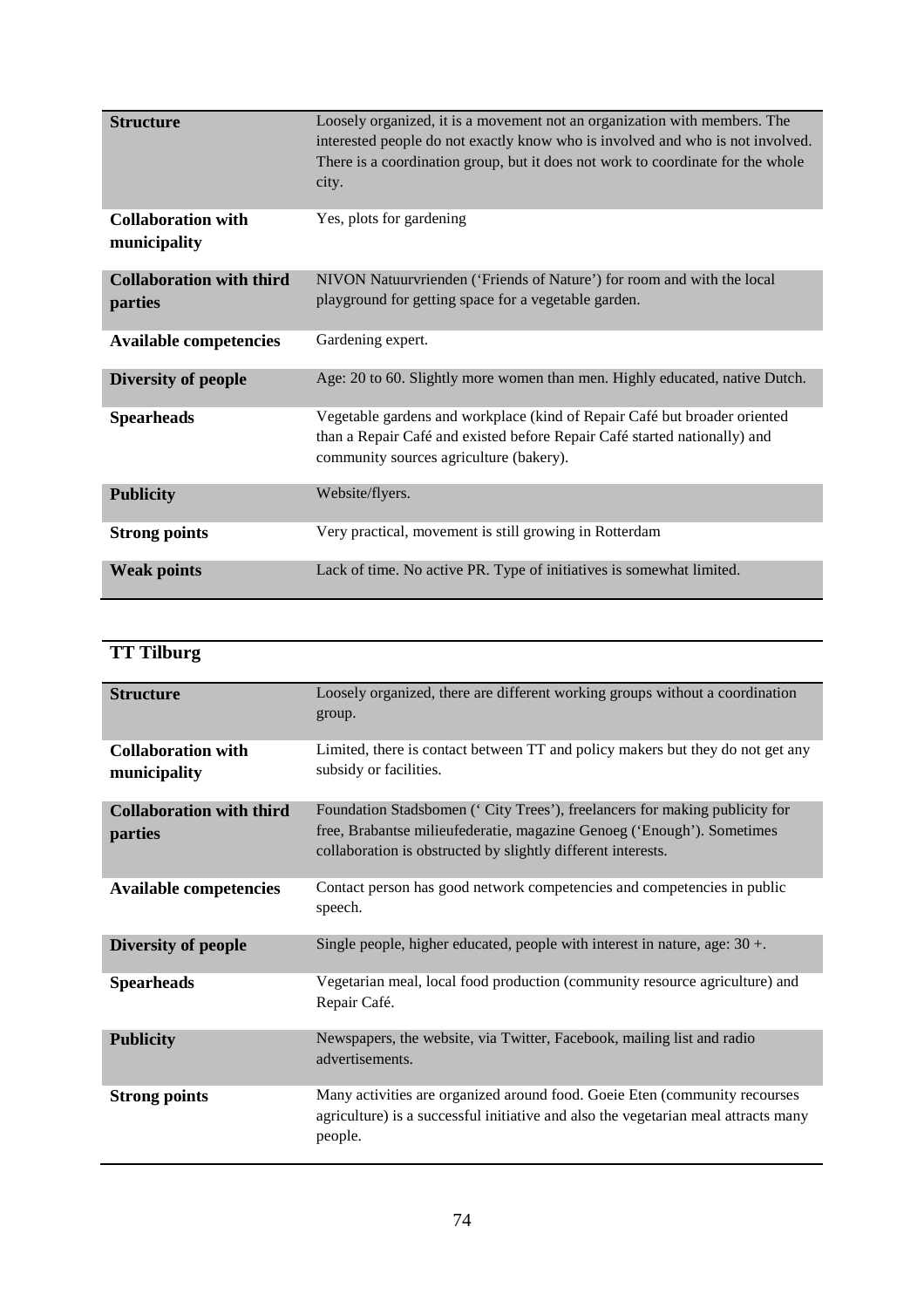| | |
|---|---|
| **Structure** | Loosely organized, it is a movement not an organization with members. The interested people do not exactly know who is involved and who is not involved. There is a coordination group, but it does not work to coordinate for the whole city. |
| **Collaboration with municipality** | Yes, plots for gardening |
| **Collaboration with third parties** | NIVON Natuurvrienden ('Friends of Nature') for room and with the local playground for getting space for a vegetable garden. |
| **Available competencies** | Gardening expert. |
| **Diversity of people** | Age: 20 to 60. Slightly more women than men. Highly educated, native Dutch. |
| **Spearheads** | Vegetable gardens and workplace (kind of Repair Café but broader oriented than a Repair Café and existed before Repair Café started nationally) and community sources agriculture (bakery). |
| **Publicity** | Website/flyers. |
| **Strong points** | Very practical, movement is still growing in Rotterdam |
| **Weak points** | Lack of time. No active PR. Type of initiatives is somewhat limited. |

## TT Tilburg

| | |
|---|---|
| **Structure** | Loosely organized, there are different working groups without a coordination group. |
| **Collaboration with municipality** | Limited, there is contact between TT and policy makers but they do not get any subsidy or facilities. |
| **Collaboration with third parties** | Foundation Stadsbomen (' City Trees'), freelancers for making publicity for free, Brabantse milieufederatie, magazine Genoeg ('Enough'). Sometimes collaboration is obstructed by slightly different interests. |
| **Available competencies** | Contact person has good network competencies and competencies in public speech. |
| **Diversity of people** | Single people, higher educated, people with interest in nature, age: 30 +. |
| **Spearheads** | Vegetarian meal, local food production (community resource agriculture) and Repair Café. |
| **Publicity** | Newspapers, the website, via Twitter, Facebook, mailing list and radio advertisements. |
| **Strong points** | Many activities are organized around food. Goeie Eten (community recourses agriculture) is a successful initiative and also the vegetarian meal attracts many people. |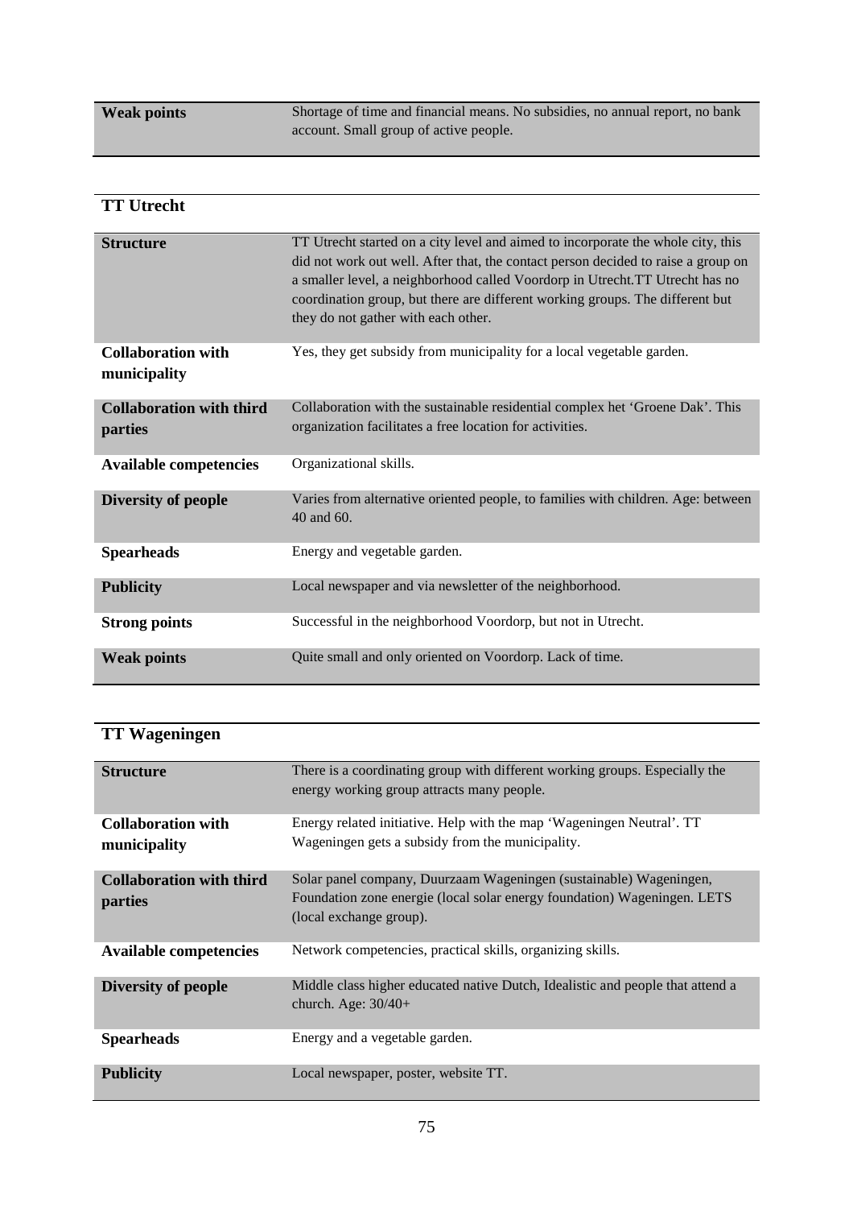| | |
|---|---|
| **Weak points** | Shortage of time and financial means. No subsidies, no annual report, no bank account. Small group of active people. |

| **TT Utrecht** | |
|---|---|
| **Structure** | TT Utrecht started on a city level and aimed to incorporate the whole city, this did not work out well. After that, the contact person decided to raise a group on a smaller level, a neighborhood called Voordorp in Utrecht.TT Utrecht has no coordination group, but there are different working groups. The different but they do not gather with each other. |
| **Collaboration with municipality** | Yes, they get subsidy from municipality for a local vegetable garden. |
| **Collaboration with third parties** | Collaboration with the sustainable residential complex het 'Groene Dak'. This organization facilitates a free location for activities. |
| **Available competencies** | Organizational skills. |
| **Diversity of people** | Varies from alternative oriented people, to families with children. Age: between 40 and 60. |
| **Spearheads** | Energy and vegetable garden. |
| **Publicity** | Local newspaper and via newsletter of the neighborhood. |
| **Strong points** | Successful in the neighborhood Voordorp, but not in Utrecht. |
| **Weak points** | Quite small and only oriented on Voordorp. Lack of time. |

| **TT Wageningen** | |
|---|---|
| **Structure** | There is a coordinating group with different working groups. Especially the energy working group attracts many people. |
| **Collaboration with municipality** | Energy related initiative. Help with the map 'Wageningen Neutral'. TT Wageningen gets a subsidy from the municipality. |
| **Collaboration with third parties** | Solar panel company, Duurzaam Wageningen (sustainable) Wageningen, Foundation zone energie (local solar energy foundation) Wageningen. LETS (local exchange group). |
| **Available competencies** | Network competencies, practical skills, organizing skills. |
| **Diversity of people** | Middle class higher educated native Dutch, Idealistic and people that attend a church. Age: 30/40+ |
| **Spearheads** | Energy and a vegetable garden. |
| **Publicity** | Local newspaper, poster, website TT. |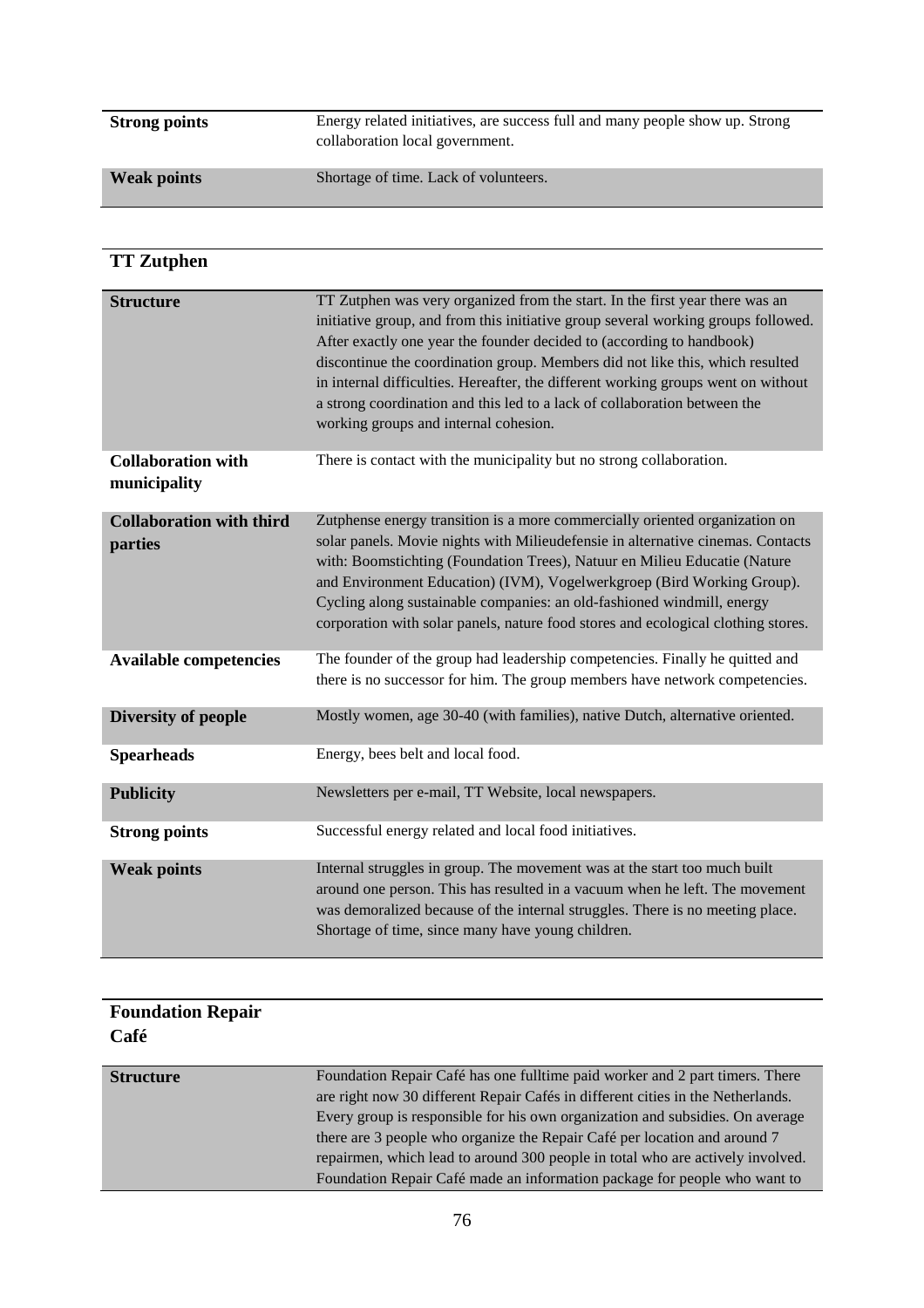| | |
|---|---|
| **Strong points** | Energy related initiatives, are success full and many people show up. Strong collaboration local government. |
| **Weak points** | Shortage of time. Lack of volunteers. |

| **TT Zutphen** | |
|---|---|
| **Structure** | TT Zutphen was very organized from the start. In the first year there was an initiative group, and from this initiative group several working groups followed. After exactly one year the founder decided to (according to handbook) discontinue the coordination group. Members did not like this, which resulted in internal difficulties. Hereafter, the different working groups went on without a strong coordination and this led to a lack of collaboration between the working groups and internal cohesion. |
| **Collaboration with municipality** | There is contact with the municipality but no strong collaboration. |
| **Collaboration with third parties** | Zutphense energy transition is a more commercially oriented organization on solar panels. Movie nights with Milieudefensie in alternative cinemas. Contacts with: Boomstichting (Foundation Trees), Natuur en Milieu Educatie (Nature and Environment Education) (IVM), Vogelwerkgroep (Bird Working Group). Cycling along sustainable companies: an old-fashioned windmill, energy corporation with solar panels, nature food stores and ecological clothing stores. |
| **Available competencies** | The founder of the group had leadership competencies. Finally he quitted and there is no successor for him. The group members have network competencies. |
| **Diversity of people** | Mostly women, age 30-40 (with families), native Dutch, alternative oriented. |
| **Spearheads** | Energy, bees belt and local food. |
| **Publicity** | Newsletters per e-mail, TT Website, local newspapers. |
| **Strong points** | Successful energy related and local food initiatives. |
| **Weak points** | Internal struggles in group. The movement was at the start too much built around one person. This has resulted in a vacuum when he left. The movement was demoralized because of the internal struggles. There is no meeting place. Shortage of time, since many have young children. |

| **Foundation Repair Café** | |
|---|---|
| **Structure** | Foundation Repair Café has one fulltime paid worker and 2 part timers. There are right now 30 different Repair Cafés in different cities in the Netherlands. Every group is responsible for his own organization and subsidies. On average there are 3 people who organize the Repair Café per location and around 7 repairmen, which lead to around 300 people in total who are actively involved. Foundation Repair Café made an information package for people who want to |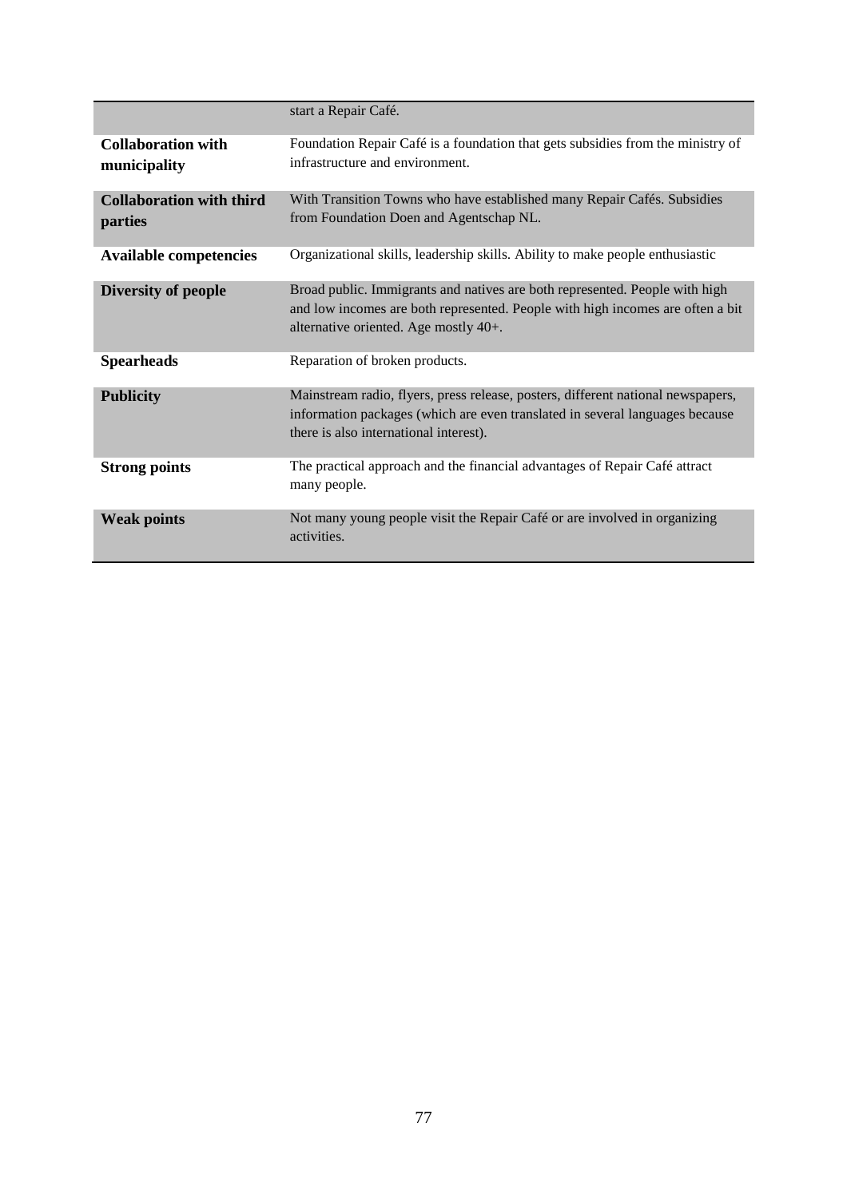| | |
|---|---|
| | start a Repair Café. |
| **Collaboration with municipality** | Foundation Repair Café is a foundation that gets subsidies from the ministry of infrastructure and environment. |
| **Collaboration with third parties** | With Transition Towns who have established many Repair Cafés. Subsidies from Foundation Doen and Agentschap NL. |
| **Available competencies** | Organizational skills, leadership skills. Ability to make people enthusiastic |
| **Diversity of people** | Broad public. Immigrants and natives are both represented. People with high and low incomes are both represented. People with high incomes are often a bit alternative oriented. Age mostly 40+. |
| **Spearheads** | Reparation of broken products. |
| **Publicity** | Mainstream radio, flyers, press release, posters, different national newspapers, information packages (which are even translated in several languages because there is also international interest). |
| **Strong points** | The practical approach and the financial advantages of Repair Café attract many people. |
| **Weak points** | Not many young people visit the Repair Café or are involved in organizing activities. |